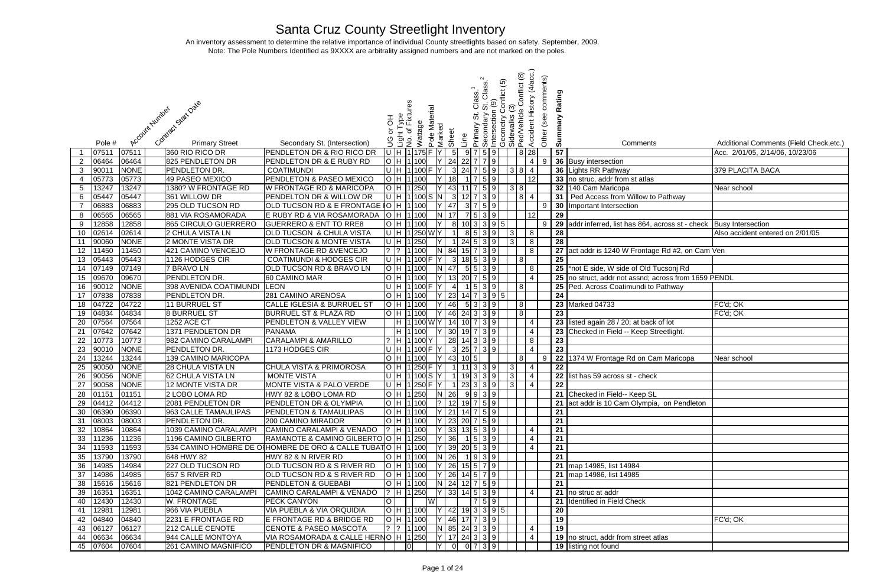# Santa Cruz County Streetlight Inventory

An inventory assessment to determine the relative importance of individual County streetlights based on safety. September, 2009.

Note: The Pole Numbers Identified as 9XXXX are arbitrarily assigned numbers and are not marked on the poles.

| | Pole # | Account Number | Contract Start Date | Primary Street | Secondary St. (Intersection) | UG or OH | Light Type | No. of Fixtures | Wattage | Pole Material | Marked | Sheet | Line | Primary St. Class.[1] | Secondary St. Class.[2] | Intersection (9) | Geometry Conflict (5) | Sidewalks (3) | Ped/Vehicle Conflict (8) | Accident History (4/acc.) | Other (see comments) | Summary Rating | Comments | Additional Comments (Field Check,etc.) |
|---|---|---|---|---|---|---|---|---|---|---|---|---|---|---|---|---|---|---|---|---|---|---|---|---|
| 1 | 07511 | 07511 | | 360 RIO RICO DR | PENDLETON DR & RIO RICO DR | U | H | 1 | 175 | F | Y | 5 | 9 | 7 | 5 | 9 | | | 8 | 28 | | 57 | | Acc. 2/01/05, 2/14/06, 10/23/06 |
| 2 | 06464 | 06464 | | 825 PENDLETON DR | PENDLETON DR & E RUBY RD | O | H | 1 | 100 | | Y | 24 | 22 | 7 | 7 | 9 | | | | 4 | 9 | 36 | Busy intersection | |
| 3 | 90011 | NONE | | PENDLETON DR. | COATIMUNDI | U | H | 1 | 100 | F | Y | 3 | 24 | 7 | 5 | 9 | | 3 | 8 | 4 | | 36 | Lights RR Pathway | 379 PLACITA BACA |
| 4 | 05773 | 05773 | | 49 PASEO MEXICO | PENDLETON & PASEO MEXICO | O | H | 1 | 100 | | Y | 18 | 1 | 7 | 5 | 9 | | | | 12 | | 33 | no struc, addr from st atlas | |
| 5 | 13247 | 13247 | | 1380? W FRONTAGE RD | W FRONTAGE RD & MARICOPA | O | H | 1 | 250 | | Y | 43 | 11 | 7 | 5 | 9 | | 3 | 8 | | | 32 | 140 Cam Maricopa | Near school |
| 6 | 05447 | 05447 | | 361 WILLOW DR | PENDELTON DR & WILLOW DR | U | H | 1 | 100 | S | N | 3 | 12 | 7 | 3 | 9 | | | 8 | 4 | | 31 | Ped Access from Willow to Pathway | |
| 7 | 06883 | 06883 | | 295 OLD TUCSON RD | OLD TUCSON RD & E FRONTAGE R | O | H | 1 | 100 | | Y | 47 | 3 | 7 | 5 | 9 | | | | | 9 | 30 | Important Intersection | |
| 8 | 06565 | 06565 | | 881 VIA ROSAMORADA | E RUBY RD & VIA ROSAMORADA | O | H | 1 | 100 | | N | 17 | 7 | 5 | 3 | 9 | | | | 12 | | 29 | | |
| 9 | 12858 | 12858 | | 865 CIRCULO GUERRERO | GUERRERO & ENT TO RRE8 | O | H | 1 | 100 | | Y | 8 | 10 | 3 | 3 | 9 | 5 | | | | 9 | 29 | addr inferred, list has 864, across st - check | Busy Intersection |
| 10 | 02614 | 02614 | | 2 CHULA VISTA LN | OLD TUCSON & CHULA VISTA | U | H | 1 | 250 | W | Y | 1 | 8 | 5 | 3 | 9 | | 3 | | 8 | | 28 | | Also accident entered on 2/01/05 |
| 11 | 90060 | NONE | | 2 MONTE VISTA DR | OLD TUCSON & MONTE VISTA | U | H | 1 | 250 | | Y | 1 | 24 | 5 | 3 | 9 | | 3 | | 8 | | 28 | | |
| 12 | 11450 | 11450 | | 421 CAMINO VENCEJO | W FRONTAGE RD &VENCEJO | ? | ? | 1 | 100 | | N | 84 | 15 | 7 | 3 | 9 | | | | 8 | | 27 | act addr is 1240 W Frontage Rd #2, on Cam Ven | |
| 13 | 05443 | 05443 | | 1126 HODGES CIR | COATIMUNDI & HODGES CIR | U | H | 1 | 100 | F | Y | 3 | 18 | 5 | 3 | 9 | | | 8 | | | 25 | | |
| 14 | 07149 | 07149 | | 7 BRAVO LN | OLD TUCSON RD & BRAVO LN | O | H | 1 | 100 | | N | 47 | 5 | 5 | 3 | 9 | | | | 8 | | 25 | *not E side, W side of Old Tucsonj Rd | |
| 15 | 09670 | 09670 | | PENDLETON DR. | 60 CAMINO MAR | O | H | 1 | 100 | | Y | 13 | 20 | 7 | 5 | 9 | | | | 4 | | 25 | no struct, addr not assnd; across from 1659 PENDL | |
| 16 | 90012 | NONE | | 398 AVENIDA COATIMUNDI | LEON | U | H | 1 | 100 | F | Y | 4 | 1 | 5 | 3 | 9 | | | 8 | | | 25 | Ped. Across Coatimundi to Pathway | |
| 17 | 07838 | 07838 | | PENDLETON DR. | 281 CAMINO ARENOSA | O | H | 1 | 100 | | Y | 23 | 14 | 7 | 3 | 9 | 5 | | | | | 24 | | |
| 18 | 04722 | 04722 | | 11 BURRUEL ST | CALLE IGLESIA & BURRUEL ST | O | H | 1 | 100 | | Y | 46 | 5 | 3 | 3 | 9 | | | 8 | | | 23 | Marked 04733 | FC'd; OK |
| 19 | 04834 | 04834 | | 8 BURRUEL ST | BURRUEL ST & PLAZA RD | O | H | 1 | 100 | | Y | 46 | 24 | 3 | 3 | 9 | | | 8 | | | 23 | | FC'd; OK |
| 20 | 07564 | 07564 | | 1252 ACE CT | PENDLETON & VALLEY VIEW | | H | 1 | 100 | W | Y | 14 | 10 | 7 | 3 | 9 | | | | 4 | | 23 | listed again 28 / 20; at back of lot | |
| 21 | 07642 | 07642 | | 1371 PENDLETON DR | PANAMA | | H | 1 | 100 | | Y | 30 | 19 | 7 | 3 | 9 | | | | 4 | | 23 | Checked in Field -- Keep Streetlight. | |
| 22 | 10773 | 10773 | | 982 CAMINO CARALAMPI | CARALAMPI & AMARILLO | ? | H | 1 | 100 | Y | | 28 | 14 | 3 | 3 | 9 | | | | 8 | | 23 | | |
| 23 | 90010 | NONE | | PENDLETON DR. | 1173 HODGES CIR | U | H | 1 | 100 | F | Y | 3 | 25 | 7 | 3 | 9 | | | | 4 | | 23 | | |
| 24 | 13244 | 13244 | | 139 CAMINO MARICOPA | | O | H | 1 | 100 | | Y | 43 | 10 | 5 | | | | | 8 | | 9 | 22 | 1374 W Frontage Rd on Cam Maricopa | Near school |
| 25 | 90050 | NONE | | 28 CHULA VISTA LN | CHULA VISTA & PRIMOROSA | O | H | 1 | 250 | F | Y | 1 | 11 | 3 | 3 | 9 | | 3 | | 4 | | 22 | | |
| 26 | 90056 | NONE | | 62 CHULA VISTA LN | MONTE VISTA | U | H | 1 | 100 | S | Y | 1 | 19 | 3 | 3 | 9 | | 3 | | 4 | | 22 | list has 59 across st - check | |
| 27 | 90058 | NONE | | 12 MONTE VISTA DR | MONTE VISTA & PALO VERDE | U | H | 1 | 250 | F | Y | 1 | 23 | 3 | 3 | 9 | | 3 | | 4 | | 22 | | |
| 28 | 01151 | 01151 | | 2 LOBO LOMA RD | HWY 82 & LOBO LOMA RD | O | H | 1 | 250 | | N | 26 | 9 | 9 | 3 | 9 | | | | | | 21 | Checked in Field-- Keep SL | |
| 29 | 04412 | 04412 | | 2081 PENDLETON DR | PENDLETON DR & OLYMPIA | O | H | 1 | 100 | | ? | 12 | 19 | 7 | 5 | 9 | | | | | | 21 | act addr is 10 Cam Olympia, on Pendleton | |
| 30 | 06390 | 06390 | | 963 CALLE TAMAULIPAS | PENDLETON & TAMAULIPAS | O | H | 1 | 100 | | Y | 21 | 14 | 7 | 5 | 9 | | | | | | 21 | | |
| 31 | 08003 | 08003 | | PENDLETON DR. | 200 CAMINO MIRADOR | O | H | 1 | 100 | | Y | 23 | 20 | 7 | 5 | 9 | | | | | | 21 | | |
| 32 | 10864 | 10864 | | 1039 CAMINO CARALAMPI | CAMINO CARALAMPI & VENADO | ? | H | 1 | 100 | | Y | 33 | 13 | 5 | 3 | 9 | | | | 4 | | 21 | | |
| 33 | 11236 | 11236 | | 1196 CAMINO GILBERTO | RAMANOTE & CAMINO GILBERTO | O | H | 1 | 250 | | Y | 36 | 1 | 5 | 3 | 9 | | | | 4 | | 21 | | |
| 34 | 11593 | 11593 | | 534 CAMINO HOMBRE DE OI | HOMBRE DE ORO & CALLE TUBAT | O | H | 1 | 100 | | Y | 39 | 20 | 5 | 3 | 9 | | | | 4 | | 21 | | |
| 35 | 13790 | 13790 | | 648 HWY 82 | HWY 82 & N RIVER RD | O | H | 1 | 100 | | N | 26 | 1 | 9 | 3 | 9 | | | | | | 21 | | |
| 36 | 14985 | 14984 | | 227 OLD TUCSON RD | OLD TUCSON RD & S RIVER RD | O | H | 1 | 100 | | Y | 26 | 15 | 5 | 7 | 9 | | | | | | 21 | map 14985, list 14984 | |
| 37 | 14986 | 14985 | | 657 S RIVER RD | OLD TUCSON RD & S RIVER RD | O | H | 1 | 100 | | Y | 26 | 14 | 5 | 7 | 9 | | | | | | 21 | map 14986, list 14985 | |
| 38 | 15616 | 15616 | | 821 PENDLETON DR | PENDLETON & GUEBABI | O | H | 1 | 100 | | N | 24 | 12 | 7 | 5 | 9 | | | | | | 21 | | |
| 39 | 16351 | 16351 | | 1042 CAMINO CARALAMPI | CAMINO CARALAMPI & VENADO | ? | H | 1 | 250 | | Y | 33 | 14 | 5 | 3 | 9 | | | | 4 | | 21 | no struc at addr | |
| 40 | 12430 | 12430 | | W. FRONTAGE | PECK CANYON | O | | | | W | | | | 7 | 5 | 9 | | | | | | 21 | Identified in Field Check | |
| 41 | 12981 | 12981 | | 966 VIA PUEBLA | VIA PUEBLA & VIA ORQUIDIA | O | H | 1 | 100 | | Y | 42 | 19 | 3 | 3 | 9 | 5 | | | | | 20 | | |
| 42 | 04840 | 04840 | | 2231 E FRONTAGE RD | E FRONTAGE RD & BRIDGE RD | O | H | 1 | 100 | | Y | 46 | 17 | 7 | 3 | 9 | | | | | | 19 | | FC'd; OK |
| 43 | 06127 | 06127 | | 212 CALLE CENOTE | CENOTE & PASEO MASCOTA | ? | ? | 1 | 100 | | N | 85 | 24 | 3 | 3 | 9 | | | | 4 | | 19 | | |
| 44 | 06634 | 06634 | | 944 CALLE MONTOYA | VIA ROSAMORADA & CALLE HERN | O | H | 1 | 250 | | Y | 17 | 24 | 3 | 3 | 9 | | | | 4 | | 19 | no struct, addr from street atlas | |
| 45 | 07604 | 07604 | | 261 CAMINO MAGNIFICO | PENDLETON DR & MAGNIFICO | | | 0 | | | Y | 0 | 0 | 7 | 3 | 9 | | | | | | 19 | listing not found | |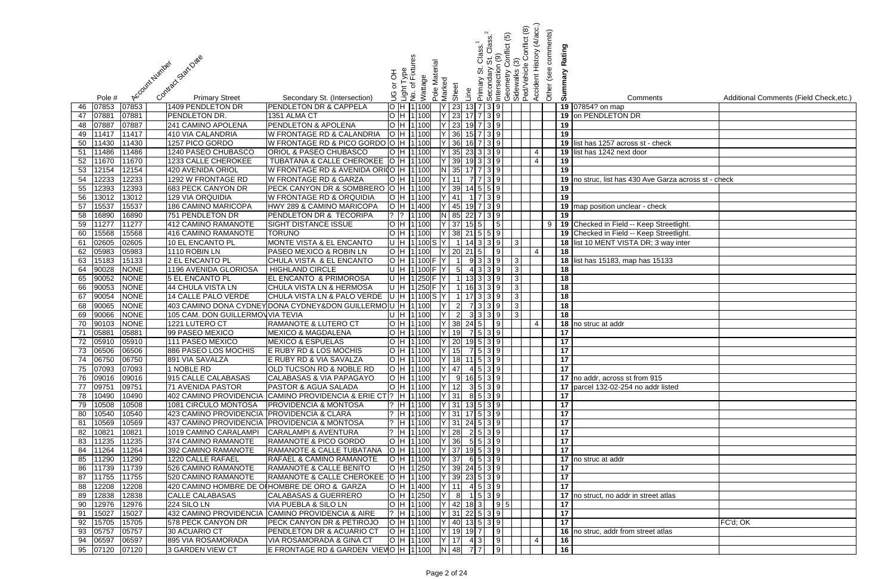|  | Pole # | Account Number | Contract Start Date | Primary Street | Secondary St. (Intersection) | UG or OH | Light Type | No. of Fixtures | Wattage | Pole Material | Marked | Sheet | Line | Primary St. Class.[1] | Secondary St. Class.[2] | Intersection (9) | Geometry Conflict (5) | Sidewalks (3) | Ped/Vehicle Conflict (8) | Accident History (4/acc.) | Other (see comments) | Summary Rating | Comments | Additional Comments (Field Check,etc.) |
|---|---|---|---|---|---|---|---|---|---|---|---|---|---|---|---|---|---|---|---|---|---|---|---|---|
| 46 | 07853 | 07853 |  | 1409 PENDLETON DR | PENDLETON DR & CAPPELA | O | H | 1 | 100 |  | Y | 23 | 13 | 7 | 3 | 9 |  |  |  |  |  | 19 | 07854? on map |  |
| 47 | 07881 | 07881 |  | PENDLETON DR. | 1351 ALMA CT | O | H | 1 | 100 |  | Y | 23 | 17 | 7 | 3 | 9 |  |  |  |  |  | 19 | on PENDLETON DR |  |
| 48 | 07887 | 07887 |  | 241 CAMINO APOLENA | PENDLETON & APOLENA | O | H | 1 | 100 |  | Y | 23 | 19 | 7 | 3 | 9 |  |  |  |  |  | 19 |  |  |
| 49 | 11417 | 11417 |  | 410 VIA CALANDRIA | W FRONTAGE RD & CALANDRIA | O | H | 1 | 100 |  | Y | 36 | 15 | 7 | 3 | 9 |  |  |  |  |  | 19 |  |  |
| 50 | 11430 | 11430 |  | 1257 PICO GORDO | W FRONTAGE RD & PICO GORDO | O | H | 1 | 100 |  | Y | 36 | 16 | 7 | 3 | 9 |  |  |  |  |  | 19 | list has 1257 across st - check |  |
| 51 | 11486 | 11486 |  | 1240 PASEO CHUBASCO | ORIOL & PASEO CHUBASCO | O | H | 1 | 100 |  | Y | 35 | 23 | 3 | 3 | 9 |  |  |  | 4 |  | 19 | list has 1242 next door |  |
| 52 | 11670 | 11670 |  | 1233 CALLE CHEROKEE | TUBATANA & CALLE CHEROKEE | O | H | 1 | 100 |  | Y | 39 | 19 | 3 | 3 | 9 |  |  |  | 4 |  | 19 |  |  |
| 53 | 12154 | 12154 |  | 420 AVENIDA ORIOL | W FRONTAGE RD & AVENIDA ORI | O | H | 1 | 100 |  | N | 35 | 17 | 7 | 3 | 9 |  |  |  |  |  | 19 |  |  |
| 54 | 12233 | 12233 |  | 1292 W FRONTAGE RD | W FRONTAGE RD & GARZA | O | H | 1 | 100 |  | Y | 11 | 7 | 7 | 3 | 9 |  |  |  |  |  | 19 | no struc, list has 430 Ave Garza across st - check |  |
| 55 | 12393 | 12393 |  | 683 PECK CANYON DR | PECK CANYON DR & SOMBRERO | O | H | 1 | 100 |  | Y | 39 | 14 | 5 | 5 | 9 |  |  |  |  |  | 19 |  |  |
| 56 | 13012 | 13012 |  | 129 VIA ORQUIDIA | W FRONTAGE RD & ORQUIDIA | O | H | 1 | 100 |  | Y | 41 | 1 | 7 | 3 | 9 |  |  |  |  |  | 19 |  |  |
| 57 | 15537 | 15537 |  | 186 CAMINO MARICOPA | HWY 289 & CAMINO MARICOPA | O | H | 1 | 400 |  | Y | 45 | 19 | 7 | 3 | 9 |  |  |  |  |  | 19 | map position unclear - check |  |
| 58 | 16890 | 16890 |  | 751 PENDLETON DR | PENDLETON DR & TECORIPA | ? | ? | 1 | 100 |  | N | 85 | 22 | 7 | 3 | 9 |  |  |  |  |  | 19 |  |  |
| 59 | 11277 | 11277 |  | 412 CAMINO RAMANOTE | SIGHT DISTANCE ISSUE | O | H | 1 | 100 |  | Y | 37 | 15 | 5 |  | 5 |  |  |  |  | 9 | 19 | Checked in Field -- Keep Streetlight. |  |
| 60 | 15568 | 15568 |  | 416 CAMINO RAMANOTE | TORUNO | O | H | 1 | 100 |  | Y | 38 | 21 | 5 | 5 | 9 |  |  |  |  |  | 19 | Checked in Field -- Keep Streetlight. |  |
| 61 | 02605 | 02605 |  | 10 EL ENCANTO PL | MONTE VISTA & EL ENCANTO | U | H | 1 | 100 | S | Y | 1 | 14 | 3 | 3 | 9 |  | 3 |  |  |  | 18 | list 10 MENT VISTA DR; 3 way inter |  |
| 62 | 05983 | 05983 |  | 1110 ROBIN LN | PASEO MEXICO & ROBIN LN | O | H | 1 | 100 |  | Y | 20 | 21 | 5 |  | 9 |  |  |  | 4 |  | 18 |  |  |
| 63 | 15183 | 15133 |  | 2 EL ENCANTO PL | CHULA VISTA & EL ENCANTO | O | H | 1 | 100 | F | Y | 1 | 9 | 3 | 3 | 9 |  | 3 |  |  |  | 18 | list has 15183, map has 15133 |  |
| 64 | 90028 | NONE |  | 1196 AVENIDA GLORIOSA | HIGHLAND CIRCLE | U | H | 1 | 100 | F | Y | 5 | 4 | 3 | 3 | 9 |  | 3 |  |  |  | 18 |  |  |
| 65 | 90052 | NONE |  | 5 EL ENCANTO PL | EL ENCANTO & PRIMOROSA | U | H | 1 | 250 | F | Y | 1 | 13 | 3 | 3 | 9 |  | 3 |  |  |  | 18 |  |  |
| 66 | 90053 | NONE |  | 44 CHULA VISTA LN | CHULA VISTA LN & HERMOSA | U | H | 1 | 250 | F | Y | 1 | 16 | 3 | 3 | 9 |  | 3 |  |  |  | 18 |  |  |
| 67 | 90054 | NONE |  | 14 CALLE PALO VERDE | CHULA VISTA LN & PALO VERDE | U | H | 1 | 100 | S | Y | 1 | 17 | 3 | 3 | 9 |  | 3 |  |  |  | 18 |  |  |
| 68 | 90065 | NONE |  | 403 CAMINO DONA CYDNEY | DONA CYDNEY&DON GUILLERMO | U | H | 1 | 100 |  | Y | 2 | 7 | 3 | 3 | 9 |  | 3 |  |  |  | 18 |  |  |
| 69 | 90066 | NONE |  | 105 CAM. DON GUILLERMO | VIA TEVIA | U | H | 1 | 100 |  | Y | 2 | 3 | 3 | 3 | 9 |  | 3 |  |  |  | 18 |  |  |
| 70 | 90103 | NONE |  | 1221 LUTERO CT | RAMANOTE & LUTERO CT | O | H | 1 | 100 |  | Y | 38 | 24 | 5 |  | 9 |  |  |  | 4 |  | 18 | no struc at addr |  |
| 71 | 05881 | 05881 |  | 99 PASEO MEXICO | MEXICO & MAGDALENA | O | H | 1 | 100 |  | Y | 19 | 7 | 5 | 3 | 9 |  |  |  |  |  | 17 |  |  |
| 72 | 05910 | 05910 |  | 111 PASEO MEXICO | MEXICO & ESPUELAS | O | H | 1 | 100 |  | Y | 20 | 19 | 5 | 3 | 9 |  |  |  |  |  | 17 |  |  |
| 73 | 06506 | 06506 |  | 886 PASEO LOS MOCHIS | E RUBY RD & LOS MOCHIS | O | H | 1 | 100 |  | Y | 15 | 7 | 5 | 3 | 9 |  |  |  |  |  | 17 |  |  |
| 74 | 06750 | 06750 |  | 891 VIA SAVALZA | E RUBY RD & VIA SAVALZA | O | H | 1 | 100 |  | Y | 18 | 11 | 5 | 3 | 9 |  |  |  |  |  | 17 |  |  |
| 75 | 07093 | 07093 |  | 1 NOBLE RD | OLD TUCSON RD & NOBLE RD | O | H | 1 | 100 |  | Y | 47 | 4 | 5 | 3 | 9 |  |  |  |  |  | 17 |  |  |
| 76 | 09016 | 09016 |  | 915 CALLE CALABASAS | CALABASAS & VIA PAPAGAYO | O | H | 1 | 100 |  | Y | 9 | 16 | 5 | 3 | 9 |  |  |  |  |  | 17 | no addr, across st from 915 |  |
| 77 | 09751 | 09751 |  | 71 AVENIDA PASTOR | PASTOR & AGUA SALADA | O | H | 1 | 100 |  | Y | 12 | 3 | 5 | 3 | 9 |  |  |  |  |  | 17 | parcel 132-02-254 no addr listed |  |
| 78 | 10490 | 10490 |  | 402 CAMINO PROVIDENCIA | CAMINO PROVIDENCIA & ERIE CT | ? | H | 1 | 100 |  | Y | 31 | 8 | 5 | 3 | 9 |  |  |  |  |  | 17 |  |  |
| 79 | 10508 | 10508 |  | 1081 CIRCULO MONTOSA | PROVIDENCIA & MONTOSA | ? | H | 1 | 100 |  | Y | 31 | 13 | 5 | 3 | 9 |  |  |  |  |  | 17 |  |  |
| 80 | 10540 | 10540 |  | 423 CAMINO PROVIDENCIA | PROVIDENCIA & CLARA | ? | H | 1 | 100 |  | Y | 31 | 17 | 5 | 3 | 9 |  |  |  |  |  | 17 |  |  |
| 81 | 10569 | 10569 |  | 437 CAMINO PROVIDENCIA | PROVIDENCIA & MONTOSA | ? | H | 1 | 100 |  | Y | 31 | 24 | 5 | 3 | 9 |  |  |  |  |  | 17 |  |  |
| 82 | 10821 | 10821 |  | 1019 CAMINO CARALAMPI | CARALAMPI & AVENTURA | ? | H | 1 | 100 |  | Y | 28 | 2 | 5 | 3 | 9 |  |  |  |  |  | 17 |  |  |
| 83 | 11235 | 11235 |  | 374 CAMINO RAMANOTE | RAMANOTE & PICO GORDO | O | H | 1 | 100 |  | Y | 36 | 5 | 5 | 3 | 9 |  |  |  |  |  | 17 |  |  |
| 84 | 11264 | 11264 |  | 392 CAMINO RAMANOTE | RAMANOTE & CALLE TUBATANA | O | H | 1 | 100 |  | Y | 37 | 19 | 5 | 3 | 9 |  |  |  |  |  | 17 |  |  |
| 85 | 11290 | 11290 |  | 1220 CALLE RAFAEL | RAFAEL & CAMINO RAMANOTE | O | H | 1 | 100 |  | Y | 37 | 6 | 5 | 3 | 9 |  |  |  |  |  | 17 | no struc at addr |  |
| 86 | 11739 | 11739 |  | 526 CAMINO RAMANOTE | RAMANOTE & CALLE BENITO | O | H | 1 | 250 |  | Y | 39 | 24 | 5 | 3 | 9 |  |  |  |  |  | 17 |  |  |
| 87 | 11755 | 11755 |  | 520 CAMINO RAMANOTE | RAMANOTE & CALLE CHEROKEE | O | H | 1 | 100 |  | Y | 39 | 23 | 5 | 3 | 9 |  |  |  |  |  | 17 |  |  |
| 88 | 12208 | 12208 |  | 420 CAMINO HOMBRE DE O | HOMBRE DE ORO & GARZA | O | H | 1 | 400 |  | Y | 11 | 4 | 5 | 3 | 9 |  |  |  |  |  | 17 |  |  |
| 89 | 12838 | 12838 |  | CALLE CALABASAS | CALABASAS & GUERRERO | O | H | 1 | 250 |  | Y | 8 | 1 | 5 | 3 | 9 |  |  |  |  |  | 17 | no struct, no addr in street atlas |  |
| 90 | 12976 | 12976 |  | 224 SILO LN | VIA PUEBLA & SILO LN | O | H | 1 | 100 |  | Y | 42 | 18 | 3 |  | 9 | 5 |  |  |  |  | 17 |  |  |
| 91 | 15027 | 15027 |  | 432 CAMINO PROVIDENCIA | CAMINO PROVIDENCIA & AIRE | ? | H | 1 | 100 |  | Y | 31 | 22 | 5 | 3 | 9 |  |  |  |  |  | 17 |  |  |
| 92 | 15705 | 15705 |  | 578 PECK CANYON DR | PECK CANYON DR & PETIROJO | O | H | 1 | 100 |  | Y | 40 | 13 | 5 | 3 | 9 |  |  |  |  |  | 17 |  | FC'd; OK |
| 93 | 05757 | 05757 |  | 30 ACUARIO CT | PENDLETON DR & ACUARIO CT | O | H | 1 | 100 |  | Y | 19 | 19 | 7 |  | 9 |  |  |  |  |  | 16 | no struc, addr from street atlas |  |
| 94 | 06597 | 06597 |  | 895 VIA ROSAMORADA | VIA ROSAMORADA & GINA CT | O | H | 1 | 100 |  | Y | 17 | 4 | 3 |  | 9 |  |  |  | 4 |  | 16 |  |  |
| 95 | 07120 | 07120 |  | 3 GARDEN VIEW CT | E FRONTAGE RD & GARDEN VIEW | O | H | 1 | 100 |  | N | 48 | 7 | 7 |  | 9 |  |  |  |  |  | 16 |  |  |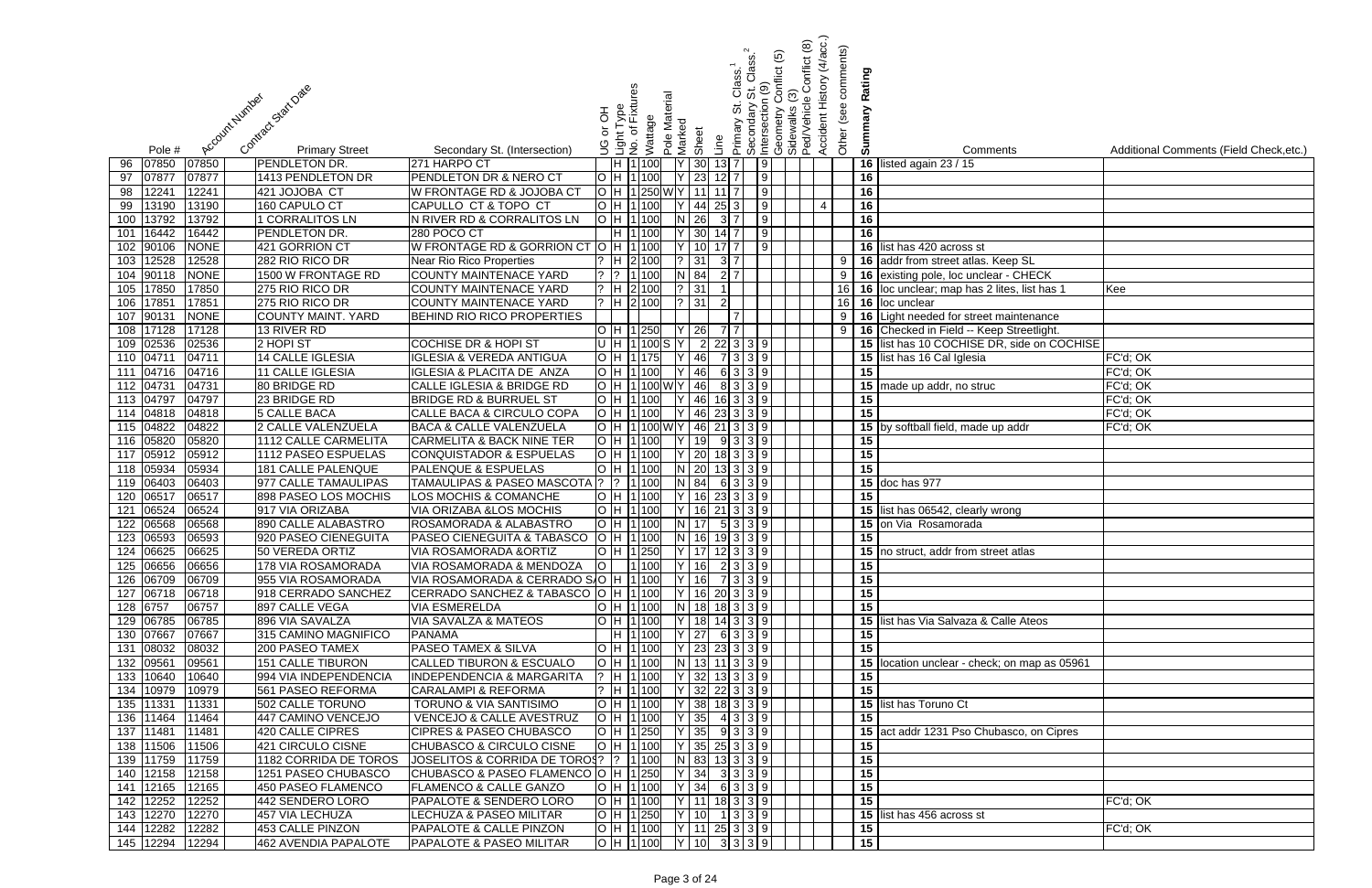| | Pole # | Account Number | Contract Start Date | Primary Street | Secondary St. (Intersection) | UG or OH | Light Type | No. of Fixtures | Wattage | Pole Material | Marked | Sheet | Line | Primary St. Class.[1] | Secondary St. Class.[2] | Intersection (9) | Geometry Conflict (5) | Sidewalks (3) | Ped/Vehicle Conflict (8) | Accident History (4/acc.) | Other (see comments) | Summary Rating | Comments | Additional Comments (Field Check,etc.) |
|---|---|---|---|---|---|---|---|---|---|---|---|---|---|---|---|---|---|---|---|---|---|---|---|---|
| 96 | 07850 | 07850 | | PENDLETON DR. | 271 HARPO CT | | H | 1 | 100 | | Y | 30 | 13 | 7 | | 9 | | | | | | 16 | listed again 23 / 15 | |
| 97 | 07877 | 07877 | | 1413 PENDLETON DR | PENDLETON DR & NERO CT | O | H | 1 | 100 | | Y | 23 | 12 | 7 | | 9 | | | | | | 16 | | |
| 98 | 12241 | 12241 | | 421 JOJOBA CT | W FRONTAGE RD & JOJOBA CT | O | H | 1 | 250 | W | Y | 11 | 11 | 7 | | 9 | | | | | | 16 | | |
| 99 | 13190 | 13190 | | 160 CAPULO CT | CAPULLO CT & TOPO CT | O | H | 1 | 100 | | Y | 44 | 25 | 3 | | 9 | | | | 4 | | 16 | | |
| 100 | 13792 | 13792 | | 1 CORRALITOS LN | N RIVER RD & CORRALITOS LN | O | H | 1 | 100 | | N | 26 | 3 | 7 | | 9 | | | | | | 16 | | |
| 101 | 16442 | 16442 | | PENDLETON DR. | 280 POCO CT | | H | 1 | 100 | | Y | 30 | 14 | 7 | | 9 | | | | | | 16 | | |
| 102 | 90106 | NONE | | 421 GORRION CT | W FRONTAGE RD & GORRION CT | O | H | 1 | 100 | | Y | 10 | 17 | 7 | | 9 | | | | | | 16 | list has 420 across st | |
| 103 | 12528 | 12528 | | 282 RIO RICO DR | Near Rio Rico Properties | ? | H | 2 | 100 | | ? | 31 | 3 | 7 | | | | | | | 9 | 16 | addr from street atlas. Keep SL | |
| 104 | 90118 | NONE | | 1500 W FRONTAGE RD | COUNTY MAINTENACE YARD | ? | ? | 1 | 100 | | N | 84 | 2 | 7 | | | | | | | 9 | 16 | existing pole, loc unclear - CHECK | |
| 105 | 17850 | 17850 | | 275 RIO RICO DR | COUNTY MAINTENACE YARD | ? | H | 2 | 100 | | ? | 31 | 1 | | | | | | | | 16 | 16 | loc unclear; map has 2 lites, list has 1 | Kee |
| 106 | 17851 | 17851 | | 275 RIO RICO DR | COUNTY MAINTENACE YARD | ? | H | 2 | 100 | | ? | 31 | 2 | | | | | | | | 16 | 16 | loc unclear | |
| 107 | 90131 | NONE | | COUNTY MAINT. YARD | BEHIND RIO RICO PROPERTIES | | | | | | | | 7 | | | | | | | | 9 | 16 | Light needed for street maintenance | |
| 108 | 17128 | 17128 | | 13 RIVER RD | | O | H | 1 | 250 | | Y | 26 | 7 | 7 | | | | | | | 9 | 16 | Checked in Field -- Keep Streetlight. | |
| 109 | 02536 | 02536 | | 2 HOPI ST | COCHISE DR & HOPI ST | U | H | 1 | 100 | S | Y | 2 | 22 | 3 | 3 | 9 | | | | | | 15 | list has 10 COCHISE DR, side on COCHISE | |
| 110 | 04711 | 04711 | | 14 CALLE IGLESIA | IGLESIA & VEREDA ANTIGUA | O | H | 1 | 175 | | Y | 46 | 7 | 3 | 3 | 9 | | | | | | 15 | list has 16 Cal Iglesia | FC'd; OK |
| 111 | 04716 | 04716 | | 11 CALLE IGLESIA | IGLESIA & PLACITA DE ANZA | O | H | 1 | 100 | | Y | 46 | 6 | 3 | 3 | 9 | | | | | | 15 | | FC'd; OK |
| 112 | 04731 | 04731 | | 80 BRIDGE RD | CALLE IGLESIA & BRIDGE RD | O | H | 1 | 100 | W | Y | 46 | 8 | 3 | 3 | 9 | | | | | | 15 | made up addr, no struc | FC'd; OK |
| 113 | 04797 | 04797 | | 23 BRIDGE RD | BRIDGE RD & BURRUEL ST | O | H | 1 | 100 | | Y | 46 | 16 | 3 | 3 | 9 | | | | | | 15 | | FC'd; OK |
| 114 | 04818 | 04818 | | 5 CALLE BACA | CALLE BACA & CIRCULO COPA | O | H | 1 | 100 | | Y | 46 | 23 | 3 | 3 | 9 | | | | | | 15 | | FC'd; OK |
| 115 | 04822 | 04822 | | 2 CALLE VALENZUELA | BACA & CALLE VALENZUELA | O | H | 1 | 100 | W | Y | 46 | 21 | 3 | 3 | 9 | | | | | | 15 | by softball field, made up addr | FC'd; OK |
| 116 | 05820 | 05820 | | 1112 CALLE CARMELITA | CARMELITA & BACK NINE TER | O | H | 1 | 100 | | Y | 19 | 9 | 3 | 3 | 9 | | | | | | 15 | | |
| 117 | 05912 | 05912 | | 1112 PASEO ESPUELAS | CONQUISTADOR & ESPUELAS | O | H | 1 | 100 | | Y | 20 | 18 | 3 | 3 | 9 | | | | | | 15 | | |
| 118 | 05934 | 05934 | | 181 CALLE PALENQUE | PALENQUE & ESPUELAS | O | H | 1 | 100 | | N | 20 | 13 | 3 | 3 | 9 | | | | | | 15 | | |
| 119 | 06403 | 06403 | | 977 CALLE TAMAULIPAS | TAMAULIPAS & PASEO MASCOTA | ? | ? | 1 | 100 | | N | 84 | 6 | 3 | 3 | 9 | | | | | | 15 | doc has 977 | |
| 120 | 06517 | 06517 | | 898 PASEO LOS MOCHIS | LOS MOCHIS & COMANCHE | O | H | 1 | 100 | | Y | 16 | 23 | 3 | 3 | 9 | | | | | | 15 | | |
| 121 | 06524 | 06524 | | 917 VIA ORIZABA | VIA ORIZABA &LOS MOCHIS | O | H | 1 | 100 | | Y | 16 | 21 | 3 | 3 | 9 | | | | | | 15 | list has 06542, clearly wrong | |
| 122 | 06568 | 06568 | | 890 CALLE ALABASTRO | ROSAMORADA & ALABASTRO | O | H | 1 | 100 | | N | 17 | 5 | 3 | 3 | 9 | | | | | | 15 | on Via Rosamorada | |
| 123 | 06593 | 06593 | | 920 PASEO CIENEGUITA | PASEO CIENEGUITA & TABASCO | O | H | 1 | 100 | | N | 16 | 19 | 3 | 3 | 9 | | | | | | 15 | | |
| 124 | 06625 | 06625 | | 50 VEREDA ORTIZ | VIA ROSAMORADA &ORTIZ | O | H | 1 | 250 | | Y | 17 | 12 | 3 | 3 | 9 | | | | | | 15 | no struct, addr from street atlas | |
| 125 | 06656 | 06656 | | 178 VIA ROSAMORADA | VIA ROSAMORADA & MENDOZA | O | | 1 | 100 | | Y | 16 | 2 | 3 | 3 | 9 | | | | | | 15 | | |
| 126 | 06709 | 06709 | | 955 VIA ROSAMORADA | VIA ROSAMORADA & CERRADO S/ | O | H | 1 | 100 | | Y | 16 | 7 | 3 | 3 | 9 | | | | | | 15 | | |
| 127 | 06718 | 06718 | | 918 CERRADO SANCHEZ | CERRADO SANCHEZ & TABASCO | O | H | 1 | 100 | | Y | 16 | 20 | 3 | 3 | 9 | | | | | | 15 | | |
| 128 | 6757 | 06757 | | 897 CALLE VEGA | VIA ESMERELDA | O | H | 1 | 100 | | N | 18 | 18 | 3 | 3 | 9 | | | | | | 15 | | |
| 129 | 06785 | 06785 | | 896 VIA SAVALZA | VIA SAVALZA & MATEOS | O | H | 1 | 100 | | Y | 18 | 14 | 3 | 3 | 9 | | | | | | 15 | list has Via Salvaza & Calle Ateos | |
| 130 | 07667 | 07667 | | 315 CAMINO MAGNIFICO | PANAMA | | H | 1 | 100 | | Y | 27 | 6 | 3 | 3 | 9 | | | | | | 15 | | |
| 131 | 08032 | 08032 | | 200 PASEO TAMEX | PASEO TAMEX & SILVA | O | H | 1 | 100 | | Y | 23 | 23 | 3 | 3 | 9 | | | | | | 15 | | |
| 132 | 09561 | 09561 | | 151 CALLE TIBURON | CALLED TIBURON & ESCUALO | O | H | 1 | 100 | | N | 13 | 11 | 3 | 3 | 9 | | | | | | 15 | location unclear - check; on map as 05961 | |
| 133 | 10640 | 10640 | | 994 VIA INDEPENDENCIA | INDEPENDENCIA & MARGARITA | ? | H | 1 | 100 | | Y | 32 | 13 | 3 | 3 | 9 | | | | | | 15 | | |
| 134 | 10979 | 10979 | | 561 PASEO REFORMA | CARALAMPI & REFORMA | ? | H | 1 | 100 | | Y | 32 | 22 | 3 | 3 | 9 | | | | | | 15 | | |
| 135 | 11331 | 11331 | | 502 CALLE TORUNO | TORUNO & VIA SANTISIMO | O | H | 1 | 100 | | Y | 38 | 18 | 3 | 3 | 9 | | | | | | 15 | list has Toruno Ct | |
| 136 | 11464 | 11464 | | 447 CAMINO VENCEJO | VENCEJO & CALLE AVESTRUZ | O | H | 1 | 100 | | Y | 35 | 4 | 3 | 3 | 9 | | | | | | 15 | | |
| 137 | 11481 | 11481 | | 420 CALLE CIPRES | CIPRES & PASEO CHUBASCO | O | H | 1 | 250 | | Y | 35 | 9 | 3 | 3 | 9 | | | | | | 15 | act addr 1231 Pso Chubasco, on Cipres | |
| 138 | 11506 | 11506 | | 421 CIRCULO CISNE | CHUBASCO & CIRCULO CISNE | O | H | 1 | 100 | | Y | 35 | 25 | 3 | 3 | 9 | | | | | | 15 | | |
| 139 | 11759 | 11759 | | 1182 CORRIDA DE TOROS | JOSELITOS & CORRIDA DE TOROS | ? | ? | 1 | 100 | | N | 83 | 13 | 3 | 3 | 9 | | | | | | 15 | | |
| 140 | 12158 | 12158 | | 1251 PASEO CHUBASCO | CHUBASCO & PASEO FLAMENCO | O | H | 1 | 250 | | Y | 34 | 3 | 3 | 3 | 9 | | | | | | 15 | | |
| 141 | 12165 | 12165 | | 450 PASEO FLAMENCO | FLAMENCO & CALLE GANZO | O | H | 1 | 100 | | Y | 34 | 6 | 3 | 3 | 9 | | | | | | 15 | | |
| 142 | 12252 | 12252 | | 442 SENDERO LORO | PAPALOTE & SENDERO LORO | O | H | 1 | 100 | | Y | 11 | 18 | 3 | 3 | 9 | | | | | | 15 | | FC'd; OK |
| 143 | 12270 | 12270 | | 457 VIA LECHUZA | LECHUZA & PASEO MILITAR | O | H | 1 | 250 | | Y | 10 | 1 | 3 | 3 | 9 | | | | | | 15 | list has 456 across st | |
| 144 | 12282 | 12282 | | 453 CALLE PINZON | PAPALOTE & CALLE PINZON | O | H | 1 | 100 | | Y | 11 | 25 | 3 | 3 | 9 | | | | | | 15 | | FC'd; OK |
| 145 | 12294 | 12294 | | 462 AVENDIA PAPALOTE | PAPALOTE & PASEO MILITAR | O | H | 1 | 100 | | Y | 10 | 3 | 3 | 3 | 9 | | | | | | 15 | | |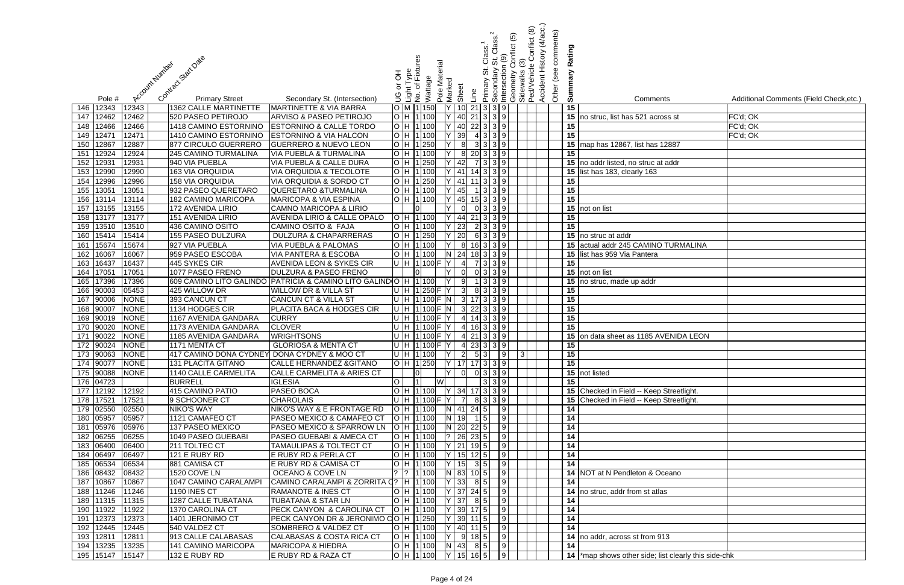| | Pole # | Account Number | Contract Start Date | Primary Street | Secondary St. (Intersection) | UG or OH | Light Type | No. of Fixtures | Wattage | Pole Material | Marked | Sheet | Line | Primary St. Class.[1] | Secondary St. Class.[2] | Intersection (9) | Geometry Conflict (5) | Sidewalks (3) | Ped/Vehicle Conflict (8) | Accident History (4/acc.) | Other (see comments) | Summary Rating | Comments | Additional Comments (Field Check,etc.) |
|---|---|---|---|---|---|---|---|---|---|---|---|---|---|---|---|---|---|---|---|---|---|---|---|---|
| 146 | 12343 | 12343 | | 1362 CALLE MARTINETTE | MARTINETTE & VIA BARRA | O | M | 1 | 150 | | Y | 10 | 21 | 3 | 3 | 9 | | | | | | 15 | | |
| 147 | 12462 | 12462 | | 520 PASEO PETIROJO | ARVISO & PASEO PETIROJO | O | H | 1 | 100 | | Y | 40 | 21 | 3 | 3 | 9 | | | | | | 15 | no struc, list has 521 across st | FC'd; OK |
| 148 | 12466 | 12466 | | 1418 CAMINO ESTORNINO | ESTORNINO & CALLE TORDO | O | H | 1 | 100 | | Y | 40 | 22 | 3 | 3 | 9 | | | | | | 15 | | FC'd; OK |
| 149 | 12471 | 12471 | | 1410 CAMINO ESTORNINO | ESTORNINO & VIA HALCON | O | H | 1 | 100 | | Y | 39 | 4 | 3 | 3 | 9 | | | | | | 15 | | FC'd; OK |
| 150 | 12867 | 12887 | | 877 CIRCULO GUERRERO | GUERRERO & NUEVO LEON | O | H | 1 | 250 | | Y | 8 | 3 | 3 | 3 | 9 | | | | | | 15 | map has 12867, list has 12887 | |
| 151 | 12924 | 12924 | | 245 CAMINO TURMALINA | VIA PUEBLA & TURMALINA | O | H | 1 | 100 | | Y | 8 | 20 | 3 | 3 | 9 | | | | | | 15 | | |
| 152 | 12931 | 12931 | | 940 VIA PUEBLA | VIA PUEBLA & CALLE DURA | O | H | 1 | 250 | | Y | 42 | 7 | 3 | 3 | 9 | | | | | | 15 | no addr listed, no struc at addr | |
| 153 | 12990 | 12990 | | 163 VIA ORQUIDIA | VIA ORQUIDIA & TECOLOTE | O | H | 1 | 100 | | Y | 41 | 14 | 3 | 3 | 9 | | | | | | 15 | list has 183, clearly 163 | |
| 154 | 12996 | 12996 | | 158 VIA ORQUIDIA | VIA ORQUIDIA & SORDO CT | O | H | 1 | 250 | | Y | 41 | 11 | 3 | 3 | 9 | | | | | | 15 | | |
| 155 | 13051 | 13051 | | 932 PASEO QUERETARO | QUERETARO &TURMALINA | O | H | 1 | 100 | | Y | 45 | 1 | 3 | 3 | 9 | | | | | | 15 | | |
| 156 | 13114 | 13114 | | 182 CAMINO MARICOPA | MARICOPA & VIA ESPINA | O | H | 1 | 100 | | Y | 45 | 15 | 3 | 3 | 9 | | | | | | 15 | | |
| 157 | 13155 | 13155 | | 172 AVENIDA LIRIO | CAMNO MARICOPA & LIRIO | | | 0 | | | Y | 0 | 0 | 3 | 3 | 9 | | | | | | 15 | not on list | |
| 158 | 13177 | 13177 | | 151 AVENIDA LIRIO | AVENIDA LIRIO & CALLE OPALO | O | H | 1 | 100 | | Y | 44 | 21 | 3 | 3 | 9 | | | | | | 15 | | |
| 159 | 13510 | 13510 | | 436 CAMINO OSITO | CAMINO OSITO & FAJA | O | H | 1 | 100 | | Y | 23 | 2 | 3 | 3 | 9 | | | | | | 15 | | |
| 160 | 15414 | 15414 | | 155 PASEO DULZURA | DULZURA & CHAPARRERAS | O | H | 1 | 250 | | Y | 20 | 6 | 3 | 3 | 9 | | | | | | 15 | no struc at addr | |
| 161 | 15674 | 15674 | | 927 VIA PUEBLA | VIA PUEBLA & PALOMAS | O | H | 1 | 100 | | Y | 8 | 16 | 3 | 3 | 9 | | | | | | 15 | actual addr 245 CAMINO TURMALINA | |
| 162 | 16067 | 16067 | | 959 PASEO ESCOBA | VIA PANTERA & ESCOBA | O | H | 1 | 100 | | N | 24 | 18 | 3 | 3 | 9 | | | | | | 15 | list has 959 Via Pantera | |
| 163 | 16437 | 16437 | | 445 SYKES CIR | AVENIDA LEON & SYKES CIR | U | H | 1 | 100 | F | Y | 4 | 7 | 3 | 3 | 9 | | | | | | 15 | | |
| 164 | 17051 | 17051 | | 1077 PASEO FRENO | DULZURA & PASEO FRENO | | | 0 | | | Y | 0 | 0 | 3 | 3 | 9 | | | | | | 15 | not on list | |
| 165 | 17396 | 17396 | | 609 CAMINO LITO GALINDO | PATRICIA & CAMINO LITO GALINDO | O | H | 1 | 100 | | Y | 9 | 1 | 3 | 3 | 9 | | | | | | 15 | no struc, made up addr | |
| 166 | 90003 | 05453 | | 425 WILLOW DR | WILLOW DR & VILLA ST | U | H | 1 | 250 | F | Y | 3 | 8 | 3 | 3 | 9 | | | | | | 15 | | |
| 167 | 90006 | NONE | | 393 CANCUN CT | CANCUN CT & VILLA ST | U | H | 1 | 100 | F | N | 3 | 17 | 3 | 3 | 9 | | | | | | 15 | | |
| 168 | 90007 | NONE | | 1134 HODGES CIR | PLACITA BACA & HODGES CIR | U | H | 1 | 100 | F | N | 3 | 22 | 3 | 3 | 9 | | | | | | 15 | | |
| 169 | 90019 | NONE | | 1167 AVENIDA GANDARA | CURRY | U | H | 1 | 100 | F | Y | 4 | 14 | 3 | 3 | 9 | | | | | | 15 | | |
| 170 | 90020 | NONE | | 1173 AVENIDA GANDARA | CLOVER | U | H | 1 | 100 | F | Y | 4 | 16 | 3 | 3 | 9 | | | | | | 15 | | |
| 171 | 90022 | NONE | | 1185 AVENIDA GANDARA | WRIGHTSONS | U | H | 1 | 100 | F | Y | 4 | 21 | 3 | 3 | 9 | | | | | | 15 | on data sheet as 1185 AVENIDA LEON | |
| 172 | 90024 | NONE | | 1171 MENTA CT | GLORIOSA & MENTA CT | U | H | 1 | 100 | F | Y | 4 | 23 | 3 | 3 | 9 | | | | | | 15 | | |
| 173 | 90063 | NONE | | 417 CAMINO DONA CYDNEY | DONA CYDNEY & MOO CT | U | H | 1 | 100 | | Y | 2 | 5 | 3 | | 9 | | 3 | | | | 15 | | |
| 174 | 90077 | NONE | | 131 PLACITA GITANO | CALLE HERNANDEZ &GITANO | O | H | 1 | 250 | | Y | 17 | 17 | 3 | 3 | 9 | | | | | | 15 | | |
| 175 | 90088 | NONE | | 1140 CALLE CARMELITA | CALLE CARMELITA & ARIES CT | | | 0 | | | Y | 0 | 0 | 3 | 3 | 9 | | | | | | 15 | not listed | |
| 176 | 04723 | | | BURRELL | IGLESIA | O | | 1 | | W | | | | 3 | 3 | 9 | | | | | | 15 | | |
| 177 | 12192 | 12192 | | 415 CAMINO PATIO | PASEO BOCA | O | H | 1 | 100 | | Y | 34 | 17 | 3 | 3 | 9 | | | | | | 15 | Checked in Field -- Keep Streetlight. | |
| 178 | 17521 | 17521 | | 9 SCHOONER CT | CHAROLAIS | U | H | 1 | 100 | F | Y | 7 | 8 | 3 | 3 | 9 | | | | | | 15 | Checked in Field -- Keep Streetlight. | |
| 179 | 02550 | 02550 | | NIKO'S WAY | NIKO'S WAY & E FRONTAGE RD | O | H | 1 | 100 | | N | 41 | 24 | 5 | | 9 | | | | | | 14 | | |
| 180 | 05957 | 05957 | | 1121 CAMAFEO CT | PASEO MEXICO & CAMAFEO CT | O | H | 1 | 100 | | N | 19 | 1 | 5 | | 9 | | | | | | 14 | | |
| 181 | 05976 | 05976 | | 137 PASEO MEXICO | PASEO MEXICO & SPARROW LN | O | H | 1 | 100 | | N | 20 | 22 | 5 | | 9 | | | | | | 14 | | |
| 182 | 06255 | 06255 | | 1049 PASEO GUEBABI | PASEO GUEBABI & AMECA CT | O | H | 1 | 100 | | ? | 26 | 23 | 5 | | 9 | | | | | | 14 | | |
| 183 | 06400 | 06400 | | 211 TOLTEC CT | TAMAULIPAS & TOLTECT CT | O | H | 1 | 100 | | Y | 21 | 19 | 5 | | 9 | | | | | | 14 | | |
| 184 | 06497 | 06497 | | 121 E RUBY RD | E RUBY RD & PERLA CT | O | H | 1 | 100 | | Y | 15 | 12 | 5 | | 9 | | | | | | 14 | | |
| 185 | 06534 | 06534 | | 881 CAMISA CT | E RUBY RD & CAMISA CT | O | H | 1 | 100 | | Y | 15 | 3 | 5 | | 9 | | | | | | 14 | | |
| 186 | 08432 | 08432 | | 1520 COVE LN | OCEANO & COVE LN | ? | ? | 1 | 100 | | N | 83 | 10 | 5 | | 9 | | | | | | 14 | NOT at N Pendleton & Oceano | |
| 187 | 10867 | 10867 | | 1047 CAMINO CARALAMPI | CAMINO CARALAMPI & ZORRITA C | ? | H | 1 | 100 | | Y | 33 | 8 | 5 | | 9 | | | | | | 14 | | |
| 188 | 11246 | 11246 | | 1190 INES CT | RAMANOTE & INES CT | O | H | 1 | 100 | | Y | 37 | 24 | 5 | | 9 | | | | | | 14 | no struc, addr from st atlas | |
| 189 | 11315 | 11315 | | 1287 CALLE TUBATANA | TUBATANA & STAR LN | O | H | 1 | 100 | | Y | 37 | 8 | 5 | | 9 | | | | | | 14 | | |
| 190 | 11922 | 11922 | | 1370 CAROLINA CT | PECK CANYON & CAROLINA CT | O | H | 1 | 100 | | Y | 39 | 17 | 5 | | 9 | | | | | | 14 | | |
| 191 | 12373 | 12373 | | 1401 JERONIMO CT | PECK CANYON DR & JERONIMO C | O | H | 1 | 250 | | Y | 39 | 11 | 5 | | 9 | | | | | | 14 | | |
| 192 | 12445 | 12445 | | 540 VALDEZ CT | SOMBRERO & VALDEZ CT | O | H | 1 | 100 | | Y | 40 | 11 | 5 | | 9 | | | | | | 14 | | |
| 193 | 12811 | 12811 | | 913 CALLE CALABASAS | CALABASAS & COSTA RICA CT | O | H | 1 | 100 | | Y | 9 | 18 | 5 | | 9 | | | | | | 14 | no addr, across st from 913 | |
| 194 | 13235 | 13235 | | 141 CAMINO MARICOPA | MARICOPA & HIEDRA | O | H | 1 | 100 | | N | 43 | 8 | 5 | | 9 | | | | | | 14 | | |
| 195 | 15147 | 15147 | | 132 E RUBY RD | E RUBY RD & RAZA CT | O | H | 1 | 100 | | Y | 15 | 16 | 5 | | 9 | | | | | | 14 | *map shows other side; list clearly this side-chk | |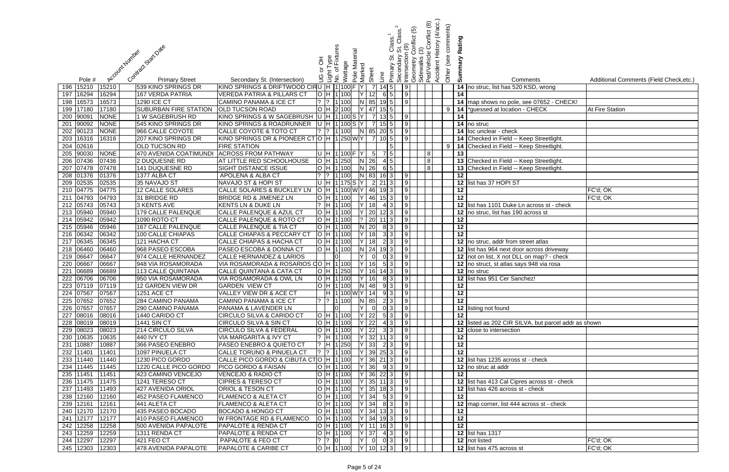| | Pole # | Account Number | Contract Start Date | Primary Street | Secondary St. (Intersection) | UG or OH | Light Type | No. of Fixtures | Wattage | Pole Material | Marked | Sheet | Line | Primary St. Class.[1] | Secondary St. Class.[2] | Intersection (9) | Geometry Conflict (5) | Sidewalks (3) | Ped/Vehicle Conflict (8) | Accident History (4/acc.) | Other (see comments) | Summary Rating | Comments | Additional Comments (Field Check,etc.) |
|---|---|---|---|---|---|---|---|---|---|---|---|---|---|---|---|---|---|---|---|---|---|---|---|---|
| 196 | 15210 | 15210 | | 539 KINO SPRINGS DR | KINO SPRINGS & DRIFTWOOD CIR | U | H | 1 | 100 | F | Y | 7 | 14 | 5 | | 9 | | | | | | 14 | no struc, list has 520 KSD, wrong | |
| 197 | 16294 | 16294 | | 167 VERDA PATRIA | VEREDA PATRIA & PILLARS CT | O | H | 1 | 100 | | Y | 12 | 6 | 5 | | 9 | | | | | | 14 | | |
| 198 | 16573 | 16573 | | 1290 ICE CT | CAMINO PANAMA & ICE CT | ? | ? | 1 | 100 | | N | 85 | 19 | 5 | | 9 | | | | | | 14 | map shows no pole, see 07652 - CHECK! | |
| 199 | 17180 | 17180 | | SUBURBAN FIRE STATION | OLD TUCSON ROAD | O | H | 2 | 100 | | Y | 47 | 15 | 5 | | | | | | | 9 | 14 | *guessed at location - CHECK | At Fire Station |
| 200 | 90091 | NONE | | 1 W SAGEBRUSH RD | KINO SPRINGS & W SAGEBRUSH | U | H | 1 | 100 | S | Y | 7 | 13 | 5 | | 9 | | | | | | 14 | | |
| 201 | 90092 | NONE | | 545 KINO SPRINGS DR | KINO SPRINGS & ROADRUNNER | U | H | 1 | 100 | S | Y | 7 | 15 | 5 | | 9 | | | | | | 14 | no struc | |
| 202 | 90123 | NONE | | 966 CALLE COYOTE | CALLE COYOTE & TOTO CT | ? | ? | 1 | 100 | | N | 85 | 20 | 5 | | 9 | | | | | | 14 | loc unclear - check | |
| 203 | 16316 | 16316 | | 207 KINO SPRINGS DR | KINO SPRINGS DR & PIONEER CT | O | H | 1 | 250 | W | Y | 7 | 10 | 5 | | 9 | | | | | | 14 | Checked in Field -- Keep Streetlight. | |
| 204 | 02616 | | | OLD TUCSON RD | FIRE STATION | | | | | | | | | 5 | | | | | | | 9 | 14 | Checked in Field -- Keep Streetlight. | |
| 205 | 90030 | NONE | | 470 AVENIDA COATIMUNDI | ACROSS FROM PATHWAY | U | H | 1 | 100 | F | Y | 5 | 7 | 5 | | | | | 8 | | | 13 | | |
| 206 | 07436 | 07436 | | 2 DUQUESNE RD | AT LITTLE RED SCHOOLHOUSE | O | H | 1 | 250 | | N | 26 | 4 | 5 | | | | | 8 | | | 13 | Checked in Field -- Keep Streetlight. | |
| 207 | 07478 | 07478 | | 141 DUQUESNE RD | SIGHT DISTANCE ISSUE | O | H | 1 | 100 | | N | 26 | 6 | 5 | | | | | 8 | | | 13 | Checked in Field -- Keep Streetlight. | |
| 208 | 01376 | 01376 | | 1377 ALBA CT | APOLENA & ALBA CT | ? | ? | 1 | 100 | | N | 83 | 16 | 3 | | 9 | | | | | | 12 | | |
| 209 | 02535 | 02535 | | 35 NAVAJO ST | NAVAJO ST & HOPI ST | U | H | 1 | 175 | S | Y | 2 | 21 | 3 | | 9 | | | | | | 12 | list has 37 HOPI ST | |
| 210 | 04775 | 04775 | | 12 CALLE SOLARES | CALLE SOLARES & BUCKLEY LN | O | H | 1 | 100 | W | Y | 46 | 19 | 3 | | 9 | | | | | | 12 | | FC'd; OK |
| 211 | 04793 | 04793 | | 31 BRIDGE RD | BRIDGE RD & JIMENEZ LN | O | H | 1 | 100 | | Y | 46 | 15 | 3 | | 9 | | | | | | 12 | | FC'd; OK |
| 212 | 05743 | 05743 | | 3 KENTS AVE | KENTS LN & DUKE LN | ? | H | 1 | 100 | | Y | 18 | 4 | 3 | | 9 | | | | | | 12 | list has 1101 Duke Ln across st - check | |
| 213 | 05940 | 05940 | | 179 CALLE PALENQUE | CALLE PALENQUE & AZUL CT | O | H | 1 | 100 | | Y | 20 | 12 | 3 | | 9 | | | | | | 12 | no struc, list has 190 across st | |
| 214 | 05942 | 05942 | | 1090 ROTO CT | CALLE PALENQUE & ROTO CT | O | H | 1 | 100 | | ? | 20 | 11 | 3 | | 9 | | | | | | 12 | | |
| 215 | 05946 | 05946 | | 167 CALLE PALENQUE | CALLE PALENQUE & TIA CT | O | H | 1 | 100 | | N | 20 | 8 | 3 | | 9 | | | | | | 12 | | |
| 216 | 06342 | 06342 | | 100 CALLE CHIAPAS | CALLE CHIAPAS & PECCARY CT | O | H | 1 | 100 | | Y | 18 | 3 | 3 | | 9 | | | | | | 12 | | |
| 217 | 06345 | 06345 | | 121 HACHA CT | CALLE CHIAPAS & HACHA CT | O | H | 1 | 100 | | Y | 18 | 2 | 3 | | 9 | | | | | | 12 | no struc, addr from street atlas | |
| 218 | 06460 | 06460 | | 968 PASEO ESCOBA | PASEO ESCOBA & DONNA CT | O | H | 1 | 100 | | N | 24 | 19 | 3 | | 9 | | | | | | 12 | list has 964 next door across driveway | |
| 219 | 06647 | 06647 | | 974 CALLE HERNANDEZ | CALLE HERNANDEZ & LARIOS | | | 0 | | | Y | 0 | 0 | 3 | | 9 | | | | | | 12 | not on list, X not DLL on map? - check | |
| 220 | 06667 | 06667 | | 948 VIA ROSAMORADA | VIA ROSAMORADA & ROSARIOS CO | O | H | 1 | 100 | | Y | 16 | 5 | 3 | | 9 | | | | | | 12 | no struct, st atlas says 948 via rosa | |
| 221 | 06689 | 06689 | | 113 CALLE QUINTANA | CALLE QUINTANA & CATA CT | O | H | 1 | 250 | | Y | 16 | 14 | 3 | | 9 | | | | | | 12 | no struc | |
| 222 | 06706 | 06706 | | 950 VIA ROSAMORADA | VIA ROSAMORADA & OWL LN | O | H | 1 | 100 | | Y | 16 | 8 | 3 | | 9 | | | | | | 12 | list has 951 Cer Sanchez! | |
| 223 | 07119 | 07119 | | 12 GARDEN VIEW DR | GARDEN VIEW CT | O | H | 1 | 100 | | N | 48 | 9 | 3 | | 9 | | | | | | 12 | | |
| 224 | 07567 | 07567 | | 1251 ACE CT | VALLEY VIEW DR & ACE CT | | H | 1 | 100 | W | Y | 14 | 9 | 3 | | 9 | | | | | | 12 | | |
| 225 | 07652 | 07652 | | 284 CAMINO PANAMA | CAMINO PANAMA & ICE CT | ? | ? | 1 | 100 | | N | 85 | 2 | 3 | | 9 | | | | | | 12 | | |
| 226 | 07657 | 07657 | | 290 CAMINO PANAMA | PANAMA & LAVENDER LN | | | 0 | | | Y | 0 | 0 | 3 | | 9 | | | | | | 12 | listing not found | |
| 227 | 08016 | 08016 | | 1440 CARIDO CT | CIRCULO SILVA & CARIDO CT | O | H | 1 | 100 | | Y | 22 | 5 | 3 | | 9 | | | | | | 12 | | |
| 228 | 08019 | 08019 | | 1441 SIN CT | CIRCULO SILVA & SIN CT | O | H | 1 | 100 | | Y | 22 | 4 | 3 | | 9 | | | | | | 12 | listed as 202 CIR SILVA, but parcel addr as shown | |
| 229 | 08023 | 08023 | | 214 CIRCULO SILVA | CIRCULO SILVA & FEDERAL | O | H | 1 | 100 | | Y | 22 | 3 | 3 | | 9 | | | | | | 12 | close to intersection | |
| 230 | 10635 | 10635 | | 440 IVY CT | VIA MARGARITA & IVY CT | ? | H | 1 | 100 | | Y | 32 | 11 | 3 | | 9 | | | | | | 12 | | |
| 231 | 10887 | 10887 | | 366 PASEO ENEBRO | PASEO ENEBRO & QUIETO CT | ? | H | 1 | 250 | | Y | 33 | 2 | 3 | | 9 | | | | | | 12 | | |
| 232 | 11401 | 11401 | | 1097 PINUELA CT | CALLE TORUNO & PINUELA CT | ? | ? | 1 | 100 | | Y | 39 | 25 | 3 | | 9 | | | | | | 12 | | |
| 233 | 11440 | 11440 | | 1230 PICO GORDO | CALLE PICO GORDO & CIBUTA CT | O | H | 1 | 100 | | Y | 36 | 21 | 3 | | 9 | | | | | | 12 | list has 1235 across st - check | |
| 234 | 11445 | 11445 | | 1220 CALLE PICO GORDO | PICO GORDO & FAISAN | O | H | 1 | 100 | | Y | 36 | 9 | 3 | | 9 | | | | | | 12 | no struc at addr | |
| 235 | 11451 | 11451 | | 423 CAMINO VENCEJO | VENCEJO & RADIO CT | O | H | 1 | 100 | | Y | 36 | 22 | 3 | | 9 | | | | | | 12 | | |
| 236 | 11475 | 11475 | | 1241 TERESO CT | CIPRES & TERESO CT | O | H | 1 | 100 | | Y | 35 | 11 | 3 | | 9 | | | | | | 12 | list has 413 Cal Cipres across st - check | |
| 237 | 11493 | 11493 | | 427 AVENIDA ORIOL | ORIOL & TESON CT | O | H | 1 | 100 | | Y | 35 | 18 | 3 | | 9 | | | | | | 12 | list has 426 across st - check | |
| 238 | 12160 | 12160 | | 452 PASEO FLAMENCO | FLAMENCO & ALETA CT | O | H | 1 | 100 | | Y | 34 | 5 | 3 | | 9 | | | | | | 12 | | |
| 239 | 12161 | 12161 | | 441 ALETA CT | FLAMENCO & ALETA CT | O | H | 1 | 100 | | Y | 34 | 8 | 3 | | 9 | | | | | | 12 | map corner, list 444 across st - check | |
| 240 | 12170 | 12170 | | 435 PASEO BOCADO | BOCADO & HONGO CT | O | H | 1 | 100 | | Y | 34 | 13 | 3 | | 9 | | | | | | 12 | | |
| 241 | 12177 | 12177 | | 410 PASEO FLAMENCO | W FRONTAGE RD & FLAMENCO | O | H | 1 | 100 | | Y | 34 | 19 | 3 | | 9 | | | | | | 12 | | |
| 242 | 12258 | 12258 | | 500 AVENIDA PAPALOTE | PAPALOTE & RENDA CT | O | H | 1 | 100 | | Y | 11 | 16 | 3 | | 9 | | | | | | 12 | | |
| 243 | 12259 | 12259 | | 1311 RENDA CT | PAPALOTE & RENDA CT | O | H | 1 | 100 | | Y | 37 | 4 | 3 | | 9 | | | | | | 12 | list has 1317 | |
| 244 | 12297 | 12297 | | 421 FEO CT | PAPALOTE & FEO CT | ? | ? | 0 | | | Y | 0 | 0 | 3 | | 9 | | | | | | 12 | not listed | FC'd; OK |
| 245 | 12303 | 12303 | | 478 AVENIDA PAPALOTE | PAPALOTE & CARIBE CT | O | H | 1 | 100 | | Y | 10 | 12 | 3 | | 9 | | | | | | 12 | list has 475 across st | FC'd; OK |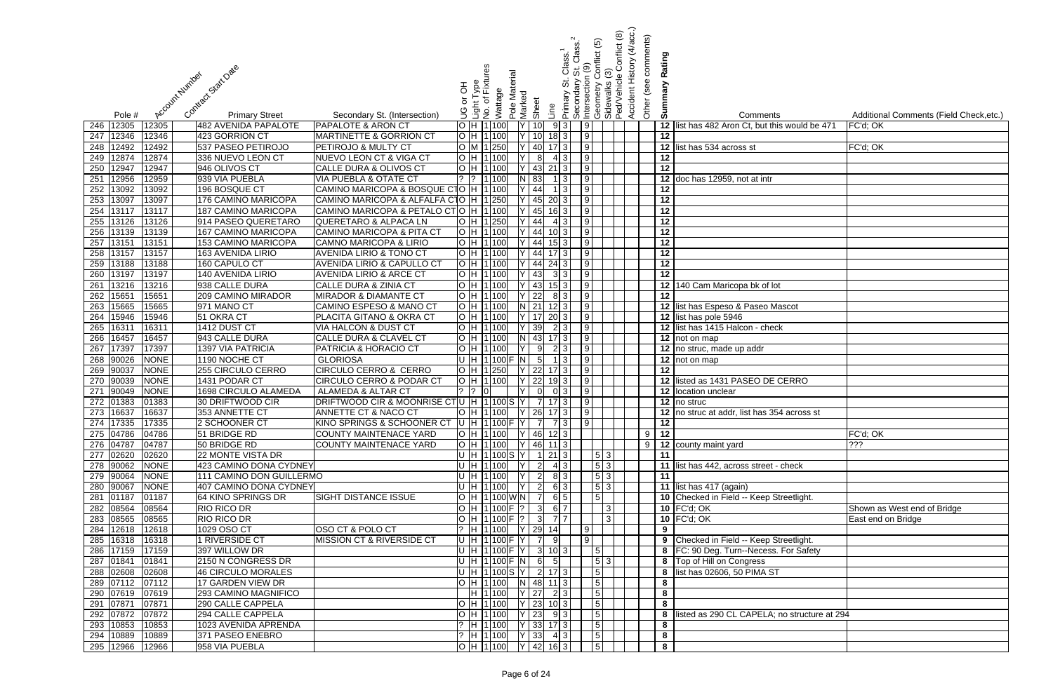| # | Pole # | Account Number | Contract Start Date | Primary Street | Secondary St. (Intersection) | UG or OH | Light Type | No. of Fixtures | Wattage | Pole Material | Marked | Sheet | Line | Primary St. Class.[1] | Secondary St. Class.[2] | Intersection (9) | Geometry Conflict (5) | Sidewalks (3) | Ped/Vehicle Conflict (8) | Accident History (4/acc.) | Other (see comments) | Summary Rating | Comments | Additional Comments (Field Check,etc.) |
|---|---|---|---|---|---|---|---|---|---|---|---|---|---|---|---|---|---|---|---|---|---|---|---|---|
| 246 | 12305 | 12305 | | 482 AVENIDA PAPALOTE | PAPALOTE & ARON CT | O | H | 1 | 100 | | Y | 10 | 9 | 3 | | 9 | | | | | | 12 | list has 482 Aron Ct, but this would be 471 | FC'd; OK |
| 247 | 12346 | 12346 | | 423 GORRION CT | MARTINETTE & GORRION CT | O | H | 1 | 100 | | Y | 10 | 18 | 3 | | 9 | | | | | | 12 | | |
| 248 | 12492 | 12492 | | 537 PASEO PETIROJO | PETIROJO & MULTY CT | O | M | 1 | 250 | | Y | 40 | 17 | 3 | | 9 | | | | | | 12 | list has 534 across st | FC'd; OK |
| 249 | 12874 | 12874 | | 336 NUEVO LEON CT | NUEVO LEON CT & VIGA CT | O | H | 1 | 100 | | Y | 8 | 4 | 3 | | 9 | | | | | | 12 | | |
| 250 | 12947 | 12947 | | 946 OLIVOS CT | CALLE DURA & OLIVOS CT | O | H | 1 | 100 | | Y | 43 | 21 | 3 | | 9 | | | | | | 12 | | |
| 251 | 12956 | 12959 | | 939 VIA PUEBLA | VIA PUEBLA & OTATE CT | ? | ? | 1 | 100 | | N | 83 | 1 | 3 | | 9 | | | | | | 12 | doc has 12959, not at intr | |
| 252 | 13092 | 13092 | | 196 BOSQUE CT | CAMINO MARICOPA & BOSQUE CT | O | H | 1 | 100 | | Y | 44 | 1 | 3 | | 9 | | | | | | 12 | | |
| 253 | 13097 | 13097 | | 176 CAMINO MARICOPA | CAMINO MARICOPA & ALFALFA CT | O | H | 1 | 250 | | Y | 45 | 20 | 3 | | 9 | | | | | | 12 | | |
| 254 | 13117 | 13117 | | 187 CAMINO MARICOPA | CAMINO MARICOPA & PETALO CT | O | H | 1 | 100 | | Y | 45 | 16 | 3 | | 9 | | | | | | 12 | | |
| 255 | 13126 | 13126 | | 914 PASEO QUERETARO | QUERETARO & ALPACA LN | O | H | 1 | 250 | | Y | 44 | 4 | 3 | | 9 | | | | | | 12 | | |
| 256 | 13139 | 13139 | | 167 CAMINO MARICOPA | CAMINO MARICOPA & PITA CT | O | H | 1 | 100 | | Y | 44 | 10 | 3 | | 9 | | | | | | 12 | | |
| 257 | 13151 | 13151 | | 153 CAMINO MARICOPA | CAMNO MARICOPA & LIRIO | O | H | 1 | 100 | | Y | 44 | 15 | 3 | | 9 | | | | | | 12 | | |
| 258 | 13157 | 13157 | | 163 AVENIDA LIRIO | AVENIDA LIRIO & TONO CT | O | H | 1 | 100 | | Y | 44 | 17 | 3 | | 9 | | | | | | 12 | | |
| 259 | 13188 | 13188 | | 160 CAPULO CT | AVENIDA LIRIO & CAPULLO CT | O | H | 1 | 100 | | Y | 44 | 24 | 3 | | 9 | | | | | | 12 | | |
| 260 | 13197 | 13197 | | 140 AVENIDA LIRIO | AVENIDA LIRIO & ARCE CT | O | H | 1 | 100 | | Y | 43 | 3 | 3 | | 9 | | | | | | 12 | | |
| 261 | 13216 | 13216 | | 938 CALLE DURA | CALLE DURA & ZINIA CT | O | H | 1 | 100 | | Y | 43 | 15 | 3 | | 9 | | | | | | 12 | 140 Cam Maricopa bk of lot | |
| 262 | 15651 | 15651 | | 209 CAMINO MIRADOR | MIRADOR & DIAMANTE CT | O | H | 1 | 100 | | Y | 22 | 8 | 3 | | 9 | | | | | | 12 | | |
| 263 | 15665 | 15665 | | 971 MANO CT | CAMINO ESPESO & MANO CT | O | H | 1 | 100 | | N | 21 | 12 | 3 | | 9 | | | | | | 12 | list has Espeso & Paseo Mascot | |
| 264 | 15946 | 15946 | | 51 OKRA CT | PLACITA GITANO & OKRA CT | O | H | 1 | 100 | | Y | 17 | 20 | 3 | | 9 | | | | | | 12 | list has pole 5946 | |
| 265 | 16311 | 16311 | | 1412 DUST CT | VIA HALCON & DUST CT | O | H | 1 | 100 | | Y | 39 | 2 | 3 | | 9 | | | | | | 12 | list has 1415 Halcon - check | |
| 266 | 16457 | 16457 | | 943 CALLE DURA | CALLE DURA & CLAVEL CT | O | H | 1 | 100 | | N | 43 | 17 | 3 | | 9 | | | | | | 12 | not on map | |
| 267 | 17397 | 17397 | | 1397 VIA PATRICIA | PATRICIA & HORACIO CT | O | H | 1 | 100 | | Y | 9 | 2 | 3 | | 9 | | | | | | 12 | no struc, made up addr | |
| 268 | 90026 | NONE | | 1190 NOCHE CT | GLORIOSA | U | H | 1 | 100 | F | N | 5 | 1 | 3 | | 9 | | | | | | 12 | not on map | |
| 269 | 90037 | NONE | | 255 CIRCULO CERRO | CIRCULO CERRO & CERRO | O | H | 1 | 250 | | Y | 22 | 17 | 3 | | 9 | | | | | | 12 | | |
| 270 | 90039 | NONE | | 1431 PODAR CT | CIRCULO CERRO & PODAR CT | O | H | 1 | 100 | | Y | 22 | 19 | 3 | | 9 | | | | | | 12 | listed as 1431 PASEO DE CERRO | |
| 271 | 90049 | NONE | | 1698 CIRCULO ALAMEDA | ALAMEDA & ALTAR CT | ? | ? | 0 | | | Y | 0 | 0 | 3 | | 9 | | | | | | 12 | location unclear | |
| 272 | 01383 | 01383 | | 30 DRIFTWOOD CIR | DRIFTWOOD CIR & MOONRISE CT | U | H | 1 | 100 | S | Y | 7 | 17 | 3 | | 9 | | | | | | 12 | no struc | |
| 273 | 16637 | 16637 | | 353 ANNETTE CT | ANNETTE CT & NACO CT | O | H | 1 | 100 | | Y | 26 | 17 | 3 | | 9 | | | | | | 12 | no struc at addr, list has 354 across st | |
| 274 | 17335 | 17335 | | 2 SCHOONER CT | KINO SPRINGS & SCHOONER CT | U | H | 1 | 100 | F | Y | 7 | 7 | 3 | | 9 | | | | | | 12 | | |
| 275 | 04786 | 04786 | | 51 BRIDGE RD | COUNTY MAINTENACE YARD | O | H | 1 | 100 | | Y | 46 | 12 | 3 | | | | | | | 9 | 12 | | FC'd; OK |
| 276 | 04787 | 04787 | | 50 BRIDGE RD | COUNTY MAINTENACE YARD | O | H | 1 | 100 | | Y | 46 | 11 | 3 | | | | | | | 9 | 12 | county maint yard | ??? |
| 277 | 02620 | 02620 | | 22 MONTE VISTA DR | | U | H | 1 | 100 | S | Y | 1 | 21 | 3 | | | 5 | 3 | | | | 11 | | |
| 278 | 90062 | NONE | | 423 CAMINO DONA CYDNEY | | U | H | 1 | 100 | | Y | 2 | 4 | 3 | | | 5 | 3 | | | | 11 | list has 442, across street - check | |
| 279 | 90064 | NONE | | 111 CAMINO DON GUILLERMO | | U | H | 1 | 100 | | Y | 2 | 8 | 3 | | | 5 | 3 | | | | 11 | | |
| 280 | 90067 | NONE | | 407 CAMINO DONA CYDNEY | | U | H | 1 | 100 | | Y | 2 | 6 | 3 | | | 5 | 3 | | | | 11 | list has 417 (again) | |
| 281 | 01187 | 01187 | | 64 KINO SPRINGS DR | SIGHT DISTANCE ISSUE | O | H | 1 | 100 | W | N | 7 | 6 | 5 | | | 5 | | | | | 10 | Checked in Field -- Keep Streetlight. | |
| 282 | 08564 | 08564 | | RIO RICO DR | | O | H | 1 | 100 | F | ? | 3 | 6 | 7 | | | | 3 | | | | 10 | FC'd; OK | Shown as West end of Bridge |
| 283 | 08565 | 08565 | | RIO RICO DR | | O | H | 1 | 100 | F | ? | 3 | 7 | 7 | | | | 3 | | | | 10 | FC'd; OK | East end on Bridge |
| 284 | 12618 | 12618 | | 1029 OSO CT | OSO CT & POLO CT | ? | H | 1 | 100 | | Y | 29 | 14 | | | 9 | | | | | | 9 | | |
| 285 | 16318 | 16318 | | 1 RIVERSIDE CT | MISSION CT & RIVERSIDE CT | U | H | 1 | 100 | F | Y | 7 | 9 | | | 9 | | | | | | 9 | Checked in Field -- Keep Streetlight. | |
| 286 | 17159 | 17159 | | 397 WILLOW DR | | U | H | 1 | 100 | F | Y | 3 | 10 | 3 | | | 5 | | | | | 8 | FC: 90 Deg. Turn--Necess. For Safety | |
| 287 | 01841 | 01841 | | 2150 N CONGRESS DR | | U | H | 1 | 100 | F | N | 6 | 5 | | | | 5 | 3 | | | | 8 | Top of Hill on Congress | |
| 288 | 02608 | 02608 | | 46 CIRCULO MORALES | | U | H | 1 | 100 | S | Y | 2 | 17 | 3 | | | 5 | | | | | 8 | list has 02606, 50 PIMA ST | |
| 289 | 07112 | 07112 | | 17 GARDEN VIEW DR | | O | H | 1 | 100 | | N | 48 | 11 | 3 | | | 5 | | | | | 8 | | |
| 290 | 07619 | 07619 | | 293 CAMINO MAGNIFICO | | | H | 1 | 100 | | Y | 27 | 2 | 3 | | | 5 | | | | | 8 | | |
| 291 | 07871 | 07871 | | 290 CALLE CAPPELA | | O | H | 1 | 100 | | Y | 23 | 10 | 3 | | | 5 | | | | | 8 | | |
| 292 | 07872 | 07872 | | 294 CALLE CAPPELA | | O | H | 1 | 100 | | Y | 23 | 9 | 3 | | | 5 | | | | | 8 | listed as 290 CL CAPELA; no structure at 294 | |
| 293 | 10853 | 10853 | | 1023 AVENIDA APRENDA | | ? | H | 1 | 100 | | Y | 33 | 17 | 3 | | | 5 | | | | | 8 | | |
| 294 | 10889 | 10889 | | 371 PASEO ENEBRO | | ? | H | 1 | 100 | | Y | 33 | 4 | 3 | | | 5 | | | | | 8 | | |
| 295 | 12966 | 12966 | | 958 VIA PUEBLA | | O | H | 1 | 100 | | Y | 42 | 16 | 3 | | | 5 | | | | | 8 | | |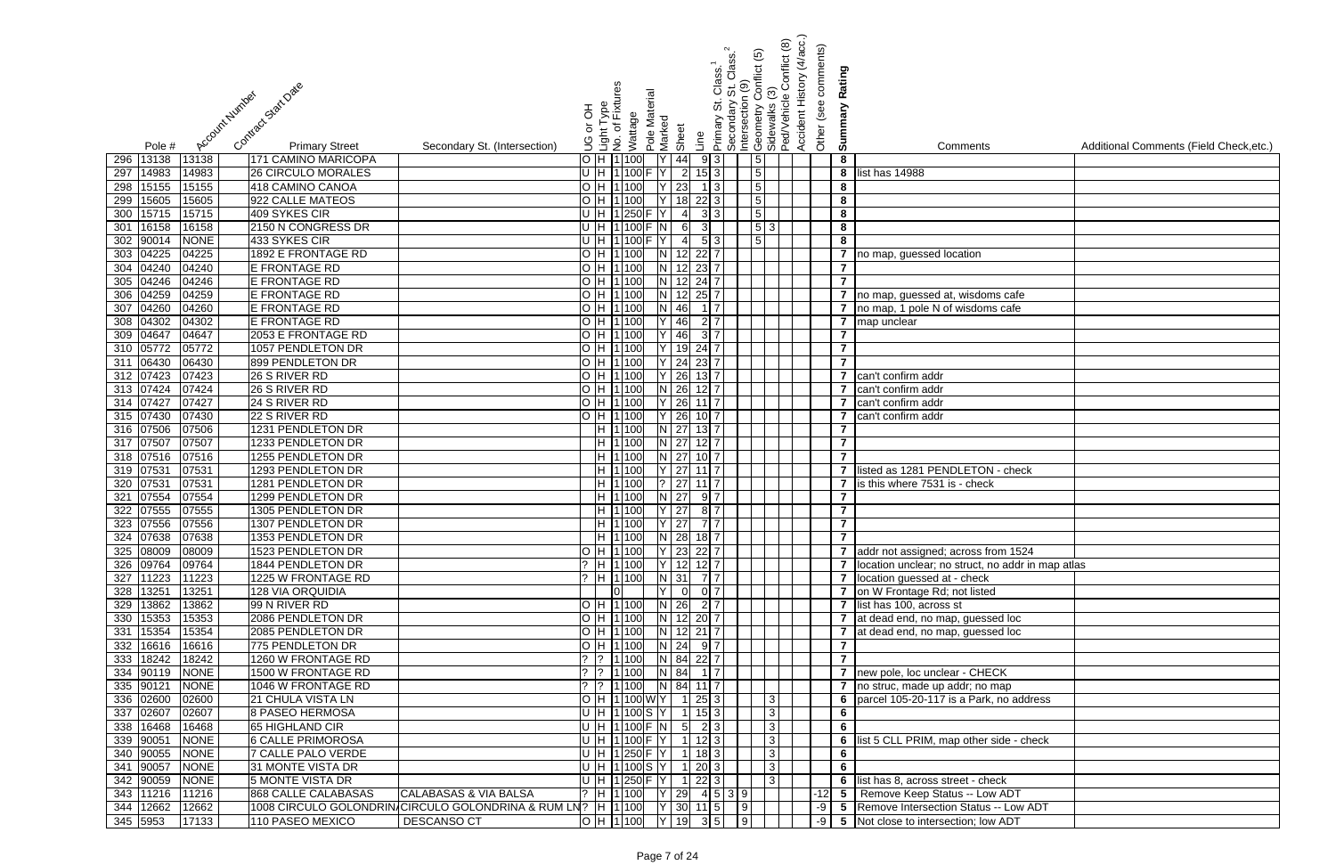| | Pole # | Account Number | Contract Start Date | Primary Street | Secondary St. (Intersection) | UG or OH | Light Type | No. of Fixtures | Wattage | Pole Material | Marked | Sheet | Line | Primary St. Class.[1] | Secondary St. Class.[2] | Intersection (9) | Geometry Conflict (5) | Sidewalks (3) | Ped/Vehicle Conflict (8) | Accident History (4/acc.) | Other (see comments) | Summary Rating | Comments | Additional Comments (Field Check,etc.) |
|---|---|---|---|---|---|---|---|---|---|---|---|---|---|---|---|---|---|---|---|---|---|---|---|---|
| 296 | 13138 | 13138 | | 171 CAMINO MARICOPA | | O | H | 1 | 100 | | Y | 44 | 9 | 3 | | | 5 | | | | | 8 | | |
| 297 | 14983 | 14983 | | 26 CIRCULO MORALES | | U | H | 1 | 100 | F | Y | 2 | 15 | 3 | | | 5 | | | | | 8 | list has 14988 | |
| 298 | 15155 | 15155 | | 418 CAMINO CANOA | | O | H | 1 | 100 | | Y | 23 | 1 | 3 | | | 5 | | | | | 8 | | |
| 299 | 15605 | 15605 | | 922 CALLE MATEOS | | O | H | 1 | 100 | | Y | 18 | 22 | 3 | | | 5 | | | | | 8 | | |
| 300 | 15715 | 15715 | | 409 SYKES CIR | | U | H | 1 | 250 | F | Y | 4 | 3 | 3 | | | 5 | | | | | 8 | | |
| 301 | 16158 | 16158 | | 2150 N CONGRESS DR | | U | H | 1 | 100 | F | N | 6 | 3 | | | | 5 | 3 | | | | 8 | | |
| 302 | 90014 | NONE | | 433 SYKES CIR | | U | H | 1 | 100 | F | Y | 4 | 5 | 3 | | | 5 | | | | | 8 | | |
| 303 | 04225 | 04225 | | 1892 E FRONTAGE RD | | O | H | 1 | 100 | | N | 12 | 22 | 7 | | | | | | | | 7 | no map, guessed location | |
| 304 | 04240 | 04240 | | E FRONTAGE RD | | O | H | 1 | 100 | | N | 12 | 23 | 7 | | | | | | | | 7 | | |
| 305 | 04246 | 04246 | | E FRONTAGE RD | | O | H | 1 | 100 | | N | 12 | 24 | 7 | | | | | | | | 7 | | |
| 306 | 04259 | 04259 | | E FRONTAGE RD | | O | H | 1 | 100 | | N | 12 | 25 | 7 | | | | | | | | 7 | no map, guessed at, wisdoms cafe | |
| 307 | 04260 | 04260 | | E FRONTAGE RD | | O | H | 1 | 100 | | N | 46 | 1 | 7 | | | | | | | | 7 | no map, 1 pole N of wisdoms cafe | |
| 308 | 04302 | 04302 | | E FRONTAGE RD | | O | H | 1 | 100 | | Y | 46 | 2 | 7 | | | | | | | | 7 | map unclear | |
| 309 | 04647 | 04647 | | 2053 E FRONTAGE RD | | O | H | 1 | 100 | | Y | 46 | 3 | 7 | | | | | | | | 7 | | |
| 310 | 05772 | 05772 | | 1057 PENDLETON DR | | O | H | 1 | 100 | | Y | 19 | 24 | 7 | | | | | | | | 7 | | |
| 311 | 06430 | 06430 | | 899 PENDLETON DR | | O | H | 1 | 100 | | Y | 24 | 23 | 7 | | | | | | | | 7 | | |
| 312 | 07423 | 07423 | | 26 S RIVER RD | | O | H | 1 | 100 | | Y | 26 | 13 | 7 | | | | | | | | 7 | can't confirm addr | |
| 313 | 07424 | 07424 | | 26 S RIVER RD | | O | H | 1 | 100 | | N | 26 | 12 | 7 | | | | | | | | 7 | can't confirm addr | |
| 314 | 07427 | 07427 | | 24 S RIVER RD | | O | H | 1 | 100 | | Y | 26 | 11 | 7 | | | | | | | | 7 | can't confirm addr | |
| 315 | 07430 | 07430 | | 22 S RIVER RD | | O | H | 1 | 100 | | Y | 26 | 10 | 7 | | | | | | | | 7 | can't confirm addr | |
| 316 | 07506 | 07506 | | 1231 PENDLETON DR | | | H | 1 | 100 | | N | 27 | 13 | 7 | | | | | | | | 7 | | |
| 317 | 07507 | 07507 | | 1233 PENDLETON DR | | | H | 1 | 100 | | N | 27 | 12 | 7 | | | | | | | | 7 | | |
| 318 | 07516 | 07516 | | 1255 PENDLETON DR | | | H | 1 | 100 | | N | 27 | 10 | 7 | | | | | | | | 7 | | |
| 319 | 07531 | 07531 | | 1293 PENDLETON DR | | | H | 1 | 100 | | Y | 27 | 11 | 7 | | | | | | | | 7 | listed as 1281 PENDLETON - check | |
| 320 | 07531 | 07531 | | 1281 PENDLETON DR | | | H | 1 | 100 | | ? | 27 | 11 | 7 | | | | | | | | 7 | is this where 7531 is - check | |
| 321 | 07554 | 07554 | | 1299 PENDLETON DR | | | H | 1 | 100 | | N | 27 | 9 | 7 | | | | | | | | 7 | | |
| 322 | 07555 | 07555 | | 1305 PENDLETON DR | | | H | 1 | 100 | | Y | 27 | 8 | 7 | | | | | | | | 7 | | |
| 323 | 07556 | 07556 | | 1307 PENDLETON DR | | | H | 1 | 100 | | Y | 27 | 7 | 7 | | | | | | | | 7 | | |
| 324 | 07638 | 07638 | | 1353 PENDLETON DR | | | H | 1 | 100 | | N | 28 | 18 | 7 | | | | | | | | 7 | | |
| 325 | 08009 | 08009 | | 1523 PENDLETON DR | | O | H | 1 | 100 | | Y | 23 | 22 | 7 | | | | | | | | 7 | addr not assigned; across from 1524 | |
| 326 | 09764 | 09764 | | 1844 PENDLETON DR | | ? | H | 1 | 100 | | Y | 12 | 12 | 7 | | | | | | | | 7 | location unclear; no struct, no addr in map atlas | |
| 327 | 11223 | 11223 | | 1225 W FRONTAGE RD | | ? | H | 1 | 100 | | N | 31 | 7 | 7 | | | | | | | | 7 | location guessed at - check | |
| 328 | 13251 | 13251 | | 128 VIA ORQUIDIA | | | | 0 | | | Y | 0 | 0 | 7 | | | | | | | | 7 | on W Frontage Rd; not listed | |
| 329 | 13862 | 13862 | | 99 N RIVER RD | | O | H | 1 | 100 | | N | 26 | 2 | 7 | | | | | | | | 7 | list has 100, across st | |
| 330 | 15353 | 15353 | | 2086 PENDLETON DR | | O | H | 1 | 100 | | N | 12 | 20 | 7 | | | | | | | | 7 | at dead end, no map, guessed loc | |
| 331 | 15354 | 15354 | | 2085 PENDLETON DR | | O | H | 1 | 100 | | N | 12 | 21 | 7 | | | | | | | | 7 | at dead end, no map, guessed loc | |
| 332 | 16616 | 16616 | | 775 PENDLETON DR | | O | H | 1 | 100 | | N | 24 | 9 | 7 | | | | | | | | 7 | | |
| 333 | 18242 | 18242 | | 1260 W FRONTAGE RD | | ? | ? | 1 | 100 | | N | 84 | 22 | 7 | | | | | | | | 7 | | |
| 334 | 90119 | NONE | | 1500 W FRONTAGE RD | | ? | ? | 1 | 100 | | N | 84 | 1 | 7 | | | | | | | | 7 | new pole, loc unclear - CHECK | |
| 335 | 90121 | NONE | | 1046 W FRONTAGE RD | | ? | ? | 1 | 100 | | N | 84 | 11 | 7 | | | | | | | | 7 | no struc, made up addr; no map | |
| 336 | 02600 | 02600 | | 21 CHULA VISTA LN | | O | H | 1 | 100 | W | Y | 1 | 25 | 3 | | | | 3 | | | | 6 | parcel 105-20-117 is a Park, no address | |
| 337 | 02607 | 02607 | | 8 PASEO HERMOSA | | U | H | 1 | 100 | S | Y | 1 | 15 | 3 | | | | 3 | | | | 6 | | |
| 338 | 16468 | 16468 | | 65 HIGHLAND CIR | | U | H | 1 | 100 | F | N | 5 | 2 | 3 | | | | 3 | | | | 6 | | |
| 339 | 90051 | NONE | | 6 CALLE PRIMOROSA | | U | H | 1 | 100 | F | Y | 1 | 12 | 3 | | | | 3 | | | | 6 | list 5 CLL PRIM, map other side - check | |
| 340 | 90055 | NONE | | 7 CALLE PALO VERDE | | U | H | 1 | 250 | F | Y | 1 | 18 | 3 | | | | 3 | | | | 6 | | |
| 341 | 90057 | NONE | | 31 MONTE VISTA DR | | U | H | 1 | 100 | S | Y | 1 | 20 | 3 | | | | 3 | | | | 6 | | |
| 342 | 90059 | NONE | | 5 MONTE VISTA DR | | U | H | 1 | 250 | F | Y | 1 | 22 | 3 | | | | 3 | | | | 6 | list has 8, across street - check | |
| 343 | 11216 | 11216 | | 868 CALLE CALABASAS | CALABASAS & VIA BALSA | ? | H | 1 | 100 | | Y | 29 | 4 | 5 | 3 | 9 | | | | | -12 | 5 | Remove Keep Status -- Low ADT | |
| 344 | 12662 | 12662 | | 1008 CIRCULO GOLONDRIN/ | CIRCULO GOLONDRINA & RUM LN | ? | H | 1 | 100 | | Y | 30 | 11 | 5 | | 9 | | | | | -9 | 5 | Remove Intersection Status -- Low ADT | |
| 345 | 5953 | 17133 | | 110 PASEO MEXICO | DESCANSO CT | O | H | 1 | 100 | | Y | 19 | 3 | 5 | | 9 | | | | | -9 | 5 | Not close to intersection; low ADT | |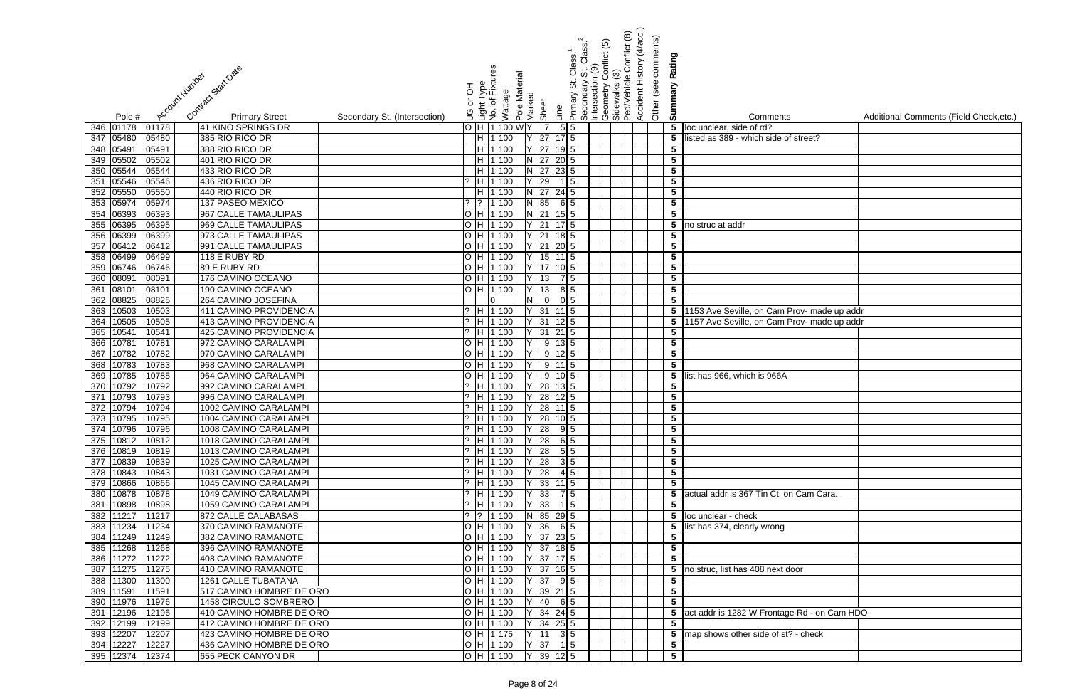| | Pole # | Account Number | Contract Start Date | Primary Street | Secondary St. (Intersection) | UG or OH | Light Type | No. of Fixtures | Wattage | Pole Material | Marked | Sheet | Line | Primary St. Class.[1] | Secondary St. Class.[2] | Intersection (9) | Geometry Conflict (5) | Sidewalks (3) | Ped/Vehicle Conflict (8) | Accident History (4/acc.) | Other (see comments) | Summary Rating | Comments | Additional Comments (Field Check,etc.) |
|---|---|---|---|---|---|---|---|---|---|---|---|---|---|---|---|---|---|---|---|---|---|---|---|---|
| 346 | 01178 | 01178 | | 41 KINO SPRINGS DR | | O | H | 1 | 100 | W | Y | 7 | 5 | 5 | | | | | | | | 5 | loc unclear, side of rd? | |
| 347 | 05480 | 05480 | | 385 RIO RICO DR | | | H | 1 | 100 | | Y | 27 | 17 | 5 | | | | | | | | 5 | listed as 389 - which side of street? | |
| 348 | 05491 | 05491 | | 388 RIO RICO DR | | | H | 1 | 100 | | Y | 27 | 19 | 5 | | | | | | | | 5 | | |
| 349 | 05502 | 05502 | | 401 RIO RICO DR | | | H | 1 | 100 | | N | 27 | 20 | 5 | | | | | | | | 5 | | |
| 350 | 05544 | 05544 | | 433 RIO RICO DR | | | H | 1 | 100 | | N | 27 | 23 | 5 | | | | | | | | 5 | | |
| 351 | 05546 | 05546 | | 436 RIO RICO DR | | ? | H | 1 | 100 | | Y | 29 | 1 | 5 | | | | | | | | 5 | | |
| 352 | 05550 | 05550 | | 440 RIO RICO DR | | | H | 1 | 100 | | N | 27 | 24 | 5 | | | | | | | | 5 | | |
| 353 | 05974 | 05974 | | 137 PASEO MEXICO | | ? | ? | 1 | 100 | | N | 85 | 6 | 5 | | | | | | | | 5 | | |
| 354 | 06393 | 06393 | | 967 CALLE TAMAULIPAS | | O | H | 1 | 100 | | N | 21 | 15 | 5 | | | | | | | | 5 | | |
| 355 | 06395 | 06395 | | 969 CALLE TAMAULIPAS | | O | H | 1 | 100 | | Y | 21 | 17 | 5 | | | | | | | | 5 | no struc at addr | |
| 356 | 06399 | 06399 | | 973 CALLE TAMAULIPAS | | O | H | 1 | 100 | | Y | 21 | 18 | 5 | | | | | | | | 5 | | |
| 357 | 06412 | 06412 | | 991 CALLE TAMAULIPAS | | O | H | 1 | 100 | | Y | 21 | 20 | 5 | | | | | | | | 5 | | |
| 358 | 06499 | 06499 | | 118 E RUBY RD | | O | H | 1 | 100 | | Y | 15 | 11 | 5 | | | | | | | | 5 | | |
| 359 | 06746 | 06746 | | 89 E RUBY RD | | O | H | 1 | 100 | | Y | 17 | 10 | 5 | | | | | | | | 5 | | |
| 360 | 08091 | 08091 | | 176 CAMINO OCEANO | | O | H | 1 | 100 | | Y | 13 | 7 | 5 | | | | | | | | 5 | | |
| 361 | 08101 | 08101 | | 190 CAMINO OCEANO | | O | H | 1 | 100 | | Y | 13 | 8 | 5 | | | | | | | | 5 | | |
| 362 | 08825 | 08825 | | 264 CAMINO JOSEFINA | | | | 0 | | | N | 0 | 0 | 5 | | | | | | | | 5 | | |
| 363 | 10503 | 10503 | | 411 CAMINO PROVIDENCIA | | ? | H | 1 | 100 | | Y | 31 | 11 | 5 | | | | | | | | 5 | 1153 Ave Seville, on Cam Prov- made up addr | |
| 364 | 10505 | 10505 | | 413 CAMINO PROVIDENCIA | | ? | H | 1 | 100 | | Y | 31 | 12 | 5 | | | | | | | | 5 | 1157 Ave Seville, on Cam Prov- made up addr | |
| 365 | 10541 | 10541 | | 425 CAMINO PROVIDENCIA | | ? | H | 1 | 100 | | Y | 31 | 21 | 5 | | | | | | | | 5 | | |
| 366 | 10781 | 10781 | | 972 CAMINO CARALAMPI | | O | H | 1 | 100 | | Y | 9 | 13 | 5 | | | | | | | | 5 | | |
| 367 | 10782 | 10782 | | 970 CAMINO CARALAMPI | | O | H | 1 | 100 | | Y | 9 | 12 | 5 | | | | | | | | 5 | | |
| 368 | 10783 | 10783 | | 968 CAMINO CARALAMPI | | O | H | 1 | 100 | | Y | 9 | 11 | 5 | | | | | | | | 5 | | |
| 369 | 10785 | 10785 | | 964 CAMINO CARALAMPI | | O | H | 1 | 100 | | Y | 9 | 10 | 5 | | | | | | | | 5 | list has 966, which is 966A | |
| 370 | 10792 | 10792 | | 992 CAMINO CARALAMPI | | ? | H | 1 | 100 | | Y | 28 | 13 | 5 | | | | | | | | 5 | | |
| 371 | 10793 | 10793 | | 996 CAMINO CARALAMPI | | ? | H | 1 | 100 | | Y | 28 | 12 | 5 | | | | | | | | 5 | | |
| 372 | 10794 | 10794 | | 1002 CAMINO CARALAMPI | | ? | H | 1 | 100 | | Y | 28 | 11 | 5 | | | | | | | | 5 | | |
| 373 | 10795 | 10795 | | 1004 CAMINO CARALAMPI | | ? | H | 1 | 100 | | Y | 28 | 10 | 5 | | | | | | | | 5 | | |
| 374 | 10796 | 10796 | | 1008 CAMINO CARALAMPI | | ? | H | 1 | 100 | | Y | 28 | 9 | 5 | | | | | | | | 5 | | |
| 375 | 10812 | 10812 | | 1018 CAMINO CARALAMPI | | ? | H | 1 | 100 | | Y | 28 | 6 | 5 | | | | | | | | 5 | | |
| 376 | 10819 | 10819 | | 1013 CAMINO CARALAMPI | | ? | H | 1 | 100 | | Y | 28 | 5 | 5 | | | | | | | | 5 | | |
| 377 | 10839 | 10839 | | 1025 CAMINO CARALAMPI | | ? | H | 1 | 100 | | Y | 28 | 3 | 5 | | | | | | | | 5 | | |
| 378 | 10843 | 10843 | | 1031 CAMINO CARALAMPI | | ? | H | 1 | 100 | | Y | 28 | 4 | 5 | | | | | | | | 5 | | |
| 379 | 10866 | 10866 | | 1045 CAMINO CARALAMPI | | ? | H | 1 | 100 | | Y | 33 | 11 | 5 | | | | | | | | 5 | | |
| 380 | 10878 | 10878 | | 1049 CAMINO CARALAMPI | | ? | H | 1 | 100 | | Y | 33 | 7 | 5 | | | | | | | | 5 | actual addr is 367 Tin Ct, on Cam Cara. | |
| 381 | 10898 | 10898 | | 1059 CAMINO CARALAMPI | | ? | H | 1 | 100 | | Y | 33 | 1 | 5 | | | | | | | | 5 | | |
| 382 | 11217 | 11217 | | 872 CALLE CALABASAS | | ? | ? | 1 | 100 | | N | 85 | 29 | 5 | | | | | | | | 5 | loc unclear - check | |
| 383 | 11234 | 11234 | | 370 CAMINO RAMANOTE | | O | H | 1 | 100 | | Y | 36 | 6 | 5 | | | | | | | | 5 | list has 374, clearly wrong | |
| 384 | 11249 | 11249 | | 382 CAMINO RAMANOTE | | O | H | 1 | 100 | | Y | 37 | 23 | 5 | | | | | | | | 5 | | |
| 385 | 11268 | 11268 | | 396 CAMINO RAMANOTE | | O | H | 1 | 100 | | Y | 37 | 18 | 5 | | | | | | | | 5 | | |
| 386 | 11272 | 11272 | | 408 CAMINO RAMANOTE | | O | H | 1 | 100 | | Y | 37 | 17 | 5 | | | | | | | | 5 | | |
| 387 | 11275 | 11275 | | 410 CAMINO RAMANOTE | | O | H | 1 | 100 | | Y | 37 | 16 | 5 | | | | | | | | 5 | no struc, list has 408 next door | |
| 388 | 11300 | 11300 | | 1261 CALLE TUBATANA | | O | H | 1 | 100 | | Y | 37 | 9 | 5 | | | | | | | | 5 | | |
| 389 | 11591 | 11591 | | 517 CAMINO HOMBRE DE ORO | | O | H | 1 | 100 | | Y | 39 | 21 | 5 | | | | | | | | 5 | | |
| 390 | 11976 | 11976 | | 1458 CIRCULO SOMBRERO | | O | H | 1 | 100 | | Y | 40 | 6 | 5 | | | | | | | | 5 | | |
| 391 | 12196 | 12196 | | 410 CAMINO HOMBRE DE ORO | | O | H | 1 | 100 | | Y | 34 | 24 | 5 | | | | | | | | 5 | act addr is 1282 W Frontage Rd - on Cam HDO | |
| 392 | 12199 | 12199 | | 412 CAMINO HOMBRE DE ORO | | O | H | 1 | 100 | | Y | 34 | 25 | 5 | | | | | | | | 5 | | |
| 393 | 12207 | 12207 | | 423 CAMINO HOMBRE DE ORO | | O | H | 1 | 175 | | Y | 11 | 3 | 5 | | | | | | | | 5 | map shows other side of st? - check | |
| 394 | 12227 | 12227 | | 436 CAMINO HOMBRE DE ORO | | O | H | 1 | 100 | | Y | 37 | 1 | 5 | | | | | | | | 5 | | |
| 395 | 12374 | 12374 | | 655 PECK CANYON DR | | O | H | 1 | 100 | | Y | 39 | 12 | 5 | | | | | | | | 5 | | |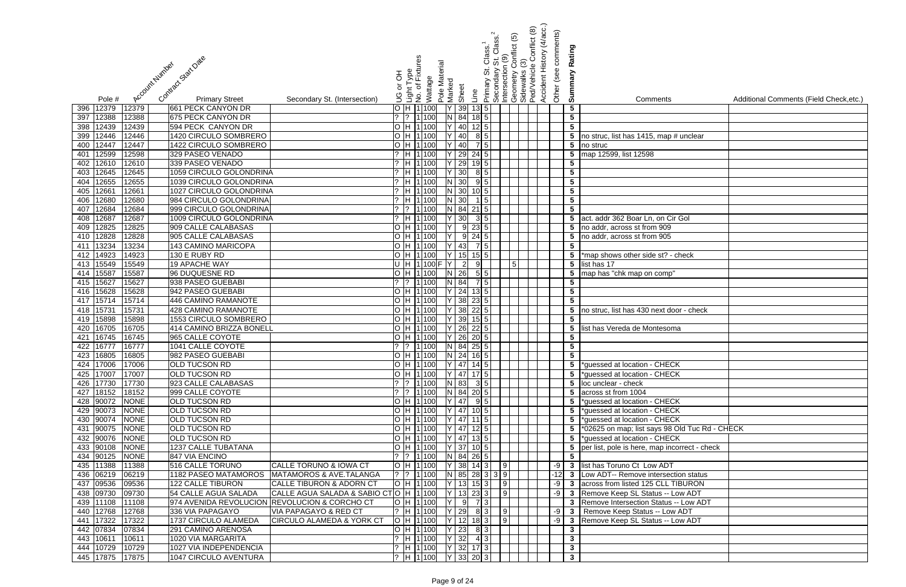| | Pole # | Account Number | Contract Start Date | Primary Street | Secondary St. (Intersection) | UG or OH | Light Type | No. of Fixtures | Wattage | Pole Material | Marked | Sheet | Line | Primary St. Class.[1] | Secondary St. Class.[2] | Intersection (9) | Geometry Conflict (5) | Sidewalks (3) | Ped/Vehicle Conflict (8) | Accident History (4/acc.) | Other (see comments) | Summary Rating | Comments | Additional Comments (Field Check,etc.) |
|---|---|---|---|---|---|---|---|---|---|---|---|---|---|---|---|---|---|---|---|---|---|---|---|---|
| 396 | 12379 | 12379 | | 661 PECK CANYON DR | | O | H | 1 | 100 | | Y | 39 | 13 | 5 | | | | | | | | 5 | | |
| 397 | 12388 | 12388 | | 675 PECK CANYON DR | | ? | ? | 1 | 100 | | N | 84 | 18 | 5 | | | | | | | | 5 | | |
| 398 | 12439 | 12439 | | 594 PECK CANYON DR | | O | H | 1 | 100 | | Y | 40 | 12 | 5 | | | | | | | | 5 | | |
| 399 | 12446 | 12446 | | 1420 CIRCULO SOMBRERO | | O | H | 1 | 100 | | Y | 40 | 8 | 5 | | | | | | | | 5 | no struc, list has 1415, map # unclear | |
| 400 | 12447 | 12447 | | 1422 CIRCULO SOMBRERO | | O | H | 1 | 100 | | Y | 40 | 7 | 5 | | | | | | | | 5 | no struc | |
| 401 | 12599 | 12598 | | 329 PASEO VENADO | | ? | H | 1 | 100 | | Y | 29 | 24 | 5 | | | | | | | | 5 | map 12599, list 12598 | |
| 402 | 12610 | 12610 | | 339 PASEO VENADO | | ? | H | 1 | 100 | | Y | 29 | 19 | 5 | | | | | | | | 5 | | |
| 403 | 12645 | 12645 | | 1059 CIRCULO GOLONDRINA | | ? | H | 1 | 100 | | Y | 30 | 8 | 5 | | | | | | | | 5 | | |
| 404 | 12655 | 12655 | | 1039 CIRCULO GOLONDRINA | | ? | H | 1 | 100 | | N | 30 | 9 | 5 | | | | | | | | 5 | | |
| 405 | 12661 | 12661 | | 1027 CIRCULO GOLONDRINA | | ? | H | 1 | 100 | | N | 30 | 10 | 5 | | | | | | | | 5 | | |
| 406 | 12680 | 12680 | | 984 CIRCULO GOLONDRINA | | ? | H | 1 | 100 | | N | 30 | 1 | 5 | | | | | | | | 5 | | |
| 407 | 12684 | 12684 | | 999 CIRCULO GOLONDRINA | | ? | ? | 1 | 100 | | N | 84 | 21 | 5 | | | | | | | | 5 | | |
| 408 | 12687 | 12687 | | 1009 CIRCULO GOLONDRINA | | ? | H | 1 | 100 | | Y | 30 | 3 | 5 | | | | | | | | 5 | act. addr 362 Boar Ln, on Cir Gol | |
| 409 | 12825 | 12825 | | 909 CALLE CALABASAS | | O | H | 1 | 100 | | Y | 9 | 23 | 5 | | | | | | | | 5 | no addr, across st from 909 | |
| 410 | 12828 | 12828 | | 905 CALLE CALABASAS | | O | H | 1 | 100 | | Y | 9 | 24 | 5 | | | | | | | | 5 | no addr, across st from 905 | |
| 411 | 13234 | 13234 | | 143 CAMINO MARICOPA | | O | H | 1 | 100 | | Y | 43 | 7 | 5 | | | | | | | | 5 | | |
| 412 | 14923 | 14923 | | 130 E RUBY RD | | O | H | 1 | 100 | | Y | 15 | 15 | 5 | | | | | | | | 5 | *map shows other side st? - check | |
| 413 | 15549 | 15549 | | 19 APACHE WAY | | U | H | 1 | 100 | F | Y | 2 | 9 | | | | 5 | | | | | 5 | list has 17 | |
| 414 | 15587 | 15587 | | 96 DUQUESNE RD | | O | H | 1 | 100 | | N | 26 | 5 | 5 | | | | | | | | 5 | map has "chk map on comp" | |
| 415 | 15627 | 15627 | | 938 PASEO GUEBABI | | ? | ? | 1 | 100 | | N | 84 | 7 | 5 | | | | | | | | 5 | | |
| 416 | 15628 | 15628 | | 942 PASEO GUEBABI | | O | H | 1 | 100 | | Y | 24 | 13 | 5 | | | | | | | | 5 | | |
| 417 | 15714 | 15714 | | 446 CAMINO RAMANOTE | | O | H | 1 | 100 | | Y | 38 | 23 | 5 | | | | | | | | 5 | | |
| 418 | 15731 | 15731 | | 428 CAMINO RAMANOTE | | O | H | 1 | 100 | | Y | 38 | 22 | 5 | | | | | | | | 5 | no struc, list has 430 next door - check | |
| 419 | 15898 | 15898 | | 1553 CIRCULO SOMBRERO | | O | H | 1 | 100 | | Y | 39 | 15 | 5 | | | | | | | | 5 | | |
| 420 | 16705 | 16705 | | 414 CAMINO BRIZZA BONELL | | O | H | 1 | 100 | | Y | 26 | 22 | 5 | | | | | | | | 5 | list has Vereda de Montesoma | |
| 421 | 16745 | 16745 | | 965 CALLE COYOTE | | O | H | 1 | 100 | | Y | 26 | 20 | 5 | | | | | | | | 5 | | |
| 422 | 16777 | 16777 | | 1041 CALLE COYOTE | | ? | ? | 1 | 100 | | N | 84 | 25 | 5 | | | | | | | | 5 | | |
| 423 | 16805 | 16805 | | 982 PASEO GUEBABI | | O | H | 1 | 100 | | N | 24 | 16 | 5 | | | | | | | | 5 | | |
| 424 | 17006 | 17006 | | OLD TUCSON RD | | O | H | 1 | 100 | | Y | 47 | 14 | 5 | | | | | | | | 5 | *guessed at location - CHECK | |
| 425 | 17007 | 17007 | | OLD TUCSON RD | | O | H | 1 | 100 | | Y | 47 | 17 | 5 | | | | | | | | 5 | *guessed at location - CHECK | |
| 426 | 17730 | 17730 | | 923 CALLE CALABASAS | | ? | ? | 1 | 100 | | N | 83 | 3 | 5 | | | | | | | | 5 | loc unclear - check | |
| 427 | 18152 | 18152 | | 999 CALLE COYOTE | | ? | ? | 1 | 100 | | N | 84 | 20 | 5 | | | | | | | | 5 | across st from 1004 | |
| 428 | 90072 | NONE | | OLD TUCSON RD | | O | H | 1 | 100 | | Y | 47 | 9 | 5 | | | | | | | | 5 | *guessed at location - CHECK | |
| 429 | 90073 | NONE | | OLD TUCSON RD | | O | H | 1 | 100 | | Y | 47 | 10 | 5 | | | | | | | | 5 | *guessed at location - CHECK | |
| 430 | 90074 | NONE | | OLD TUCSON RD | | O | H | 1 | 100 | | Y | 47 | 11 | 5 | | | | | | | | 5 | *guessed at location - CHECK | |
| 431 | 90075 | NONE | | OLD TUCSON RD | | O | H | 1 | 100 | | Y | 47 | 12 | 5 | | | | | | | | 5 | *02625 on map; list says 98 Old Tuc Rd - CHECK | |
| 432 | 90076 | NONE | | OLD TUCSON RD | | O | H | 1 | 100 | | Y | 47 | 13 | 5 | | | | | | | | 5 | *guessed at location - CHECK | |
| 433 | 90108 | NONE | | 1237 CALLE TUBATANA | | O | H | 1 | 100 | | Y | 37 | 10 | 5 | | | | | | | | 5 | per list, pole is here, map incorrect - check | |
| 434 | 90125 | NONE | | 847 VIA ENCINO | | ? | ? | 1 | 100 | | N | 84 | 26 | 5 | | | | | | | | 5 | | |
| 435 | 11388 | 11388 | | 516 CALLE TORUNO | CALLE TORUNO & IOWA CT | O | H | 1 | 100 | | Y | 38 | 14 | 3 | | 9 | | | | | -9 | 3 | list has Toruno Ct Low ADT | |
| 436 | 06219 | 06219 | | 1182 PASEO MATAMOROS | MATAMOROS & AVE.TALANGA | ? | ? | 1 | 100 | | N | 85 | 28 | 3 | 3 | 9 | | | | | -12 | 3 | Low ADT-- Remove intersection status | |
| 437 | 09536 | 09536 | | 122 CALLE TIBURON | CALLE TIBURON & ADORN CT | O | H | 1 | 100 | | Y | 13 | 15 | 3 | | 9 | | | | | -9 | 3 | across from listed 125 CLL TIBURON | |
| 438 | 09730 | 09730 | | 54 CALLE AGUA SALADA | CALLE AGUA SALADA & SABIO CT | O | H | 1 | 100 | | Y | 13 | 23 | 3 | | 9 | | | | | -9 | 3 | Remove Keep SL Status -- Low ADT | |
| 439 | 11108 | 11108 | | 974 AVENIDA REVOLUCION | REVOLUCION & CORCHO CT | O | H | 1 | 100 | | Y | 9 | 7 | 3 | | | | | | | | 3 | Remove Intersection Status -- Low ADT | |
| 440 | 12768 | 12768 | | 336 VIA PAPAGAYO | VIA PAPAGAYO & RED CT | ? | H | 1 | 100 | | Y | 29 | 8 | 3 | | 9 | | | | | -9 | 3 | Remove Keep Status -- Low ADT | |
| 441 | 17322 | 17322 | | 1737 CIRCULO ALAMEDA | CIRCULO ALAMEDA & YORK CT | O | H | 1 | 100 | | Y | 12 | 18 | 3 | | 9 | | | | | -9 | 3 | Remove Keep SL Status -- Low ADT | |
| 442 | 07834 | 07834 | | 291 CAMINO ARENOSA | | O | H | 1 | 100 | | Y | 23 | 8 | 3 | | | | | | | | 3 | | |
| 443 | 10611 | 10611 | | 1020 VIA MARGARITA | | ? | H | 1 | 100 | | Y | 32 | 4 | 3 | | | | | | | | 3 | | |
| 444 | 10729 | 10729 | | 1027 VIA INDEPENDENCIA | | ? | H | 1 | 100 | | Y | 32 | 17 | 3 | | | | | | | | 3 | | |
| 445 | 17875 | 17875 | | 1047 CIRCULO AVENTURA | | ? | H | 1 | 100 | | Y | 33 | 20 | 3 | | | | | | | | 3 | | |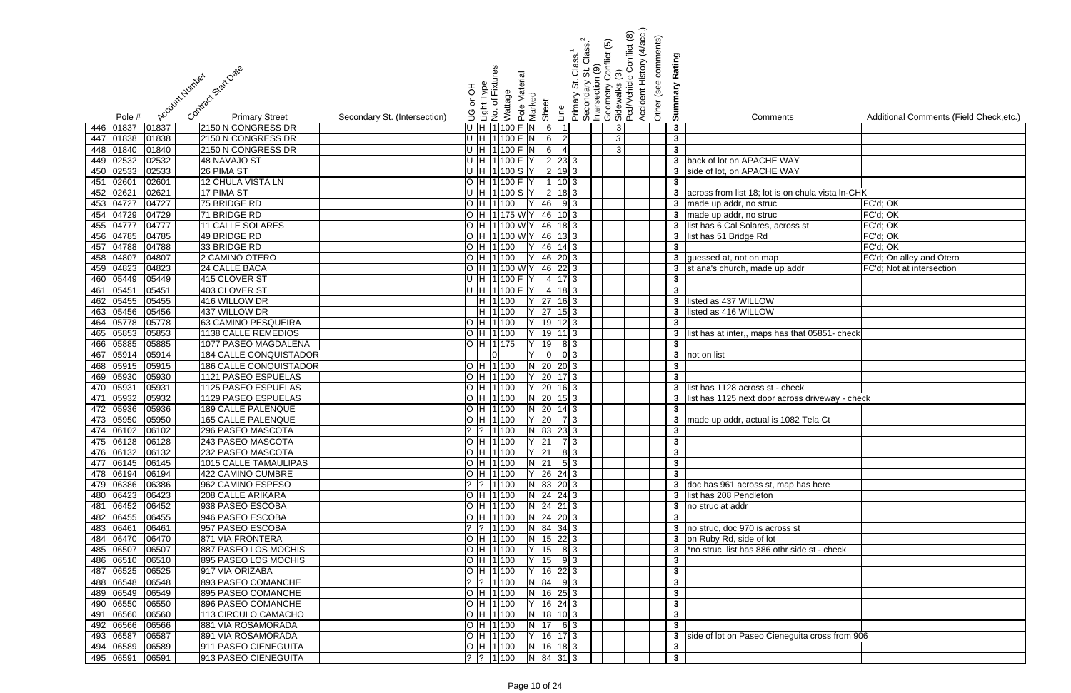| | Pole # | Account Number | Contract Start Date | Primary Street | Secondary St. (Intersection) | UG or OH | Light Type | No. of Fixtures | Wattage | Pole Material | Marked | Sheet | Line | Primary St. Class.[1] | Secondary St. Class.[2] | Intersection (9) | Geometry Conflict (5) | Sidewalks (3) | Ped/Vehicle Conflict (8) | Accident History (4/acc.) | Other (see comments) | Summary Rating | Comments | Additional Comments (Field Check,etc.) |
|---|---|---|---|---|---|---|---|---|---|---|---|---|---|---|---|---|---|---|---|---|---|---|---|---|
| 446 | 01837 | 01837 | | 2150 N CONGRESS DR | | U | H | 1 | 100 | F | N | 6 | 1 | | | | | 3 | | | | 3 | | |
| 447 | 01838 | 01838 | | 2150 N CONGRESS DR | | U | H | 1 | 100 | F | N | 6 | 2 | | | | | 3 | | | | 3 | | |
| 448 | 01840 | 01840 | | 2150 N CONGRESS DR | | U | H | 1 | 100 | F | N | 6 | 4 | | | | | 3 | | | | 3 | | |
| 449 | 02532 | 02532 | | 48 NAVAJO ST | | U | H | 1 | 100 | F | Y | 2 | 23 | 3 | | | | | | | | 3 | back of lot on APACHE WAY | |
| 450 | 02533 | 02533 | | 26 PIMA ST | | U | H | 1 | 100 | S | Y | 2 | 19 | 3 | | | | | | | | 3 | side of lot, on APACHE WAY | |
| 451 | 02601 | 02601 | | 12 CHULA VISTA LN | | O | H | 1 | 100 | F | Y | 1 | 10 | 3 | | | | | | | | 3 | | |
| 452 | 02621 | 02621 | | 17 PIMA ST | | U | H | 1 | 100 | S | Y | 2 | 18 | 3 | | | | | | | | 3 | across from list 18; lot is on chula vista ln-CHK | |
| 453 | 04727 | 04727 | | 75 BRIDGE RD | | O | H | 1 | 100 | | Y | 46 | 9 | 3 | | | | | | | | 3 | made up addr, no struc | FC'd; OK |
| 454 | 04729 | 04729 | | 71 BRIDGE RD | | O | H | 1 | 175 | W | Y | 46 | 10 | 3 | | | | | | | | 3 | made up addr, no struc | FC'd; OK |
| 455 | 04777 | 04777 | | 11 CALLE SOLARES | | O | H | 1 | 100 | W | Y | 46 | 18 | 3 | | | | | | | | 3 | list has 6 Cal Solares, across st | FC'd; OK |
| 456 | 04785 | 04785 | | 49 BRIDGE RD | | O | H | 1 | 100 | W | Y | 46 | 13 | 3 | | | | | | | | 3 | list has 51 Bridge Rd | FC'd; OK |
| 457 | 04788 | 04788 | | 33 BRIDGE RD | | O | H | 1 | 100 | | Y | 46 | 14 | 3 | | | | | | | | 3 | | FC'd; OK |
| 458 | 04807 | 04807 | | 2 CAMINO OTERO | | O | H | 1 | 100 | | Y | 46 | 20 | 3 | | | | | | | | 3 | guessed at, not on map | FC'd; On alley and Otero |
| 459 | 04823 | 04823 | | 24 CALLE BACA | | O | H | 1 | 100 | W | Y | 46 | 22 | 3 | | | | | | | | 3 | st ana's church, made up addr | FC'd; Not at intersection |
| 460 | 05449 | 05449 | | 415 CLOVER ST | | U | H | 1 | 100 | F | Y | 4 | 17 | 3 | | | | | | | | 3 | | |
| 461 | 05451 | 05451 | | 403 CLOVER ST | | U | H | 1 | 100 | F | Y | 4 | 18 | 3 | | | | | | | | 3 | | |
| 462 | 05455 | 05455 | | 416 WILLOW DR | | | H | 1 | 100 | | Y | 27 | 16 | 3 | | | | | | | | 3 | listed as 437 WILLOW | |
| 463 | 05456 | 05456 | | 437 WILLOW DR | | | H | 1 | 100 | | Y | 27 | 15 | 3 | | | | | | | | 3 | listed as 416 WILLOW | |
| 464 | 05778 | 05778 | | 63 CAMINO PESQUEIRA | | O | H | 1 | 100 | | Y | 19 | 12 | 3 | | | | | | | | 3 | | |
| 465 | 05853 | 05853 | | 1138 CALLE REMEDIOS | | O | H | 1 | 100 | | Y | 19 | 11 | 3 | | | | | | | | 3 | list has at inter,, maps has that 05851- check | |
| 466 | 05885 | 05885 | | 1077 PASEO MAGDALENA | | O | H | 1 | 175 | | Y | 19 | 8 | 3 | | | | | | | | 3 | | |
| 467 | 05914 | 05914 | | 184 CALLE CONQUISTADOR | | | | 0 | | | Y | 0 | 0 | 3 | | | | | | | | 3 | not on list | |
| 468 | 05915 | 05915 | | 186 CALLE CONQUISTADOR | | O | H | 1 | 100 | | N | 20 | 20 | 3 | | | | | | | | 3 | | |
| 469 | 05930 | 05930 | | 1121 PASEO ESPUELAS | | O | H | 1 | 100 | | Y | 20 | 17 | 3 | | | | | | | | 3 | | |
| 470 | 05931 | 05931 | | 1125 PASEO ESPUELAS | | O | H | 1 | 100 | | Y | 20 | 16 | 3 | | | | | | | | 3 | list has 1128 across st - check | |
| 471 | 05932 | 05932 | | 1129 PASEO ESPUELAS | | O | H | 1 | 100 | | N | 20 | 15 | 3 | | | | | | | | 3 | list has 1125 next door across driveway - check | |
| 472 | 05936 | 05936 | | 189 CALLE PALENQUE | | O | H | 1 | 100 | | N | 20 | 14 | 3 | | | | | | | | 3 | | |
| 473 | 05950 | 05950 | | 165 CALLE PALENQUE | | O | H | 1 | 100 | | Y | 20 | 7 | 3 | | | | | | | | 3 | made up addr, actual is 1082 Tela Ct | |
| 474 | 06102 | 06102 | | 296 PASEO MASCOTA | | ? | ? | 1 | 100 | | N | 83 | 23 | 3 | | | | | | | | 3 | | |
| 475 | 06128 | 06128 | | 243 PASEO MASCOTA | | O | H | 1 | 100 | | Y | 21 | 7 | 3 | | | | | | | | 3 | | |
| 476 | 06132 | 06132 | | 232 PASEO MASCOTA | | O | H | 1 | 100 | | Y | 21 | 8 | 3 | | | | | | | | 3 | | |
| 477 | 06145 | 06145 | | 1015 CALLE TAMAULIPAS | | O | H | 1 | 100 | | N | 21 | 5 | 3 | | | | | | | | 3 | | |
| 478 | 06194 | 06194 | | 422 CAMINO CUMBRE | | O | H | 1 | 100 | | Y | 26 | 24 | 3 | | | | | | | | 3 | | |
| 479 | 06386 | 06386 | | 962 CAMINO ESPESO | | ? | ? | 1 | 100 | | N | 83 | 20 | 3 | | | | | | | | 3 | doc has 961 across st, map has here | |
| 480 | 06423 | 06423 | | 208 CALLE ARIKARA | | O | H | 1 | 100 | | N | 24 | 24 | 3 | | | | | | | | 3 | list has 208 Pendleton | |
| 481 | 06452 | 06452 | | 938 PASEO ESCOBA | | O | H | 1 | 100 | | N | 24 | 21 | 3 | | | | | | | | 3 | no struc at addr | |
| 482 | 06455 | 06455 | | 946 PASEO ESCOBA | | O | H | 1 | 100 | | N | 24 | 20 | 3 | | | | | | | | 3 | | |
| 483 | 06461 | 06461 | | 957 PASEO ESCOBA | | ? | ? | 1 | 100 | | N | 84 | 34 | 3 | | | | | | | | 3 | no struc, doc 970 is across st | |
| 484 | 06470 | 06470 | | 871 VIA FRONTERA | | O | H | 1 | 100 | | N | 15 | 22 | 3 | | | | | | | | 3 | on Ruby Rd, side of lot | |
| 485 | 06507 | 06507 | | 887 PASEO LOS MOCHIS | | O | H | 1 | 100 | | Y | 15 | 8 | 3 | | | | | | | | 3 | *no struc, list has 886 othr side st - check | |
| 486 | 06510 | 06510 | | 895 PASEO LOS MOCHIS | | O | H | 1 | 100 | | Y | 15 | 9 | 3 | | | | | | | | 3 | | |
| 487 | 06525 | 06525 | | 917 VIA ORIZABA | | O | H | 1 | 100 | | Y | 16 | 22 | 3 | | | | | | | | 3 | | |
| 488 | 06548 | 06548 | | 893 PASEO COMANCHE | | ? | ? | 1 | 100 | | N | 84 | 9 | 3 | | | | | | | | 3 | | |
| 489 | 06549 | 06549 | | 895 PASEO COMANCHE | | O | H | 1 | 100 | | N | 16 | 25 | 3 | | | | | | | | 3 | | |
| 490 | 06550 | 06550 | | 896 PASEO COMANCHE | | O | H | 1 | 100 | | Y | 16 | 24 | 3 | | | | | | | | 3 | | |
| 491 | 06560 | 06560 | | 113 CIRCULO CAMACHO | | O | H | 1 | 100 | | N | 18 | 10 | 3 | | | | | | | | 3 | | |
| 492 | 06566 | 06566 | | 881 VIA ROSAMORADA | | O | H | 1 | 100 | | N | 17 | 6 | 3 | | | | | | | | 3 | | |
| 493 | 06587 | 06587 | | 891 VIA ROSAMORADA | | O | H | 1 | 100 | | Y | 16 | 17 | 3 | | | | | | | | 3 | side of lot on Paseo Cieneguita cross from 906 | |
| 494 | 06589 | 06589 | | 911 PASEO CIENEGUITA | | O | H | 1 | 100 | | N | 16 | 18 | 3 | | | | | | | | 3 | | |
| 495 | 06591 | 06591 | | 913 PASEO CIENEGUITA | | ? | ? | 1 | 100 | | N | 84 | 31 | 3 | | | | | | | | 3 | | |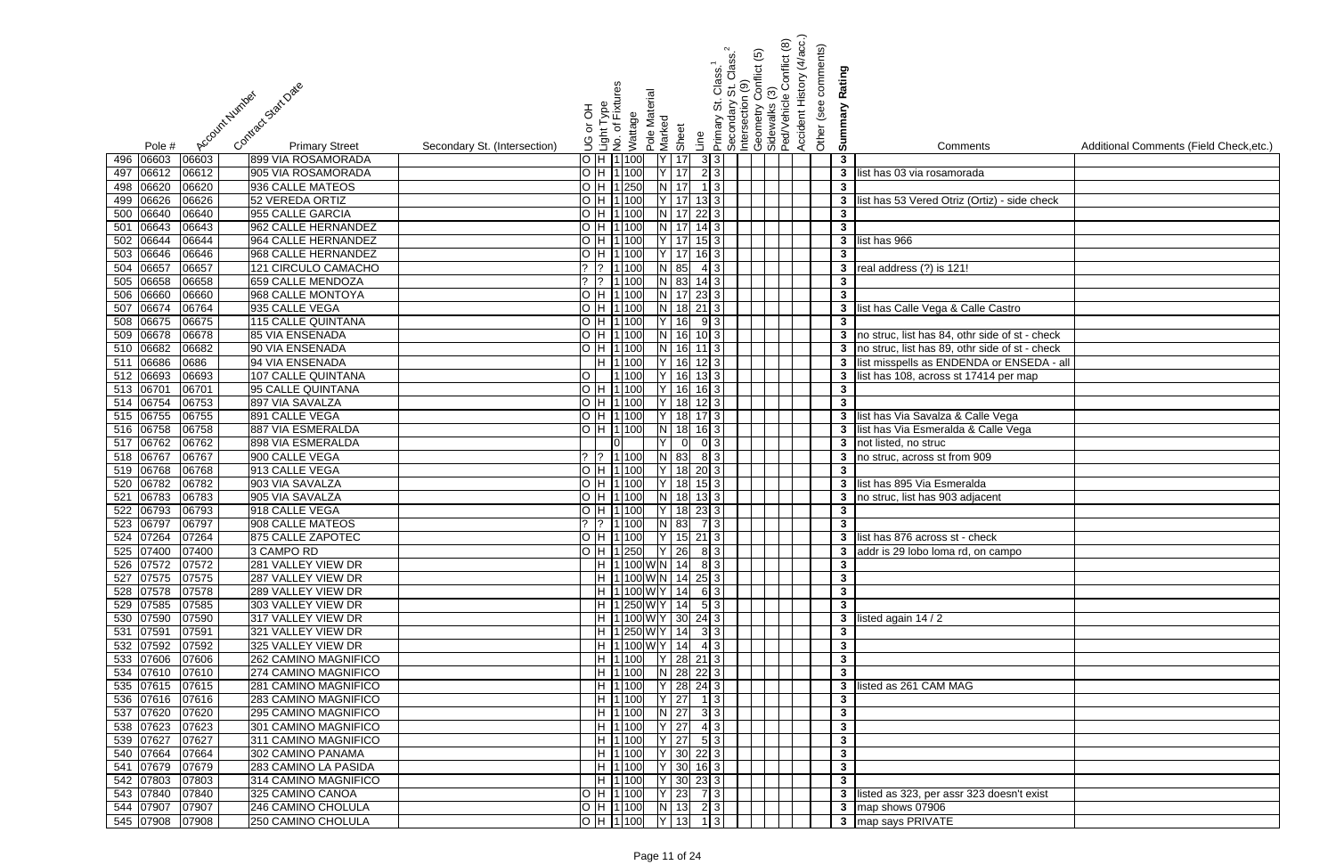| | Pole # | Account Number | Contract Start Date | Primary Street | Secondary St. (Intersection) | UG or OH | Light Type | No. of Fixtures | Wattage | Pole Material | Marked | Sheet | Line | Primary St. Class.[1] | Secondary St. Class.[2] | Intersection (9) | Geometry Conflict (5) | Sidewalks (3) | Ped/Vehicle Conflict (8) | Accident History (4/acc.) | Other (see comments) | Summary Rating | Comments | Additional Comments (Field Check,etc.) |
|---|---|---|---|---|---|---|---|---|---|---|---|---|---|---|---|---|---|---|---|---|---|---|---|---|
| 496 | 06603 | 06603 | | 899 VIA ROSAMORADA | | O | H | 1 | 100 | | Y | 17 | 3 | 3 | | | | | | | | 3 | | |
| 497 | 06612 | 06612 | | 905 VIA ROSAMORADA | | O | H | 1 | 100 | | Y | 17 | 2 | 3 | | | | | | | | 3 | list has 03 via rosamorada | |
| 498 | 06620 | 06620 | | 936 CALLE MATEOS | | O | H | 1 | 250 | | N | 17 | 1 | 3 | | | | | | | | 3 | | |
| 499 | 06626 | 06626 | | 52 VEREDA ORTIZ | | O | H | 1 | 100 | | Y | 17 | 13 | 3 | | | | | | | | 3 | list has 53 Vered Otriz (Ortiz) - side check | |
| 500 | 06640 | 06640 | | 955 CALLE GARCIA | | O | H | 1 | 100 | | N | 17 | 22 | 3 | | | | | | | | 3 | | |
| 501 | 06643 | 06643 | | 962 CALLE HERNANDEZ | | O | H | 1 | 100 | | N | 17 | 14 | 3 | | | | | | | | 3 | | |
| 502 | 06644 | 06644 | | 964 CALLE HERNANDEZ | | O | H | 1 | 100 | | Y | 17 | 15 | 3 | | | | | | | | 3 | list has 966 | |
| 503 | 06646 | 06646 | | 968 CALLE HERNANDEZ | | O | H | 1 | 100 | | Y | 17 | 16 | 3 | | | | | | | | 3 | | |
| 504 | 06657 | 06657 | | 121 CIRCULO CAMACHO | | ? | ? | 1 | 100 | | N | 85 | 4 | 3 | | | | | | | | 3 | real address (?) is 121! | |
| 505 | 06658 | 06658 | | 659 CALLE MENDOZA | | ? | ? | 1 | 100 | | N | 83 | 14 | 3 | | | | | | | | 3 | | |
| 506 | 06660 | 06660 | | 968 CALLE MONTOYA | | O | H | 1 | 100 | | N | 17 | 23 | 3 | | | | | | | | 3 | | |
| 507 | 06674 | 06764 | | 935 CALLE VEGA | | O | H | 1 | 100 | | N | 18 | 21 | 3 | | | | | | | | 3 | list has Calle Vega & Calle Castro | |
| 508 | 06675 | 06675 | | 115 CALLE QUINTANA | | O | H | 1 | 100 | | Y | 16 | 9 | 3 | | | | | | | | 3 | | |
| 509 | 06678 | 06678 | | 85 VIA ENSENADA | | O | H | 1 | 100 | | N | 16 | 10 | 3 | | | | | | | | 3 | no struc, list has 84, othr side of st - check | |
| 510 | 06682 | 06682 | | 90 VIA ENSENADA | | O | H | 1 | 100 | | N | 16 | 11 | 3 | | | | | | | | 3 | no struc, list has 89, othr side of st - check | |
| 511 | 06686 | 0686 | | 94 VIA ENSENADA | | | H | 1 | 100 | | Y | 16 | 12 | 3 | | | | | | | | 3 | list misspells as ENDENDA or ENSEDA - all | |
| 512 | 06693 | 06693 | | 107 CALLE QUINTANA | | O | | 1 | 100 | | Y | 16 | 13 | 3 | | | | | | | | 3 | list has 108, across st 17414 per map | |
| 513 | 06701 | 06701 | | 95 CALLE QUINTANA | | O | H | 1 | 100 | | Y | 16 | 16 | 3 | | | | | | | | 3 | | |
| 514 | 06754 | 06753 | | 897 VIA SAVALZA | | O | H | 1 | 100 | | Y | 18 | 12 | 3 | | | | | | | | 3 | | |
| 515 | 06755 | 06755 | | 891 CALLE VEGA | | O | H | 1 | 100 | | Y | 18 | 17 | 3 | | | | | | | | 3 | list has Via Savalza & Calle Vega | |
| 516 | 06758 | 06758 | | 887 VIA ESMERALDA | | O | H | 1 | 100 | | N | 18 | 16 | 3 | | | | | | | | 3 | list has Via Esmeralda & Calle Vega | |
| 517 | 06762 | 06762 | | 898 VIA ESMERALDA | | | | 0 | | | Y | 0 | 0 | 3 | | | | | | | | 3 | not listed, no struc | |
| 518 | 06767 | 06767 | | 900 CALLE VEGA | | ? | ? | 1 | 100 | | N | 83 | 8 | 3 | | | | | | | | 3 | no struc, across st from 909 | |
| 519 | 06768 | 06768 | | 913 CALLE VEGA | | O | H | 1 | 100 | | Y | 18 | 20 | 3 | | | | | | | | 3 | | |
| 520 | 06782 | 06782 | | 903 VIA SAVALZA | | O | H | 1 | 100 | | Y | 18 | 15 | 3 | | | | | | | | 3 | list has 895 Via Esmeralda | |
| 521 | 06783 | 06783 | | 905 VIA SAVALZA | | O | H | 1 | 100 | | N | 18 | 13 | 3 | | | | | | | | 3 | no struc, list has 903 adjacent | |
| 522 | 06793 | 06793 | | 918 CALLE VEGA | | O | H | 1 | 100 | | Y | 18 | 23 | 3 | | | | | | | | 3 | | |
| 523 | 06797 | 06797 | | 908 CALLE MATEOS | | ? | ? | 1 | 100 | | N | 83 | 7 | 3 | | | | | | | | 3 | | |
| 524 | 07264 | 07264 | | 875 CALLE ZAPOTEC | | O | H | 1 | 100 | | Y | 15 | 21 | 3 | | | | | | | | 3 | list has 876 across st - check | |
| 525 | 07400 | 07400 | | 3 CAMPO RD | | O | H | 1 | 250 | | Y | 26 | 8 | 3 | | | | | | | | 3 | addr is 29 lobo loma rd, on campo | |
| 526 | 07572 | 07572 | | 281 VALLEY VIEW DR | | | H | 1 | 100 | W | N | 14 | 8 | 3 | | | | | | | | 3 | | |
| 527 | 07575 | 07575 | | 287 VALLEY VIEW DR | | | H | 1 | 100 | W | N | 14 | 25 | 3 | | | | | | | | 3 | | |
| 528 | 07578 | 07578 | | 289 VALLEY VIEW DR | | | H | 1 | 100 | W | Y | 14 | 6 | 3 | | | | | | | | 3 | | |
| 529 | 07585 | 07585 | | 303 VALLEY VIEW DR | | | H | 1 | 250 | W | Y | 14 | 5 | 3 | | | | | | | | 3 | | |
| 530 | 07590 | 07590 | | 317 VALLEY VIEW DR | | | H | 1 | 100 | W | Y | 30 | 24 | 3 | | | | | | | | 3 | listed again 14 / 2 | |
| 531 | 07591 | 07591 | | 321 VALLEY VIEW DR | | | H | 1 | 250 | W | Y | 14 | 3 | 3 | | | | | | | | 3 | | |
| 532 | 07592 | 07592 | | 325 VALLEY VIEW DR | | | H | 1 | 100 | W | Y | 14 | 4 | 3 | | | | | | | | 3 | | |
| 533 | 07606 | 07606 | | 262 CAMINO MAGNIFICO | | | H | 1 | 100 | | Y | 28 | 21 | 3 | | | | | | | | 3 | | |
| 534 | 07610 | 07610 | | 274 CAMINO MAGNIFICO | | | H | 1 | 100 | | N | 28 | 22 | 3 | | | | | | | | 3 | | |
| 535 | 07615 | 07615 | | 281 CAMINO MAGNIFICO | | | H | 1 | 100 | | Y | 28 | 24 | 3 | | | | | | | | 3 | listed as 261 CAM MAG | |
| 536 | 07616 | 07616 | | 283 CAMINO MAGNIFICO | | | H | 1 | 100 | | Y | 27 | 1 | 3 | | | | | | | | 3 | | |
| 537 | 07620 | 07620 | | 295 CAMINO MAGNIFICO | | | H | 1 | 100 | | N | 27 | 3 | 3 | | | | | | | | 3 | | |
| 538 | 07623 | 07623 | | 301 CAMINO MAGNIFICO | | | H | 1 | 100 | | Y | 27 | 4 | 3 | | | | | | | | 3 | | |
| 539 | 07627 | 07627 | | 311 CAMINO MAGNIFICO | | | H | 1 | 100 | | Y | 27 | 5 | 3 | | | | | | | | 3 | | |
| 540 | 07664 | 07664 | | 302 CAMINO PANAMA | | | H | 1 | 100 | | Y | 30 | 22 | 3 | | | | | | | | 3 | | |
| 541 | 07679 | 07679 | | 283 CAMINO LA PASIDA | | | H | 1 | 100 | | Y | 30 | 16 | 3 | | | | | | | | 3 | | |
| 542 | 07803 | 07803 | | 314 CAMINO MAGNIFICO | | | H | 1 | 100 | | Y | 30 | 23 | 3 | | | | | | | | 3 | | |
| 543 | 07840 | 07840 | | 325 CAMINO CANOA | | O | H | 1 | 100 | | Y | 23 | 7 | 3 | | | | | | | | 3 | listed as 323, per assr 323 doesn't exist | |
| 544 | 07907 | 07907 | | 246 CAMINO CHOLULA | | O | H | 1 | 100 | | N | 13 | 2 | 3 | | | | | | | | 3 | map shows 07906 | |
| 545 | 07908 | 07908 | | 250 CAMINO CHOLULA | | O | H | 1 | 100 | | Y | 13 | 1 | 3 | | | | | | | | 3 | map says PRIVATE | |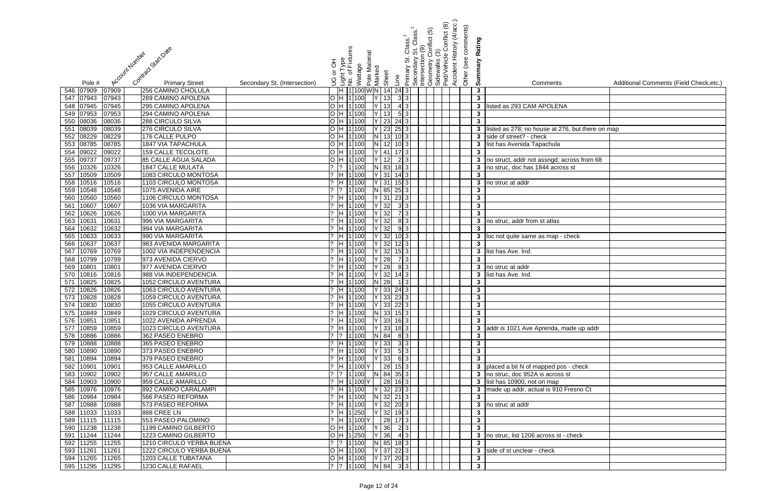| | Pole # | Account Number | Contract Start Date | Primary Street | Secondary St. (Intersection) | UG or OH | Light Type | No. of Fixtures | Wattage | Pole Material | Marked | Sheet | Line | Primary St. Class.[1] | Secondary St. Class.[2] | Intersection (9) | Geometry Conflict (5) | Sidewalks (3) | Ped/Vehicle Conflict (8) | Accident History (4/acc.) | Other (see comments) | Summary Rating | Comments | Additional Comments (Field Check,etc.) |
|---|---|---|---|---|---|---|---|---|---|---|---|---|---|---|---|---|---|---|---|---|---|---|---|---|
| 546 | 07909 | 07909 | | 256 CAMINO CHOLULA | | | H | 1 | 100 | W | N | 14 | 24 | 3 | | | | | | | | 3 | | |
| 547 | 07943 | 07943 | | 289 CAMINO APOLENA | | O | H | 1 | 100 | | Y | 13 | 3 | 3 | | | | | | | | 3 | | |
| 548 | 07945 | 07945 | | 295 CAMINO APOLENA | | O | H | 1 | 100 | | Y | 13 | 4 | 3 | | | | | | | | 3 | listed as 293 CAM APOLENA | |
| 549 | 07953 | 07953 | | 294 CAMINO APOLENA | | O | H | 1 | 100 | | Y | 13 | 5 | 3 | | | | | | | | 3 | | |
| 550 | 08036 | 08036 | | 288 CIRCULO SILVA | | O | H | 1 | 100 | | Y | 23 | 24 | 3 | | | | | | | | 3 | | |
| 551 | 08039 | 08039 | | 276 CIRCULO SILVA | | O | H | 1 | 100 | | Y | 23 | 25 | 3 | | | | | | | | 3 | listed as 278; no house at 276, but there on map | |
| 552 | 08229 | 08229 | | 176 CALLE PULPO | | O | H | 1 | 100 | | N | 13 | 10 | 3 | | | | | | | | 3 | side of street? - check | |
| 553 | 08785 | 08785 | | 1847 VIA TAPACHULA | | O | H | 1 | 100 | | N | 12 | 10 | 3 | | | | | | | | 3 | list has Avenida Tapachula | |
| 554 | 09022 | 09022 | | 159 CALLE TECOLOTE | | O | H | 1 | 100 | | Y | 41 | 17 | 3 | | | | | | | | 3 | | |
| 555 | 09737 | 09737 | | 85 CALLE AGUA SALADA | | O | H | 1 | 100 | | Y | 12 | 2 | 3 | | | | | | | | 3 | no struct, addr not assngd; across from 68 | |
| 556 | 10326 | 10326 | | 1847 CALLE MULATA | | ? | ? | 1 | 100 | | N | 83 | 18 | 3 | | | | | | | | 3 | no struc, doc has 1844 across st | |
| 557 | 10509 | 10509 | | 1083 CIRCULO MONTOSA | | ? | H | 1 | 100 | | Y | 31 | 14 | 3 | | | | | | | | 3 | | |
| 558 | 10516 | 10516 | | 1103 CIRCULO MONTOSA | | ? | H | 1 | 100 | | Y | 31 | 15 | 3 | | | | | | | | 3 | no struc at addr | |
| 559 | 10548 | 10548 | | 1075 AVENIDA AIRE | | ? | ? | 1 | 100 | | N | 85 | 25 | 3 | | | | | | | | 3 | | |
| 560 | 10560 | 10560 | | 1106 CIRCULO MONTOSA | | ? | H | 1 | 100 | | Y | 31 | 23 | 3 | | | | | | | | 3 | | |
| 561 | 10607 | 10607 | | 1036 VIA MARGARITA | | ? | H | 1 | 100 | | Y | 32 | 3 | 3 | | | | | | | | 3 | | |
| 562 | 10626 | 10626 | | 1000 VIA MARGARITA | | ? | H | 1 | 100 | | Y | 32 | 7 | 3 | | | | | | | | 3 | | |
| 563 | 10631 | 10631 | | 996 VIA MARGARITA | | ? | H | 1 | 100 | | Y | 32 | 8 | 3 | | | | | | | | 3 | no struc, addr from st atlas | |
| 564 | 10632 | 10632 | | 994 VIA MARGARITA | | ? | H | 1 | 100 | | Y | 32 | 9 | 3 | | | | | | | | 3 | | |
| 565 | 10633 | 10633 | | 990 VIA MARGARITA | | ? | H | 1 | 100 | | Y | 32 | 10 | 3 | | | | | | | | 3 | loc not quite same as map - check | |
| 566 | 10637 | 10637 | | 983 AVENIDA MARGARITA | | ? | H | 1 | 100 | | Y | 32 | 12 | 3 | | | | | | | | 3 | | |
| 567 | 10769 | 10769 | | 1002 VIA INDEPENDENCIA | | ? | H | 1 | 100 | | Y | 32 | 15 | 3 | | | | | | | | 3 | list has Ave. Ind. | |
| 568 | 10799 | 10799 | | 973 AVENIDA CIERVO | | ? | H | 1 | 100 | | Y | 28 | 7 | 3 | | | | | | | | 3 | | |
| 569 | 10801 | 10801 | | 977 AVENIDA CIERVO | | ? | H | 1 | 100 | | Y | 28 | 8 | 3 | | | | | | | | 3 | no struc at addr | |
| 570 | 10816 | 10816 | | 988 VIA INDEPENDENCIA | | ? | H | 1 | 100 | | Y | 32 | 14 | 3 | | | | | | | | 3 | list has Ave. Ind. | |
| 571 | 10825 | 10825 | | 1052 CIRCULO AVENTURA | | ? | H | 1 | 100 | | N | 28 | 1 | 3 | | | | | | | | 3 | | |
| 572 | 10826 | 10826 | | 1063 CIRCULO AVENTURA | | ? | H | 1 | 100 | | Y | 33 | 24 | 3 | | | | | | | | 3 | | |
| 573 | 10828 | 10828 | | 1059 CIRCULO AVENTURA | | ? | H | 1 | 100 | | Y | 33 | 23 | 3 | | | | | | | | 3 | | |
| 574 | 10830 | 10830 | | 1055 CIRCULO AVENTURA | | ? | H | 1 | 100 | | Y | 33 | 22 | 3 | | | | | | | | 3 | | |
| 575 | 10849 | 10849 | | 1029 CIRCULO AVENTURA | | ? | H | 1 | 100 | | N | 33 | 15 | 3 | | | | | | | | 3 | | |
| 576 | 10851 | 10851 | | 1022 AVENIDA APRENDA | | ? | H | 1 | 100 | | Y | 33 | 16 | 3 | | | | | | | | 3 | | |
| 577 | 10859 | 10859 | | 1023 CIRCULO AVENTURA | | ? | H | 1 | 100 | | Y | 33 | 18 | 3 | | | | | | | | 3 | addr is 1021 Ave Aprenda, made up addr | |
| 578 | 10886 | 10886 | | 362 PASEO ENEBRO | | ? | ? | 1 | 100 | | N | 84 | 8 | 3 | | | | | | | | 3 | | |
| 579 | 10888 | 10888 | | 365 PASEO ENEBRO | | ? | H | 1 | 100 | | Y | 33 | 3 | 3 | | | | | | | | 3 | | |
| 580 | 10890 | 10890 | | 373 PASEO ENEBRO | | ? | H | 1 | 100 | | Y | 33 | 5 | 3 | | | | | | | | 3 | | |
| 581 | 10894 | 10894 | | 379 PASEO ENEBRO | | ? | H | 1 | 100 | | Y | 33 | 6 | 3 | | | | | | | | 3 | | |
| 582 | 10901 | 10901 | | 953 CALLE AMARILLO | | ? | H | 1 | 100 | Y | | 28 | 15 | 3 | | | | | | | | 3 | placed a bit N of mapped pos - check | |
| 583 | 10902 | 10902 | | 957 CALLE AMARILLO | | ? | ? | 1 | 100 | | N | 84 | 35 | 3 | | | | | | | | 3 | no struc, doc 952A is across st | |
| 584 | 10903 | 10900 | | 959 CALLE AMARILLO | | ? | H | 1 | 100 | Y | | 28 | 16 | 3 | | | | | | | | 3 | list has 10900, not on map | |
| 585 | 10976 | 10976 | | 892 CAMINO CARALAMPI | | ? | H | 1 | 100 | | Y | 32 | 23 | 3 | | | | | | | | 3 | made up addr, actual is 910 Fresno Ct | |
| 586 | 10984 | 10984 | | 566 PASEO REFORMA | | ? | H | 1 | 100 | | N | 32 | 21 | 3 | | | | | | | | 3 | | |
| 587 | 10988 | 10988 | | 573 PASEO REFORMA | | ? | H | 1 | 100 | | Y | 32 | 20 | 3 | | | | | | | | 3 | no struc at addr | |
| 588 | 11033 | 11033 | | 888 CREE LN | | ? | H | 1 | 250 | | Y | 32 | 19 | 3 | | | | | | | | 3 | | |
| 589 | 11115 | 11115 | | 553 PASEO PALOMINO | | ? | H | 1 | 100 | Y | | 28 | 17 | 3 | | | | | | | | 3 | | |
| 590 | 11238 | 11238 | | 1199 CAMINO GILBERTO | | O | H | 1 | 100 | | Y | 36 | 2 | 3 | | | | | | | | 3 | | |
| 591 | 11244 | 11244 | | 1223 CAMINO GILBERTO | | O | H | 1 | 250 | | Y | 36 | 4 | 3 | | | | | | | | 3 | no struc, list 1206 across st - check | |
| 592 | 11255 | 11255 | | 1210 CIRCULO YERBA BUENA | | ? | ? | 1 | 100 | | N | 85 | 18 | 3 | | | | | | | | 3 | | |
| 593 | 11261 | 11261 | | 1222 CIRCULO YERBA BUENA | | O | H | 1 | 100 | | Y | 37 | 22 | 3 | | | | | | | | 3 | side of st unclear - check | |
| 594 | 11265 | 11265 | | 1203 CALLE TUBATANA | | O | H | 1 | 100 | | Y | 37 | 20 | 3 | | | | | | | | 3 | | |
| 595 | 11295 | 11295 | | 1230 CALLE RAFAEL | | ? | ? | 1 | 100 | | N | 84 | 3 | 3 | | | | | | | | 3 | | |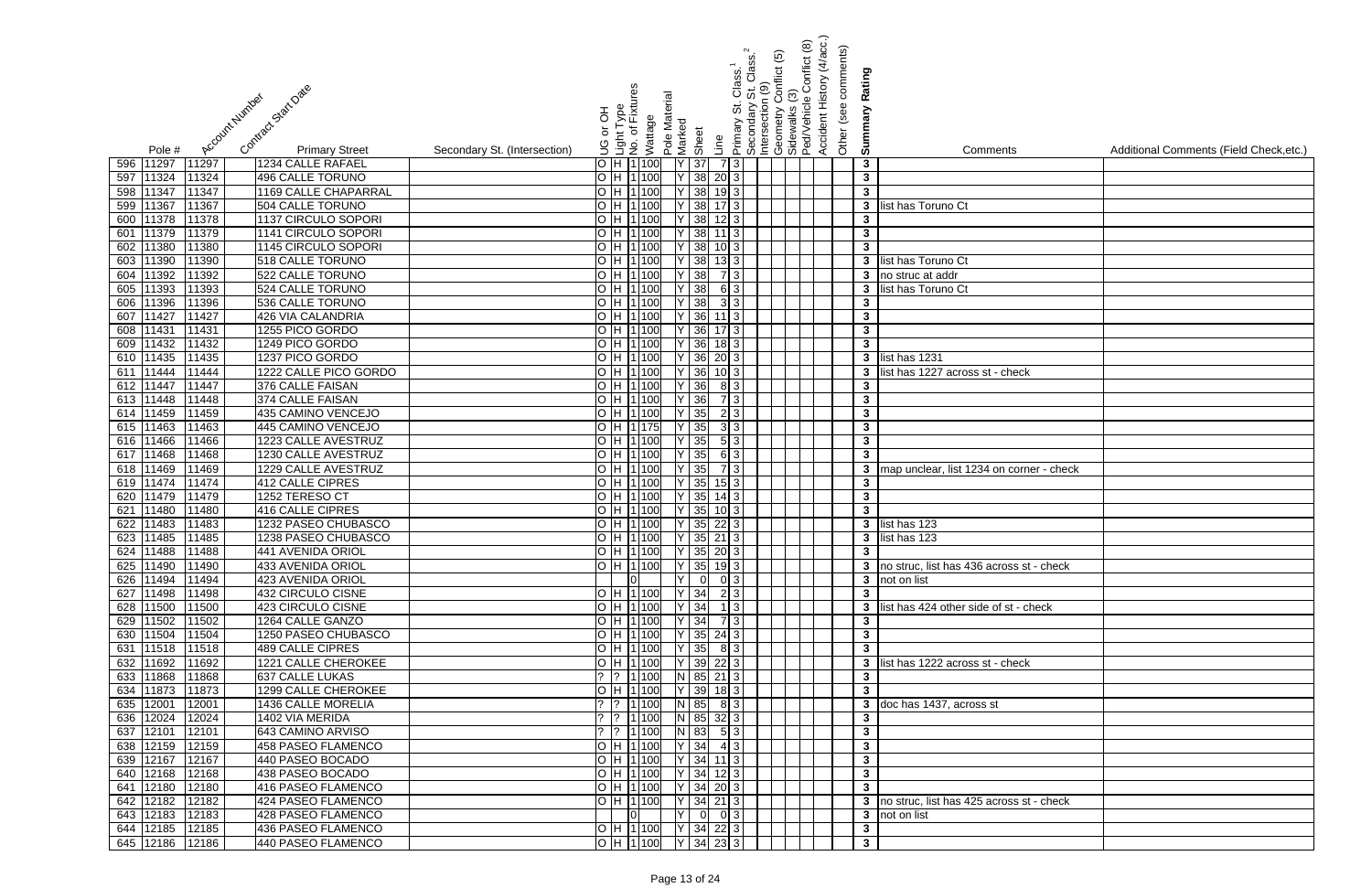| | Pole # | Account Number | Contract Start Date | Primary Street | Secondary St. (Intersection) | UG or OH | Light Type | No. of Fixtures | Wattage | Pole Material | Marked | Sheet | Line | Primary St. Class.[1] | Secondary St. Class.[2] | Intersection (9) | Geometry Conflict (5) | Sidewalks (3) | Ped/Vehicle Conflict (8) | Accident History (4/acc.) | Other (see comments) | Summary Rating | Comments | Additional Comments (Field Check,etc.) |
|---|---|---|---|---|---|---|---|---|---|---|---|---|---|---|---|---|---|---|---|---|---|---|---|---|
| 596 | 11297 | 11297 | | 1234 CALLE RAFAEL | | O | H | 1 | 100 | | Y | 37 | 7 | 3 | | | | | | | | 3 | | |
| 597 | 11324 | 11324 | | 496 CALLE TORUNO | | O | H | 1 | 100 | | Y | 38 | 20 | 3 | | | | | | | | 3 | | |
| 598 | 11347 | 11347 | | 1169 CALLE CHAPARRAL | | O | H | 1 | 100 | | Y | 38 | 19 | 3 | | | | | | | | 3 | | |
| 599 | 11367 | 11367 | | 504 CALLE TORUNO | | O | H | 1 | 100 | | Y | 38 | 17 | 3 | | | | | | | | 3 | list has Toruno Ct | |
| 600 | 11378 | 11378 | | 1137 CIRCULO SOPORI | | O | H | 1 | 100 | | Y | 38 | 12 | 3 | | | | | | | | 3 | | |
| 601 | 11379 | 11379 | | 1141 CIRCULO SOPORI | | O | H | 1 | 100 | | Y | 38 | 11 | 3 | | | | | | | | 3 | | |
| 602 | 11380 | 11380 | | 1145 CIRCULO SOPORI | | O | H | 1 | 100 | | Y | 38 | 10 | 3 | | | | | | | | 3 | | |
| 603 | 11390 | 11390 | | 518 CALLE TORUNO | | O | H | 1 | 100 | | Y | 38 | 13 | 3 | | | | | | | | 3 | list has Toruno Ct | |
| 604 | 11392 | 11392 | | 522 CALLE TORUNO | | O | H | 1 | 100 | | Y | 38 | 7 | 3 | | | | | | | | 3 | no struc at addr | |
| 605 | 11393 | 11393 | | 524 CALLE TORUNO | | O | H | 1 | 100 | | Y | 38 | 6 | 3 | | | | | | | | 3 | list has Toruno Ct | |
| 606 | 11396 | 11396 | | 536 CALLE TORUNO | | O | H | 1 | 100 | | Y | 38 | 3 | 3 | | | | | | | | 3 | | |
| 607 | 11427 | 11427 | | 426 VIA CALANDRIA | | O | H | 1 | 100 | | Y | 36 | 11 | 3 | | | | | | | | 3 | | |
| 608 | 11431 | 11431 | | 1255 PICO GORDO | | O | H | 1 | 100 | | Y | 36 | 17 | 3 | | | | | | | | 3 | | |
| 609 | 11432 | 11432 | | 1249 PICO GORDO | | O | H | 1 | 100 | | Y | 36 | 18 | 3 | | | | | | | | 3 | | |
| 610 | 11435 | 11435 | | 1237 PICO GORDO | | O | H | 1 | 100 | | Y | 36 | 20 | 3 | | | | | | | | 3 | list has 1231 | |
| 611 | 11444 | 11444 | | 1222 CALLE PICO GORDO | | O | H | 1 | 100 | | Y | 36 | 10 | 3 | | | | | | | | 3 | list has 1227 across st - check | |
| 612 | 11447 | 11447 | | 376 CALLE FAISAN | | O | H | 1 | 100 | | Y | 36 | 8 | 3 | | | | | | | | 3 | | |
| 613 | 11448 | 11448 | | 374 CALLE FAISAN | | O | H | 1 | 100 | | Y | 36 | 7 | 3 | | | | | | | | 3 | | |
| 614 | 11459 | 11459 | | 435 CAMINO VENCEJO | | O | H | 1 | 100 | | Y | 35 | 2 | 3 | | | | | | | | 3 | | |
| 615 | 11463 | 11463 | | 445 CAMINO VENCEJO | | O | H | 1 | 175 | | Y | 35 | 3 | 3 | | | | | | | | 3 | | |
| 616 | 11466 | 11466 | | 1223 CALLE AVESTRUZ | | O | H | 1 | 100 | | Y | 35 | 5 | 3 | | | | | | | | 3 | | |
| 617 | 11468 | 11468 | | 1230 CALLE AVESTRUZ | | O | H | 1 | 100 | | Y | 35 | 6 | 3 | | | | | | | | 3 | | |
| 618 | 11469 | 11469 | | 1229 CALLE AVESTRUZ | | O | H | 1 | 100 | | Y | 35 | 7 | 3 | | | | | | | | 3 | map unclear, list 1234 on corner - check | |
| 619 | 11474 | 11474 | | 412 CALLE CIPRES | | O | H | 1 | 100 | | Y | 35 | 15 | 3 | | | | | | | | 3 | | |
| 620 | 11479 | 11479 | | 1252 TERESO CT | | O | H | 1 | 100 | | Y | 35 | 14 | 3 | | | | | | | | 3 | | |
| 621 | 11480 | 11480 | | 416 CALLE CIPRES | | O | H | 1 | 100 | | Y | 35 | 10 | 3 | | | | | | | | 3 | | |
| 622 | 11483 | 11483 | | 1232 PASEO CHUBASCO | | O | H | 1 | 100 | | Y | 35 | 22 | 3 | | | | | | | | 3 | list has 123 | |
| 623 | 11485 | 11485 | | 1238 PASEO CHUBASCO | | O | H | 1 | 100 | | Y | 35 | 21 | 3 | | | | | | | | 3 | list has 123 | |
| 624 | 11488 | 11488 | | 441 AVENIDA ORIOL | | O | H | 1 | 100 | | Y | 35 | 20 | 3 | | | | | | | | 3 | | |
| 625 | 11490 | 11490 | | 433 AVENIDA ORIOL | | O | H | 1 | 100 | | Y | 35 | 19 | 3 | | | | | | | | 3 | no struc, list has 436 across st - check | |
| 626 | 11494 | 11494 | | 423 AVENIDA ORIOL | | | | 0 | | | Y | 0 | 0 | 3 | | | | | | | | 3 | not on list | |
| 627 | 11498 | 11498 | | 432 CIRCULO CISNE | | O | H | 1 | 100 | | Y | 34 | 2 | 3 | | | | | | | | 3 | | |
| 628 | 11500 | 11500 | | 423 CIRCULO CISNE | | O | H | 1 | 100 | | Y | 34 | 1 | 3 | | | | | | | | 3 | list has 424 other side of st - check | |
| 629 | 11502 | 11502 | | 1264 CALLE GANZO | | O | H | 1 | 100 | | Y | 34 | 7 | 3 | | | | | | | | 3 | | |
| 630 | 11504 | 11504 | | 1250 PASEO CHUBASCO | | O | H | 1 | 100 | | Y | 35 | 24 | 3 | | | | | | | | 3 | | |
| 631 | 11518 | 11518 | | 489 CALLE CIPRES | | O | H | 1 | 100 | | Y | 35 | 8 | 3 | | | | | | | | 3 | | |
| 632 | 11692 | 11692 | | 1221 CALLE CHEROKEE | | O | H | 1 | 100 | | Y | 39 | 22 | 3 | | | | | | | | 3 | list has 1222 across st - check | |
| 633 | 11868 | 11868 | | 637 CALLE LUKAS | | ? | ? | 1 | 100 | | N | 85 | 21 | 3 | | | | | | | | 3 | | |
| 634 | 11873 | 11873 | | 1299 CALLE CHEROKEE | | O | H | 1 | 100 | | Y | 39 | 18 | 3 | | | | | | | | 3 | | |
| 635 | 12001 | 12001 | | 1436 CALLE MORELIA | | ? | ? | 1 | 100 | | N | 85 | 8 | 3 | | | | | | | | 3 | doc has 1437, across st | |
| 636 | 12024 | 12024 | | 1402 VIA MERIDA | | ? | ? | 1 | 100 | | N | 85 | 32 | 3 | | | | | | | | 3 | | |
| 637 | 12101 | 12101 | | 643 CAMINO ARVISO | | ? | ? | 1 | 100 | | N | 83 | 5 | 3 | | | | | | | | 3 | | |
| 638 | 12159 | 12159 | | 458 PASEO FLAMENCO | | O | H | 1 | 100 | | Y | 34 | 4 | 3 | | | | | | | | 3 | | |
| 639 | 12167 | 12167 | | 440 PASEO BOCADO | | O | H | 1 | 100 | | Y | 34 | 11 | 3 | | | | | | | | 3 | | |
| 640 | 12168 | 12168 | | 438 PASEO BOCADO | | O | H | 1 | 100 | | Y | 34 | 12 | 3 | | | | | | | | 3 | | |
| 641 | 12180 | 12180 | | 416 PASEO FLAMENCO | | O | H | 1 | 100 | | Y | 34 | 20 | 3 | | | | | | | | 3 | | |
| 642 | 12182 | 12182 | | 424 PASEO FLAMENCO | | O | H | 1 | 100 | | Y | 34 | 21 | 3 | | | | | | | | 3 | no struc, list has 425 across st - check | |
| 643 | 12183 | 12183 | | 428 PASEO FLAMENCO | | | | 0 | | | Y | 0 | 0 | 3 | | | | | | | | 3 | not on list | |
| 644 | 12185 | 12185 | | 436 PASEO FLAMENCO | | O | H | 1 | 100 | | Y | 34 | 22 | 3 | | | | | | | | 3 | | |
| 645 | 12186 | 12186 | | 440 PASEO FLAMENCO | | O | H | 1 | 100 | | Y | 34 | 23 | 3 | | | | | | | | 3 | | |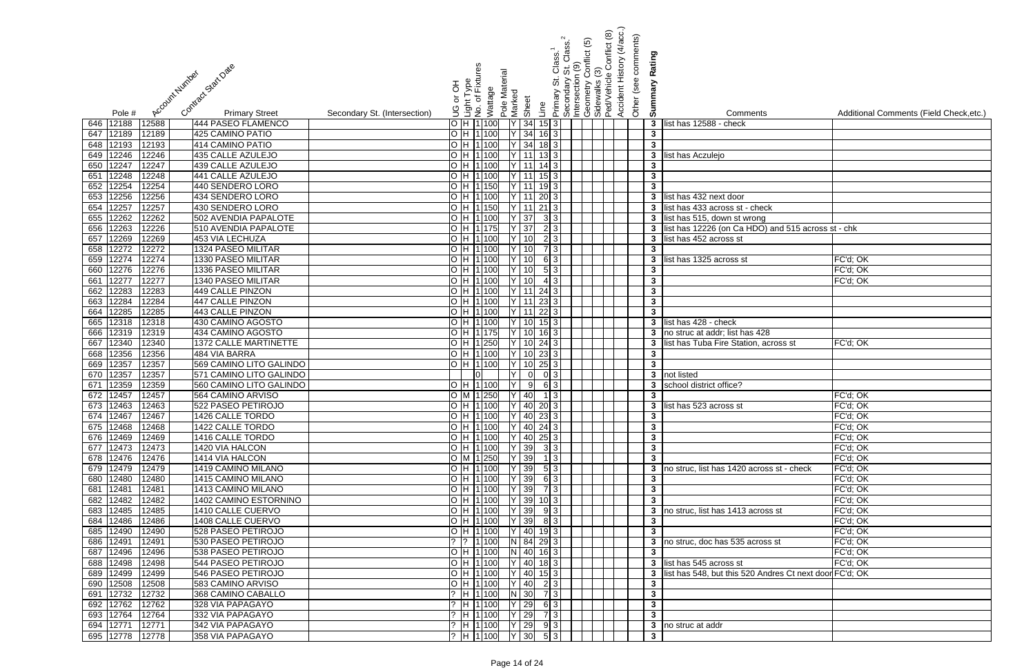| | Pole # | Account Number | Contract Start Date | Primary Street | Secondary St. (Intersection) | UG or OH | Light Type | No. of Fixtures | Wattage | Pole Material | Marked | Sheet | Line | Primary St. Class.[1] | Secondary St. Class.[2] | Intersection (9) | Geometry Conflict (5) | Sidewalks (3) | Ped/Vehicle Conflict (8) | Accident History (4/acc.) | Other (see comments) | Summary Rating | Comments | Additional Comments (Field Check,etc.) |
|---|---|---|---|---|---|---|---|---|---|---|---|---|---|---|---|---|---|---|---|---|---|---|---|---|
| 646 | 12188 | 12588 | | 444 PASEO FLAMENCO | | O | H | 1 | 100 | | Y | 34 | 15 | 3 | | | | | | | | 3 | list has 12588 - check | |
| 647 | 12189 | 12189 | | 425 CAMINO PATIO | | O | H | 1 | 100 | | Y | 34 | 16 | 3 | | | | | | | | 3 | | |
| 648 | 12193 | 12193 | | 414 CAMINO PATIO | | O | H | 1 | 100 | | Y | 34 | 18 | 3 | | | | | | | | 3 | | |
| 649 | 12246 | 12246 | | 435 CALLE AZULEJO | | O | H | 1 | 100 | | Y | 11 | 13 | 3 | | | | | | | | 3 | list has Aczulejo | |
| 650 | 12247 | 12247 | | 439 CALLE AZULEJO | | O | H | 1 | 100 | | Y | 11 | 14 | 3 | | | | | | | | 3 | | |
| 651 | 12248 | 12248 | | 441 CALLE AZULEJO | | O | H | 1 | 100 | | Y | 11 | 15 | 3 | | | | | | | | 3 | | |
| 652 | 12254 | 12254 | | 440 SENDERO LORO | | O | H | 1 | 150 | | Y | 11 | 19 | 3 | | | | | | | | 3 | | |
| 653 | 12256 | 12256 | | 434 SENDERO LORO | | O | H | 1 | 100 | | Y | 11 | 20 | 3 | | | | | | | | 3 | list has 432 next door | |
| 654 | 12257 | 12257 | | 430 SENDERO LORO | | O | H | 1 | 150 | | Y | 11 | 21 | 3 | | | | | | | | 3 | list has 433 across st - check | |
| 655 | 12262 | 12262 | | 502 AVENDIA PAPALOTE | | O | H | 1 | 100 | | Y | 37 | 3 | 3 | | | | | | | | 3 | list has 515, down st wrong | |
| 656 | 12263 | 12226 | | 510 AVENDIA PAPALOTE | | O | H | 1 | 175 | | Y | 37 | 2 | 3 | | | | | | | | 3 | list has 12226 (on Ca HDO) and 515 across st - chk | |
| 657 | 12269 | 12269 | | 453 VIA LECHUZA | | O | H | 1 | 100 | | Y | 10 | 2 | 3 | | | | | | | | 3 | list has 452 across st | |
| 658 | 12272 | 12272 | | 1324 PASEO MILITAR | | O | H | 1 | 100 | | Y | 10 | 7 | 3 | | | | | | | | 3 | | |
| 659 | 12274 | 12274 | | 1330 PASEO MILITAR | | O | H | 1 | 100 | | Y | 10 | 6 | 3 | | | | | | | | 3 | list has 1325 across st | FC'd; OK |
| 660 | 12276 | 12276 | | 1336 PASEO MILITAR | | O | H | 1 | 100 | | Y | 10 | 5 | 3 | | | | | | | | 3 | | FC'd; OK |
| 661 | 12277 | 12277 | | 1340 PASEO MILITAR | | O | H | 1 | 100 | | Y | 10 | 4 | 3 | | | | | | | | 3 | | FC'd; OK |
| 662 | 12283 | 12283 | | 449 CALLE PINZON | | O | H | 1 | 100 | | Y | 11 | 24 | 3 | | | | | | | | 3 | | |
| 663 | 12284 | 12284 | | 447 CALLE PINZON | | O | H | 1 | 100 | | Y | 11 | 23 | 3 | | | | | | | | 3 | | |
| 664 | 12285 | 12285 | | 443 CALLE PINZON | | O | H | 1 | 100 | | Y | 11 | 22 | 3 | | | | | | | | 3 | | |
| 665 | 12318 | 12318 | | 430 CAMINO AGOSTO | | O | H | 1 | 100 | | Y | 10 | 15 | 3 | | | | | | | | 3 | list has 428 - check | |
| 666 | 12319 | 12319 | | 434 CAMINO AGOSTO | | O | H | 1 | 175 | | Y | 10 | 16 | 3 | | | | | | | | 3 | no struc at addr; list has 428 | |
| 667 | 12340 | 12340 | | 1372 CALLE MARTINETTE | | O | H | 1 | 250 | | Y | 10 | 24 | 3 | | | | | | | | 3 | list has Tuba Fire Station, across st | FC'd; OK |
| 668 | 12356 | 12356 | | 484 VIA BARRA | | O | H | 1 | 100 | | Y | 10 | 23 | 3 | | | | | | | | 3 | | |
| 669 | 12357 | 12357 | | 569 CAMINO LITO GALINDO | | O | H | 1 | 100 | | Y | 10 | 25 | 3 | | | | | | | | 3 | | |
| 670 | 12357 | 12357 | | 571 CAMINO LITO GALINDO | | | | 0 | | | Y | 0 | 0 | 3 | | | | | | | | 3 | not listed | |
| 671 | 12359 | 12359 | | 560 CAMINO LITO GALINDO | | O | H | 1 | 100 | | Y | 9 | 6 | 3 | | | | | | | | 3 | school district office? | |
| 672 | 12457 | 12457 | | 564 CAMINO ARVISO | | O | M | 1 | 250 | | Y | 40 | 1 | 3 | | | | | | | | 3 | | FC'd; OK |
| 673 | 12463 | 12463 | | 522 PASEO PETIROJO | | O | H | 1 | 100 | | Y | 40 | 20 | 3 | | | | | | | | 3 | list has 523 across st | FC'd; OK |
| 674 | 12467 | 12467 | | 1426 CALLE TORDO | | O | H | 1 | 100 | | Y | 40 | 23 | 3 | | | | | | | | 3 | | FC'd; OK |
| 675 | 12468 | 12468 | | 1422 CALLE TORDO | | O | H | 1 | 100 | | Y | 40 | 24 | 3 | | | | | | | | 3 | | FC'd; OK |
| 676 | 12469 | 12469 | | 1416 CALLE TORDO | | O | H | 1 | 100 | | Y | 40 | 25 | 3 | | | | | | | | 3 | | FC'd; OK |
| 677 | 12473 | 12473 | | 1420 VIA HALCON | | O | H | 1 | 100 | | Y | 39 | 3 | 3 | | | | | | | | 3 | | FC'd; OK |
| 678 | 12476 | 12476 | | 1414 VIA HALCON | | O | M | 1 | 250 | | Y | 39 | 1 | 3 | | | | | | | | 3 | | FC'd; OK |
| 679 | 12479 | 12479 | | 1419 CAMINO MILANO | | O | H | 1 | 100 | | Y | 39 | 5 | 3 | | | | | | | | 3 | no struc, list has 1420 across st - check | FC'd; OK |
| 680 | 12480 | 12480 | | 1415 CAMINO MILANO | | O | H | 1 | 100 | | Y | 39 | 6 | 3 | | | | | | | | 3 | | FC'd; OK |
| 681 | 12481 | 12481 | | 1413 CAMINO MILANO | | O | H | 1 | 100 | | Y | 39 | 7 | 3 | | | | | | | | 3 | | FC'd; OK |
| 682 | 12482 | 12482 | | 1402 CAMINO ESTORNINO | | O | H | 1 | 100 | | Y | 39 | 10 | 3 | | | | | | | | 3 | | FC'd; OK |
| 683 | 12485 | 12485 | | 1410 CALLE CUERVO | | O | H | 1 | 100 | | Y | 39 | 9 | 3 | | | | | | | | 3 | no struc, list has 1413 across st | FC'd; OK |
| 684 | 12486 | 12486 | | 1408 CALLE CUERVO | | O | H | 1 | 100 | | Y | 39 | 8 | 3 | | | | | | | | 3 | | FC'd; OK |
| 685 | 12490 | 12490 | | 528 PASEO PETIROJO | | O | H | 1 | 100 | | Y | 40 | 19 | 3 | | | | | | | | 3 | | FC'd; OK |
| 686 | 12491 | 12491 | | 530 PASEO PETIROJO | | ? | ? | 1 | 100 | | N | 84 | 29 | 3 | | | | | | | | 3 | no struc, doc has 535 across st | FC'd; OK |
| 687 | 12496 | 12496 | | 538 PASEO PETIROJO | | O | H | 1 | 100 | | N | 40 | 16 | 3 | | | | | | | | 3 | | FC'd; OK |
| 688 | 12498 | 12498 | | 544 PASEO PETIROJO | | O | H | 1 | 100 | | Y | 40 | 18 | 3 | | | | | | | | 3 | list has 545 across st | FC'd; OK |
| 689 | 12499 | 12499 | | 546 PASEO PETIROJO | | O | H | 1 | 100 | | Y | 40 | 15 | 3 | | | | | | | | 3 | list has 548, but this 520 Andres Ct next door | FC'd; OK |
| 690 | 12508 | 12508 | | 583 CAMINO ARVISO | | O | H | 1 | 100 | | Y | 40 | 2 | 3 | | | | | | | | 3 | | |
| 691 | 12732 | 12732 | | 368 CAMINO CABALLO | | ? | H | 1 | 100 | | N | 30 | 7 | 3 | | | | | | | | 3 | | |
| 692 | 12762 | 12762 | | 328 VIA PAPAGAYO | | ? | H | 1 | 100 | | Y | 29 | 6 | 3 | | | | | | | | 3 | | |
| 693 | 12764 | 12764 | | 332 VIA PAPAGAYO | | ? | H | 1 | 100 | | Y | 29 | 7 | 3 | | | | | | | | 3 | | |
| 694 | 12771 | 12771 | | 342 VIA PAPAGAYO | | ? | H | 1 | 100 | | Y | 29 | 9 | 3 | | | | | | | | 3 | no struc at addr | |
| 695 | 12778 | 12778 | | 358 VIA PAPAGAYO | | ? | H | 1 | 100 | | Y | 30 | 5 | 3 | | | | | | | | 3 | | |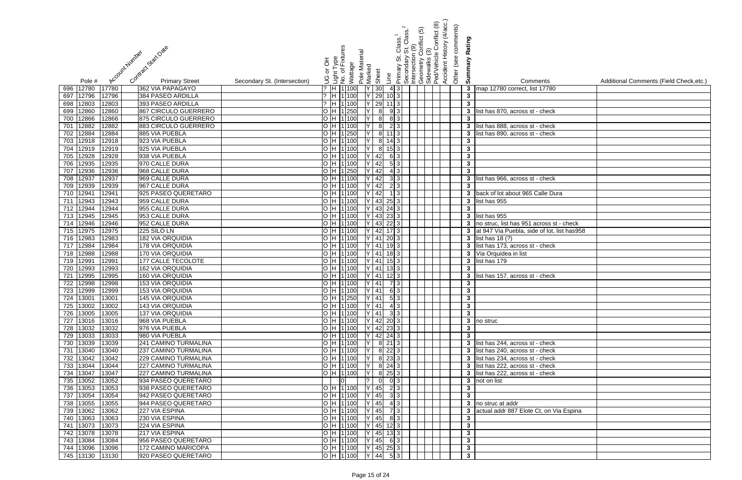| | Pole # | Account Number | Contract Start Date | Primary Street | Secondary St. (Intersection) | UG or OH | Light Type | No. of Fixtures | Wattage | Pole Material | Marked | Sheet | Line | Primary St. Class.[1] | Secondary St. Class.[2] | Intersection (9) | Geometry Conflict (5) | Sidewalks (3) | Ped/Vehicle Conflict (8) | Accident History (4/acc.) | Other (see comments) | Summary Rating | Comments | Additional Comments (Field Check,etc.) |
|---|---|---|---|---|---|---|---|---|---|---|---|---|---|---|---|---|---|---|---|---|---|---|---|---|
| 696 | 12780 | 17780 | | 362 VIA PAPAGAYO | | ? | H | 1 | 100 | | Y | 30 | 4 | 3 | | | | | | | | 3 | map 12780 correct, list 17780 | |
| 697 | 12796 | 12796 | | 384 PASEO ARDILLA | | ? | H | 1 | 100 | | Y | 29 | 10 | 3 | | | | | | | | 3 | | |
| 698 | 12803 | 12803 | | 393 PASEO ARDILLA | | ? | H | 1 | 100 | | Y | 29 | 11 | 3 | | | | | | | | 3 | | |
| 699 | 12860 | 12860 | | 867 CIRCULO GUERRERO | | O | H | 1 | 250 | | Y | 8 | 9 | 3 | | | | | | | | 3 | list has 870, across st - check | |
| 700 | 12866 | 12866 | | 875 CIRCULO GUERRERO | | O | H | 1 | 100 | | Y | 8 | 8 | 3 | | | | | | | | 3 | | |
| 701 | 12882 | 12882 | | 883 CIRCULO GUERRERO | | O | H | 1 | 100 | | Y | 8 | 2 | 3 | | | | | | | | 3 | list has 888, across st - check | |
| 702 | 12884 | 12884 | | 885 VIA PUEBLA | | O | H | 1 | 250 | | Y | 8 | 11 | 3 | | | | | | | | 3 | list has 890, across st - check | |
| 703 | 12918 | 12918 | | 923 VIA PUEBLA | | O | H | 1 | 100 | | Y | 8 | 14 | 3 | | | | | | | | 3 | | |
| 704 | 12919 | 12919 | | 925 VIA PUEBLA | | O | H | 1 | 100 | | Y | 8 | 15 | 3 | | | | | | | | 3 | | |
| 705 | 12928 | 12928 | | 938 VIA PUEBLA | | O | H | 1 | 100 | | Y | 42 | 6 | 3 | | | | | | | | 3 | | |
| 706 | 12935 | 12935 | | 970 CALLE DURA | | O | H | 1 | 100 | | Y | 42 | 5 | 3 | | | | | | | | 3 | | |
| 707 | 12936 | 12936 | | 968 CALLE DURA | | O | H | 1 | 250 | | Y | 42 | 4 | 3 | | | | | | | | 3 | | |
| 708 | 12937 | 12937 | | 969 CALLE DURA | | O | H | 1 | 100 | | Y | 42 | 3 | 3 | | | | | | | | 3 | list has 966, across st - check | |
| 709 | 12939 | 12939 | | 967 CALLE DURA | | O | H | 1 | 100 | | Y | 42 | 2 | 3 | | | | | | | | 3 | | |
| 710 | 12941 | 12941 | | 925 PASEO QUERETARO | | O | H | 1 | 100 | | Y | 42 | 1 | 3 | | | | | | | | 3 | back of lot about 965 Calle Dura | |
| 711 | 12943 | 12943 | | 959 CALLE DURA | | O | H | 1 | 100 | | Y | 43 | 25 | 3 | | | | | | | | 3 | list has 955 | |
| 712 | 12944 | 12944 | | 955 CALLE DURA | | O | H | 1 | 100 | | Y | 43 | 24 | 3 | | | | | | | | 3 | | |
| 713 | 12945 | 12945 | | 953 CALLE DURA | | O | H | 1 | 100 | | Y | 43 | 23 | 3 | | | | | | | | 3 | list has 955 | |
| 714 | 12946 | 12946 | | 952 CALLE DURA | | O | H | 1 | 100 | | Y | 43 | 22 | 3 | | | | | | | | 3 | no struc, list has 951 across st - check | |
| 715 | 12975 | 12975 | | 225 SILO LN | | O | H | 1 | 100 | | Y | 42 | 17 | 3 | | | | | | | | 3 | at 947 Via Puebla, side of lot, list has958 | |
| 716 | 12983 | 12983 | | 182 VIA ORQUIDIA | | O | H | 1 | 100 | | Y | 41 | 20 | 3 | | | | | | | | 3 | list has 18 (?) | |
| 717 | 12984 | 12984 | | 178 VIA ORQUIDIA | | O | H | 1 | 100 | | Y | 41 | 19 | 3 | | | | | | | | 3 | list has 173, across st - check | |
| 718 | 12988 | 12988 | | 170 VIA ORQUIDIA | | O | H | 1 | 100 | | Y | 41 | 18 | 3 | | | | | | | | 3 | Via Orquidea in list | |
| 719 | 12991 | 12991 | | 177 CALLE TECOLOTE | | O | H | 1 | 100 | | Y | 41 | 15 | 3 | | | | | | | | 3 | list has 179 | |
| 720 | 12993 | 12993 | | 162 VIA ORQUIDIA | | O | H | 1 | 100 | | Y | 41 | 13 | 3 | | | | | | | | 3 | | |
| 721 | 12995 | 12995 | | 160 VIA ORQUIDIA | | O | H | 1 | 100 | | Y | 41 | 12 | 3 | | | | | | | | 3 | list has 157, across st - check | |
| 722 | 12998 | 12998 | | 153 VIA ORQUIDIA | | O | H | 1 | 100 | | Y | 41 | 7 | 3 | | | | | | | | 3 | | |
| 723 | 12999 | 12999 | | 153 VIA ORQUIDIA | | O | H | 1 | 100 | | Y | 41 | 6 | 3 | | | | | | | | 3 | | |
| 724 | 13001 | 13001 | | 145 VIA ORQUIDIA | | O | H | 1 | 250 | | Y | 41 | 5 | 3 | | | | | | | | 3 | | |
| 725 | 13002 | 13002 | | 143 VIA ORQUIDIA | | O | H | 1 | 100 | | Y | 41 | 4 | 3 | | | | | | | | 3 | | |
| 726 | 13005 | 13005 | | 137 VIA ORQUIDIA | | O | H | 1 | 100 | | Y | 41 | 3 | 3 | | | | | | | | 3 | | |
| 727 | 13016 | 13016 | | 968 VIA PUEBLA | | O | H | 1 | 100 | | Y | 42 | 20 | 3 | | | | | | | | 3 | no struc | |
| 728 | 13032 | 13032 | | 976 VIA PUEBLA | | O | H | 1 | 100 | | Y | 42 | 23 | 3 | | | | | | | | 3 | | |
| 729 | 13033 | 13033 | | 980 VIA PUEBLA | | O | H | 1 | 100 | | Y | 42 | 24 | 3 | | | | | | | | 3 | | |
| 730 | 13039 | 13039 | | 241 CAMINO TURMALINA | | O | H | 1 | 100 | | Y | 8 | 21 | 3 | | | | | | | | 3 | list has 244, across st - check | |
| 731 | 13040 | 13040 | | 237 CAMINO TURMALINA | | O | H | 1 | 100 | | Y | 8 | 22 | 3 | | | | | | | | 3 | list has 240, across st - check | |
| 732 | 13042 | 13042 | | 229 CAMINO TURMALINA | | O | H | 1 | 100 | | Y | 8 | 23 | 3 | | | | | | | | 3 | list has 234, across st - check | |
| 733 | 13044 | 13044 | | 227 CAMINO TURMALINA | | O | H | 1 | 100 | | Y | 8 | 24 | 3 | | | | | | | | 3 | list has 222, across st - check | |
| 734 | 13047 | 13047 | | 227 CAMINO TURMALINA | | O | H | 1 | 100 | | Y | 8 | 25 | 3 | | | | | | | | 3 | list has 222, across st - check | |
| 735 | 13052 | 13052 | | 934 PASEO QUERETARO | | | | 0 | | | ? | 0 | 0 | 3 | | | | | | | | 3 | not on list | |
| 736 | 13053 | 13053 | | 938 PASEO QUERETARO | | O | H | 1 | 100 | | Y | 45 | 2 | 3 | | | | | | | | 3 | | |
| 737 | 13054 | 13054 | | 942 PASEO QUERETARO | | O | H | 1 | 100 | | Y | 45 | 3 | 3 | | | | | | | | 3 | | |
| 738 | 13055 | 13055 | | 944 PASEO QUERETARO | | O | H | 1 | 100 | | Y | 45 | 4 | 3 | | | | | | | | 3 | no struc at addr | |
| 739 | 13062 | 13062 | | 227 VIA ESPINA | | O | H | 1 | 100 | | Y | 45 | 7 | 3 | | | | | | | | 3 | actual addr 887 Elote Ct, on Via Espina | |
| 740 | 13063 | 13063 | | 230 VIA ESPINA | | O | H | 1 | 100 | | Y | 45 | 8 | 3 | | | | | | | | 3 | | |
| 741 | 13073 | 13073 | | 224 VIA ESPINA | | O | H | 1 | 100 | | Y | 45 | 12 | 3 | | | | | | | | 3 | | |
| 742 | 13078 | 13078 | | 217 VIA ESPINA | | O | H | 1 | 100 | | Y | 45 | 13 | 3 | | | | | | | | 3 | | |
| 743 | 13084 | 13084 | | 956 PASEO QUERETARO | | O | H | 1 | 100 | | Y | 45 | 6 | 3 | | | | | | | | 3 | | |
| 744 | 13096 | 13096 | | 172 CAMINO MARICOPA | | O | H | 1 | 100 | | Y | 45 | 25 | 3 | | | | | | | | 3 | | |
| 745 | 13130 | 13130 | | 920 PASEO QUERETARO | | O | H | 1 | 100 | | Y | 44 | 5 | 3 | | | | | | | | 3 | | |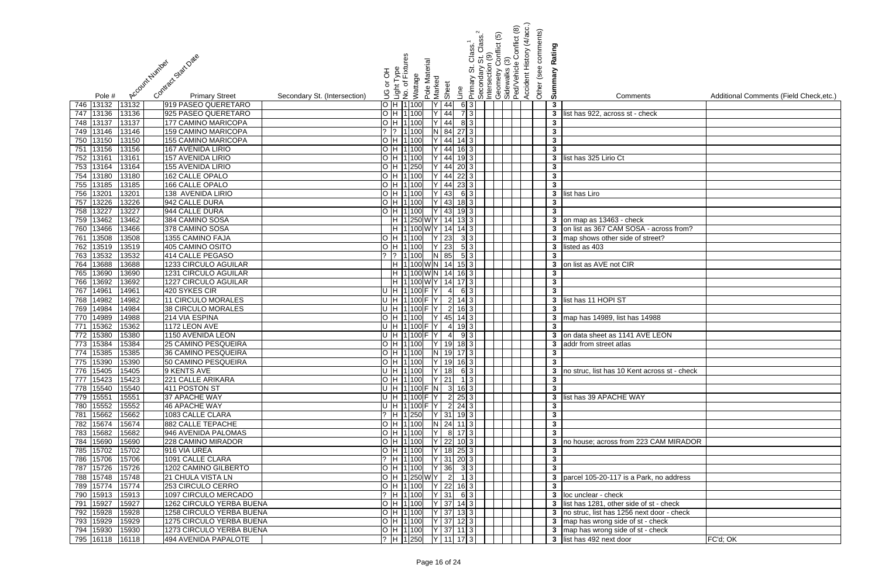| | Pole # | Account Number | Contract Start Date | Primary Street | Secondary St. (Intersection) | UG or OH | Light Type | No. of Fixtures | Wattage | Pole Material | Marked | Sheet | Line | Primary St. Class.[1] | Secondary St. Class.[2] | Intersection (9) | Geometry Conflict (5) | Sidewalks (3) | Ped/Vehicle Conflict (8) | Accident History (4/acc.) | Other (see comments) | Summary Rating | Comments | Additional Comments (Field Check,etc.) |
|---|---|---|---|---|---|---|---|---|---|---|---|---|---|---|---|---|---|---|---|---|---|---|---|---|
| 746 | 13132 | 13132 | | 919 PASEO QUERETARO | | O | H | 1 | 100 | | Y | 44 | 6 | 3 | | | | | | | | 3 | | |
| 747 | 13136 | 13136 | | 925 PASEO QUERETARO | | O | H | 1 | 100 | | Y | 44 | 7 | 3 | | | | | | | | 3 | list has 922, across st - check | |
| 748 | 13137 | 13137 | | 177 CAMINO MARICOPA | | O | H | 1 | 100 | | Y | 44 | 8 | 3 | | | | | | | | 3 | | |
| 749 | 13146 | 13146 | | 159 CAMINO MARICOPA | | ? | ? | 1 | 100 | | N | 84 | 27 | 3 | | | | | | | | 3 | | |
| 750 | 13150 | 13150 | | 155 CAMINO MARICOPA | | O | H | 1 | 100 | | Y | 44 | 14 | 3 | | | | | | | | 3 | | |
| 751 | 13156 | 13156 | | 167 AVENIDA LIRIO | | O | H | 1 | 100 | | Y | 44 | 16 | 3 | | | | | | | | 3 | | |
| 752 | 13161 | 13161 | | 157 AVENIDA LIRIO | | O | H | 1 | 100 | | Y | 44 | 19 | 3 | | | | | | | | 3 | list has 325 Lirio Ct | |
| 753 | 13164 | 13164 | | 155 AVENIDA LIRIO | | O | H | 1 | 250 | | Y | 44 | 20 | 3 | | | | | | | | 3 | | |
| 754 | 13180 | 13180 | | 162 CALLE OPALO | | O | H | 1 | 100 | | Y | 44 | 22 | 3 | | | | | | | | 3 | | |
| 755 | 13185 | 13185 | | 166 CALLE OPALO | | O | H | 1 | 100 | | Y | 44 | 23 | 3 | | | | | | | | 3 | | |
| 756 | 13201 | 13201 | | 138 AVENIDA LIRIO | | O | H | 1 | 100 | | Y | 43 | 6 | 3 | | | | | | | | 3 | list has Liro | |
| 757 | 13226 | 13226 | | 942 CALLE DURA | | O | H | 1 | 100 | | Y | 43 | 18 | 3 | | | | | | | | 3 | | |
| 758 | 13227 | 13227 | | 944 CALLE DURA | | O | H | 1 | 100 | | Y | 43 | 19 | 3 | | | | | | | | 3 | | |
| 759 | 13462 | 13462 | | 384 CAMINO SOSA | | | H | 1 | 250 | W | Y | 14 | 13 | 3 | | | | | | | | 3 | on map as 13463 - check | |
| 760 | 13466 | 13466 | | 378 CAMINO SOSA | | | H | 1 | 100 | W | Y | 14 | 14 | 3 | | | | | | | | 3 | on list as 367 CAM SOSA - across from? | |
| 761 | 13508 | 13508 | | 1355 CAMINO FAJA | | O | H | 1 | 100 | | Y | 23 | 3 | 3 | | | | | | | | 3 | map shows other side of street? | |
| 762 | 13519 | 13519 | | 405 CAMINO OSITO | | O | H | 1 | 100 | | Y | 23 | 5 | 3 | | | | | | | | 3 | listed as 403 | |
| 763 | 13532 | 13532 | | 414 CALLE PEGASO | | ? | ? | 1 | 100 | | N | 85 | 5 | 3 | | | | | | | | 3 | | |
| 764 | 13688 | 13688 | | 1233 CIRCULO AGUILAR | | | H | 1 | 100 | W | N | 14 | 15 | 3 | | | | | | | | 3 | on list as AVE not CIR | |
| 765 | 13690 | 13690 | | 1231 CIRCULO AGUILAR | | | H | 1 | 100 | W | N | 14 | 16 | 3 | | | | | | | | 3 | | |
| 766 | 13692 | 13692 | | 1227 CIRCULO AGUILAR | | | H | 1 | 100 | W | Y | 14 | 17 | 3 | | | | | | | | 3 | | |
| 767 | 14961 | 14961 | | 420 SYKES CIR | | U | H | 1 | 100 | F | Y | 4 | 6 | 3 | | | | | | | | 3 | | |
| 768 | 14982 | 14982 | | 11 CIRCULO MORALES | | U | H | 1 | 100 | F | Y | 2 | 14 | 3 | | | | | | | | 3 | list has 11 HOPI ST | |
| 769 | 14984 | 14984 | | 38 CIRCULO MORALES | | U | H | 1 | 100 | F | Y | 2 | 16 | 3 | | | | | | | | 3 | | |
| 770 | 14989 | 14988 | | 214 VIA ESPINA | | O | H | 1 | 100 | | Y | 45 | 14 | 3 | | | | | | | | 3 | map has 14989, list has 14988 | |
| 771 | 15362 | 15362 | | 1172 LEON AVE | | U | H | 1 | 100 | F | Y | 4 | 19 | 3 | | | | | | | | 3 | | |
| 772 | 15380 | 15380 | | 1150 AVENIDA LEON | | U | H | 1 | 100 | F | Y | 4 | 9 | 3 | | | | | | | | 3 | on data sheet as 1141 AVE LEON | |
| 773 | 15384 | 15384 | | 25 CAMINO PESQUEIRA | | O | H | 1 | 100 | | Y | 19 | 18 | 3 | | | | | | | | 3 | addr from street atlas | |
| 774 | 15385 | 15385 | | 36 CAMINO PESQUEIRA | | O | H | 1 | 100 | | N | 19 | 17 | 3 | | | | | | | | 3 | | |
| 775 | 15390 | 15390 | | 50 CAMINO PESQUEIRA | | O | H | 1 | 100 | | Y | 19 | 16 | 3 | | | | | | | | 3 | | |
| 776 | 15405 | 15405 | | 9 KENTS AVE | | U | H | 1 | 100 | | Y | 18 | 6 | 3 | | | | | | | | 3 | no struc, list has 10 Kent across st - check | |
| 777 | 15423 | 15423 | | 221 CALLE ARIKARA | | O | H | 1 | 100 | | Y | 21 | 1 | 3 | | | | | | | | 3 | | |
| 778 | 15540 | 15540 | | 411 POSTON ST | | U | H | 1 | 100 | F | N | 3 | 16 | 3 | | | | | | | | 3 | | |
| 779 | 15551 | 15551 | | 37 APACHE WAY | | U | H | 1 | 100 | F | Y | 2 | 25 | 3 | | | | | | | | 3 | list has 39 APACHE WAY | |
| 780 | 15552 | 15552 | | 46 APACHE WAY | | U | H | 1 | 100 | F | Y | 2 | 24 | 3 | | | | | | | | 3 | | |
| 781 | 15662 | 15662 | | 1083 CALLE CLARA | | ? | H | 1 | 250 | | Y | 31 | 19 | 3 | | | | | | | | 3 | | |
| 782 | 15674 | 15674 | | 882 CALLE TEPACHE | | O | H | 1 | 100 | | N | 24 | 11 | 3 | | | | | | | | 3 | | |
| 783 | 15682 | 15682 | | 946 AVENIDA PALOMAS | | O | H | 1 | 100 | | Y | 8 | 17 | 3 | | | | | | | | 3 | | |
| 784 | 15690 | 15690 | | 228 CAMINO MIRADOR | | O | H | 1 | 100 | | Y | 22 | 10 | 3 | | | | | | | | 3 | no house; across from 223 CAM MIRADOR | |
| 785 | 15702 | 15702 | | 916 VIA UREA | | O | H | 1 | 100 | | Y | 18 | 25 | 3 | | | | | | | | 3 | | |
| 786 | 15706 | 15706 | | 1091 CALLE CLARA | | ? | H | 1 | 100 | | Y | 31 | 20 | 3 | | | | | | | | 3 | | |
| 787 | 15726 | 15726 | | 1202 CAMINO GILBERTO | | O | H | 1 | 100 | | Y | 36 | 3 | 3 | | | | | | | | 3 | | |
| 788 | 15748 | 15748 | | 21 CHULA VISTA LN | | O | H | 1 | 250 | W | Y | 2 | 1 | 3 | | | | | | | | 3 | parcel 105-20-117 is a Park, no address | |
| 789 | 15774 | 15774 | | 253 CIRCULO CERRO | | O | H | 1 | 100 | | Y | 22 | 16 | 3 | | | | | | | | 3 | | |
| 790 | 15913 | 15913 | | 1097 CIRCULO MERCADO | | ? | H | 1 | 100 | | Y | 31 | 6 | 3 | | | | | | | | 3 | loc unclear - check | |
| 791 | 15927 | 15927 | | 1262 CIRCULO YERBA BUENA | | O | H | 1 | 100 | | Y | 37 | 14 | 3 | | | | | | | | 3 | list has 1281, other side of st - check | |
| 792 | 15928 | 15928 | | 1258 CIRCULO YERBA BUENA | | O | H | 1 | 100 | | Y | 37 | 13 | 3 | | | | | | | | 3 | no struc, list has 1256 next door - check | |
| 793 | 15929 | 15929 | | 1275 CIRCULO YERBA BUENA | | O | H | 1 | 100 | | Y | 37 | 12 | 3 | | | | | | | | 3 | map has wrong side of st - check | |
| 794 | 15930 | 15930 | | 1273 CIRCULO YERBA BUENA | | O | H | 1 | 100 | | Y | 37 | 11 | 3 | | | | | | | | 3 | map has wrong side of st - check | |
| 795 | 16118 | 16118 | | 494 AVENIDA PAPALOTE | | ? | H | 1 | 250 | | Y | 11 | 17 | 3 | | | | | | | | 3 | list has 492 next door | FC'd; OK |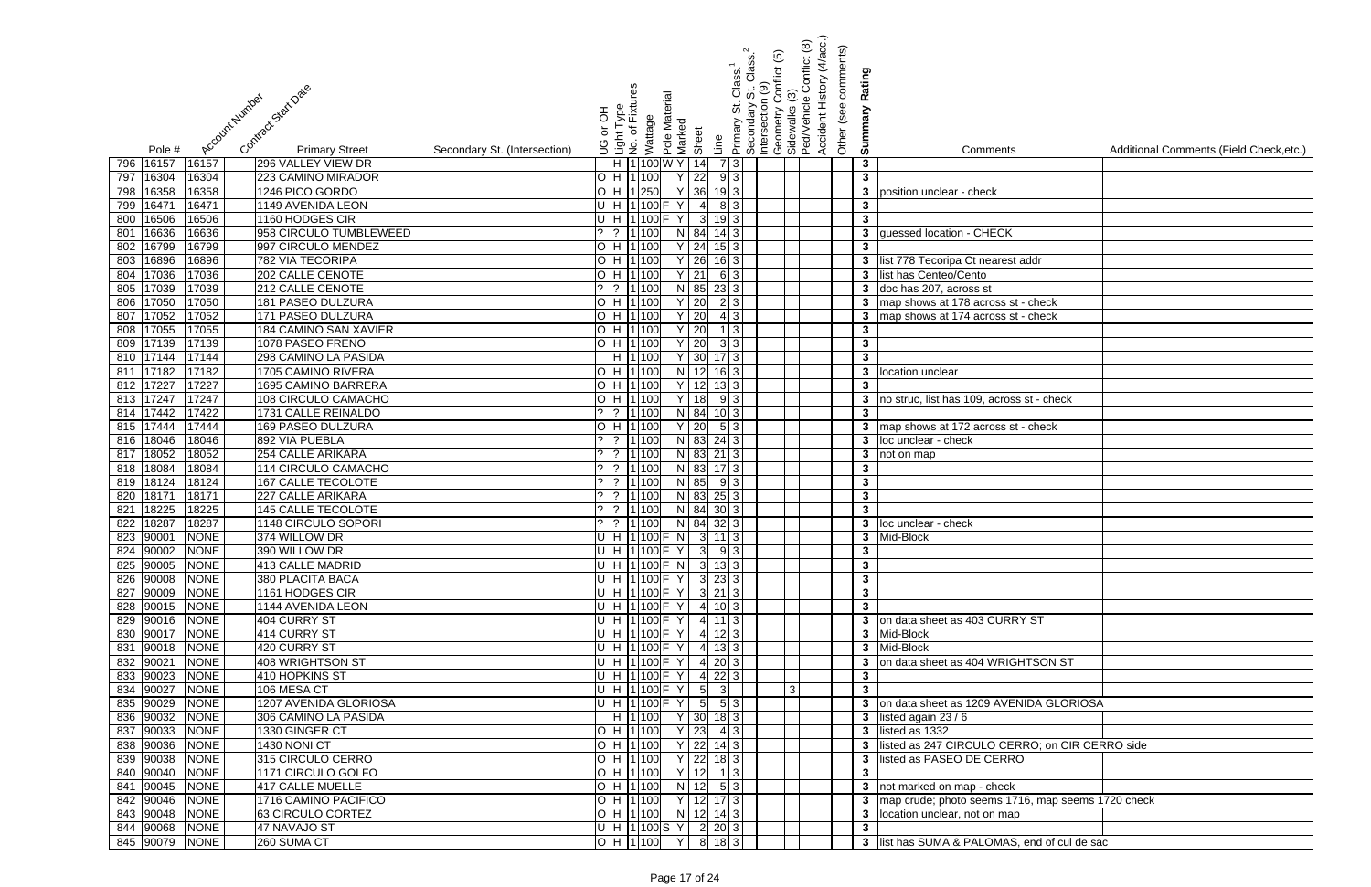| | Pole # | Account Number | Contract Start Date | Primary Street | Secondary St. (Intersection) | UG or OH | Light Type | No. of Fixtures | Wattage | Pole Material | Marked | Sheet | Line | Primary St. Class.[1] | Secondary St. Class.[2] | Intersection (9) | Geometry Conflict (5) | Sidewalks (3) | Ped/Vehicle Conflict (8) | Accident History (4/acc.) | Other (see comments) | Summary Rating | Comments | Additional Comments (Field Check,etc.) |
|---|---|---|---|---|---|---|---|---|---|---|---|---|---|---|---|---|---|---|---|---|---|---|---|---|
| 796 | 16157 | 16157 | | 296 VALLEY VIEW DR | | | H | 1 | 100 | W | Y | 14 | 7 | 3 | | | | | | | | 3 | | |
| 797 | 16304 | 16304 | | 223 CAMINO MIRADOR | | O | H | 1 | 100 | | Y | 22 | 9 | 3 | | | | | | | | 3 | | |
| 798 | 16358 | 16358 | | 1246 PICO GORDO | | O | H | 1 | 250 | | Y | 36 | 19 | 3 | | | | | | | | 3 | position unclear - check | |
| 799 | 16471 | 16471 | | 1149 AVENIDA LEON | | U | H | 1 | 100 | F | Y | 4 | 8 | 3 | | | | | | | | 3 | | |
| 800 | 16506 | 16506 | | 1160 HODGES CIR | | U | H | 1 | 100 | F | Y | 3 | 19 | 3 | | | | | | | | 3 | | |
| 801 | 16636 | 16636 | | 958 CIRCULO TUMBLEWEED | | ? | ? | 1 | 100 | | N | 84 | 14 | 3 | | | | | | | | 3 | guessed location - CHECK | |
| 802 | 16799 | 16799 | | 997 CIRCULO MENDEZ | | O | H | 1 | 100 | | Y | 24 | 15 | 3 | | | | | | | | 3 | | |
| 803 | 16896 | 16896 | | 782 VIA TECORIPA | | O | H | 1 | 100 | | Y | 26 | 16 | 3 | | | | | | | | 3 | list 778 Tecoripa Ct nearest addr | |
| 804 | 17036 | 17036 | | 202 CALLE CENOTE | | O | H | 1 | 100 | | Y | 21 | 6 | 3 | | | | | | | | 3 | list has Centeo/Cento | |
| 805 | 17039 | 17039 | | 212 CALLE CENOTE | | ? | ? | 1 | 100 | | N | 85 | 23 | 3 | | | | | | | | 3 | doc has 207, across st | |
| 806 | 17050 | 17050 | | 181 PASEO DULZURA | | O | H | 1 | 100 | | Y | 20 | 2 | 3 | | | | | | | | 3 | map shows at 178 across st - check | |
| 807 | 17052 | 17052 | | 171 PASEO DULZURA | | O | H | 1 | 100 | | Y | 20 | 4 | 3 | | | | | | | | 3 | map shows at 174 across st - check | |
| 808 | 17055 | 17055 | | 184 CAMINO SAN XAVIER | | O | H | 1 | 100 | | Y | 20 | 1 | 3 | | | | | | | | 3 | | |
| 809 | 17139 | 17139 | | 1078 PASEO FRENO | | O | H | 1 | 100 | | Y | 20 | 3 | 3 | | | | | | | | 3 | | |
| 810 | 17144 | 17144 | | 298 CAMINO LA PASIDA | | | H | 1 | 100 | | Y | 30 | 17 | 3 | | | | | | | | 3 | | |
| 811 | 17182 | 17182 | | 1705 CAMINO RIVERA | | O | H | 1 | 100 | | N | 12 | 16 | 3 | | | | | | | | 3 | location unclear | |
| 812 | 17227 | 17227 | | 1695 CAMINO BARRERA | | O | H | 1 | 100 | | Y | 12 | 13 | 3 | | | | | | | | 3 | | |
| 813 | 17247 | 17247 | | 108 CIRCULO CAMACHO | | O | H | 1 | 100 | | Y | 18 | 9 | 3 | | | | | | | | 3 | no struc, list has 109, across st - check | |
| 814 | 17442 | 17422 | | 1731 CALLE REINALDO | | ? | ? | 1 | 100 | | N | 84 | 10 | 3 | | | | | | | | 3 | | |
| 815 | 17444 | 17444 | | 169 PASEO DULZURA | | O | H | 1 | 100 | | Y | 20 | 5 | 3 | | | | | | | | 3 | map shows at 172 across st - check | |
| 816 | 18046 | 18046 | | 892 VIA PUEBLA | | ? | ? | 1 | 100 | | N | 83 | 24 | 3 | | | | | | | | 3 | loc unclear - check | |
| 817 | 18052 | 18052 | | 254 CALLE ARIKARA | | ? | ? | 1 | 100 | | N | 83 | 21 | 3 | | | | | | | | 3 | not on map | |
| 818 | 18084 | 18084 | | 114 CIRCULO CAMACHO | | ? | ? | 1 | 100 | | N | 83 | 17 | 3 | | | | | | | | 3 | | |
| 819 | 18124 | 18124 | | 167 CALLE TECOLOTE | | ? | ? | 1 | 100 | | N | 85 | 9 | 3 | | | | | | | | 3 | | |
| 820 | 18171 | 18171 | | 227 CALLE ARIKARA | | ? | ? | 1 | 100 | | N | 83 | 25 | 3 | | | | | | | | 3 | | |
| 821 | 18225 | 18225 | | 145 CALLE TECOLOTE | | ? | ? | 1 | 100 | | N | 84 | 30 | 3 | | | | | | | | 3 | | |
| 822 | 18287 | 18287 | | 1148 CIRCULO SOPORI | | ? | ? | 1 | 100 | | N | 84 | 32 | 3 | | | | | | | | 3 | loc unclear - check | |
| 823 | 90001 | NONE | | 374 WILLOW DR | | U | H | 1 | 100 | F | N | 3 | 11 | 3 | | | | | | | | 3 | Mid-Block | |
| 824 | 90002 | NONE | | 390 WILLOW DR | | U | H | 1 | 100 | F | Y | 3 | 9 | 3 | | | | | | | | 3 | | |
| 825 | 90005 | NONE | | 413 CALLE MADRID | | U | H | 1 | 100 | F | N | 3 | 13 | 3 | | | | | | | | 3 | | |
| 826 | 90008 | NONE | | 380 PLACITA BACA | | U | H | 1 | 100 | F | Y | 3 | 23 | 3 | | | | | | | | 3 | | |
| 827 | 90009 | NONE | | 1161 HODGES CIR | | U | H | 1 | 100 | F | Y | 3 | 21 | 3 | | | | | | | | 3 | | |
| 828 | 90015 | NONE | | 1144 AVENIDA LEON | | U | H | 1 | 100 | F | Y | 4 | 10 | 3 | | | | | | | | 3 | | |
| 829 | 90016 | NONE | | 404 CURRY ST | | U | H | 1 | 100 | F | Y | 4 | 11 | 3 | | | | | | | | 3 | on data sheet as 403 CURRY ST | |
| 830 | 90017 | NONE | | 414 CURRY ST | | U | H | 1 | 100 | F | Y | 4 | 12 | 3 | | | | | | | | 3 | Mid-Block | |
| 831 | 90018 | NONE | | 420 CURRY ST | | U | H | 1 | 100 | F | Y | 4 | 13 | 3 | | | | | | | | 3 | Mid-Block | |
| 832 | 90021 | NONE | | 408 WRIGHTSON ST | | U | H | 1 | 100 | F | Y | 4 | 20 | 3 | | | | | | | | 3 | on data sheet as 404 WRIGHTSON ST | |
| 833 | 90023 | NONE | | 410 HOPKINS ST | | U | H | 1 | 100 | F | Y | 4 | 22 | 3 | | | | | | | | 3 | | |
| 834 | 90027 | NONE | | 106 MESA CT | | U | H | 1 | 100 | F | Y | 5 | 3 | | | | | 3 | | | | 3 | | |
| 835 | 90029 | NONE | | 1207 AVENIDA GLORIOSA | | U | H | 1 | 100 | F | Y | 5 | 5 | 3 | | | | | | | | 3 | on data sheet as 1209 AVENIDA GLORIOSA | |
| 836 | 90032 | NONE | | 306 CAMINO LA PASIDA | | | H | 1 | 100 | | Y | 30 | 18 | 3 | | | | | | | | 3 | listed again 23 / 6 | |
| 837 | 90033 | NONE | | 1330 GINGER CT | | O | H | 1 | 100 | | Y | 23 | 4 | 3 | | | | | | | | 3 | listed as 1332 | |
| 838 | 90036 | NONE | | 1430 NONI CT | | O | H | 1 | 100 | | Y | 22 | 14 | 3 | | | | | | | | 3 | listed as 247 CIRCULO CERRO; on CIR CERRO side | |
| 839 | 90038 | NONE | | 315 CIRCULO CERRO | | O | H | 1 | 100 | | Y | 22 | 18 | 3 | | | | | | | | 3 | listed as PASEO DE CERRO | |
| 840 | 90040 | NONE | | 1171 CIRCULO GOLFO | | O | H | 1 | 100 | | Y | 12 | 1 | 3 | | | | | | | | 3 | | |
| 841 | 90045 | NONE | | 417 CALLE MUELLE | | O | H | 1 | 100 | | N | 12 | 5 | 3 | | | | | | | | 3 | not marked on map - check | |
| 842 | 90046 | NONE | | 1716 CAMINO PACIFICO | | O | H | 1 | 100 | | Y | 12 | 17 | 3 | | | | | | | | 3 | map crude; photo seems 1716, map seems 1720 check | |
| 843 | 90048 | NONE | | 63 CIRCULO CORTEZ | | O | H | 1 | 100 | | N | 12 | 14 | 3 | | | | | | | | 3 | location unclear, not on map | |
| 844 | 90068 | NONE | | 47 NAVAJO ST | | U | H | 1 | 100 | S | Y | 2 | 20 | 3 | | | | | | | | 3 | | |
| 845 | 90079 | NONE | | 260 SUMA CT | | O | H | 1 | 100 | | Y | 8 | 18 | 3 | | | | | | | | 3 | list has SUMA & PALOMAS, end of cul de sac | |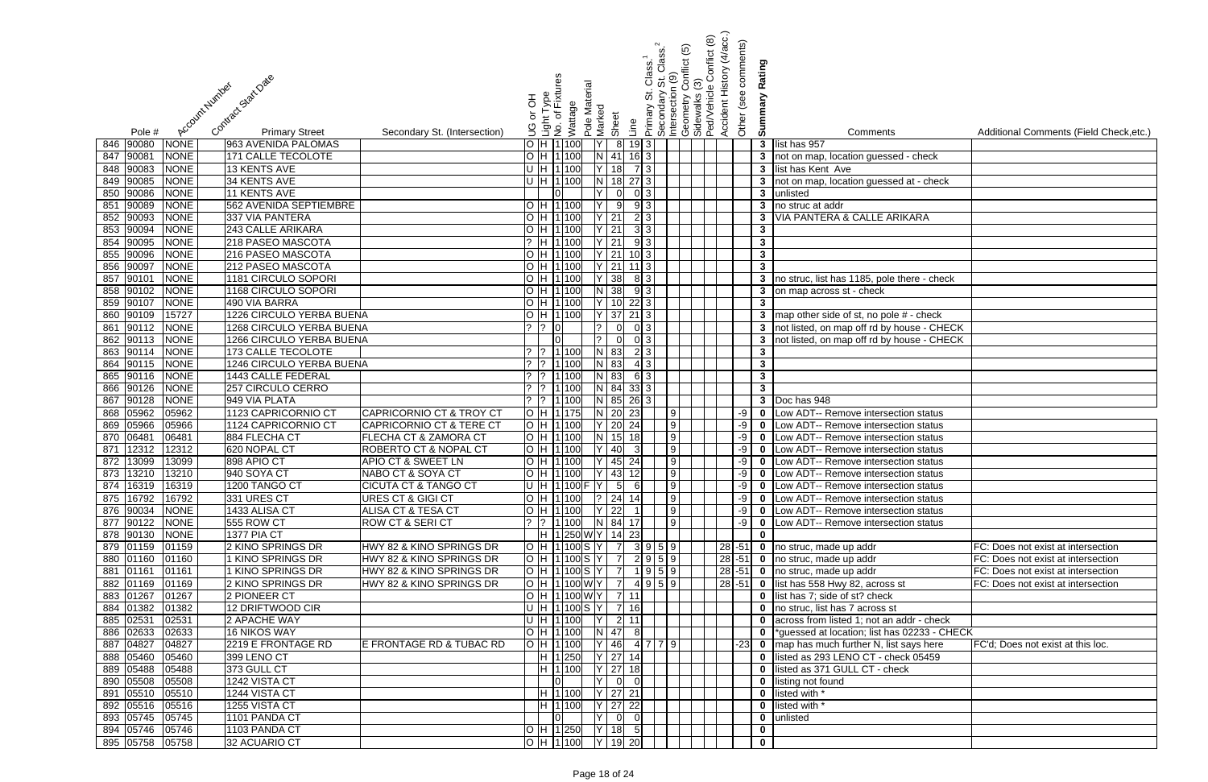| | Pole # | Account Number | Contract Start Date | Primary Street | Secondary St. (Intersection) | UG or OH | Light Type | No. of Fixtures | Wattage | Pole Material | Marked | Sheet | Line | Primary St. Class.[1] | Secondary St. Class.[2] | Intersection (9) | Geometry Conflict (5) | Sidewalks (3) | Ped/Vehicle Conflict (8) | Accident History (4/acc.) | Other (see comments) | Summary Rating | Comments | Additional Comments (Field Check,etc.) |
|---|---|---|---|---|---|---|---|---|---|---|---|---|---|---|---|---|---|---|---|---|---|---|---|---|
| 846 | 90080 | NONE | | 963 AVENIDA PALOMAS | | O | H | 1 | 100 | | Y | 8 | 19 | 3 | | | | | | | | 3 | list has 957 | |
| 847 | 90081 | NONE | | 171 CALLE TECOLOTE | | O | H | 1 | 100 | | N | 41 | 16 | 3 | | | | | | | | 3 | not on map, location guessed - check | |
| 848 | 90083 | NONE | | 13 KENTS AVE | | U | H | 1 | 100 | | Y | 18 | 7 | 3 | | | | | | | | 3 | list has Kent Ave | |
| 849 | 90085 | NONE | | 34 KENTS AVE | | U | H | 1 | 100 | | N | 18 | 27 | 3 | | | | | | | | 3 | not on map, location guessed at - check | |
| 850 | 90086 | NONE | | 11 KENTS AVE | | | | 0 | | | Y | 0 | 0 | 3 | | | | | | | | 3 | unlisted | |
| 851 | 90089 | NONE | | 562 AVENIDA SEPTIEMBRE | | O | H | 1 | 100 | | Y | 9 | 9 | 3 | | | | | | | | 3 | no struc at addr | |
| 852 | 90093 | NONE | | 337 VIA PANTERA | | O | H | 1 | 100 | | Y | 21 | 2 | 3 | | | | | | | | 3 | VIA PANTERA & CALLE ARIKARA | |
| 853 | 90094 | NONE | | 243 CALLE ARIKARA | | O | H | 1 | 100 | | Y | 21 | 3 | 3 | | | | | | | | 3 | | |
| 854 | 90095 | NONE | | 218 PASEO MASCOTA | | ? | H | 1 | 100 | | Y | 21 | 9 | 3 | | | | | | | | 3 | | |
| 855 | 90096 | NONE | | 216 PASEO MASCOTA | | O | H | 1 | 100 | | Y | 21 | 10 | 3 | | | | | | | | 3 | | |
| 856 | 90097 | NONE | | 212 PASEO MASCOTA | | O | H | 1 | 100 | | Y | 21 | 11 | 3 | | | | | | | | 3 | | |
| 857 | 90101 | NONE | | 1181 CIRCULO SOPORI | | O | H | 1 | 100 | | Y | 38 | 8 | 3 | | | | | | | | 3 | no struc, list has 1185, pole there - check | |
| 858 | 90102 | NONE | | 1168 CIRCULO SOPORI | | O | H | 1 | 100 | | N | 38 | 9 | 3 | | | | | | | | 3 | on map across st - check | |
| 859 | 90107 | NONE | | 490 VIA BARRA | | O | H | 1 | 100 | | Y | 10 | 22 | 3 | | | | | | | | 3 | | |
| 860 | 90109 | 15727 | | 1226 CIRCULO YERBA BUENA | | O | H | 1 | 100 | | Y | 37 | 21 | 3 | | | | | | | | 3 | map other side of st, no pole # - check | |
| 861 | 90112 | NONE | | 1268 CIRCULO YERBA BUENA | | ? | ? | 0 | | | ? | 0 | 0 | 3 | | | | | | | | 3 | not listed, on map off rd by house - CHECK | |
| 862 | 90113 | NONE | | 1266 CIRCULO YERBA BUENA | | | | 0 | | | ? | 0 | 0 | 3 | | | | | | | | 3 | not listed, on map off rd by house - CHECK | |
| 863 | 90114 | NONE | | 173 CALLE TECOLOTE | | ? | ? | 1 | 100 | | N | 83 | 2 | 3 | | | | | | | | 3 | | |
| 864 | 90115 | NONE | | 1246 CIRCULO YERBA BUENA | | ? | ? | 1 | 100 | | N | 83 | 4 | 3 | | | | | | | | 3 | | |
| 865 | 90116 | NONE | | 1443 CALLE FEDERAL | | ? | ? | 1 | 100 | | N | 83 | 6 | 3 | | | | | | | | 3 | | |
| 866 | 90126 | NONE | | 257 CIRCULO CERRO | | ? | ? | 1 | 100 | | N | 84 | 33 | 3 | | | | | | | | 3 | | |
| 867 | 90128 | NONE | | 949 VIA PLATA | | ? | ? | 1 | 100 | | N | 85 | 26 | 3 | | | | | | | | 3 | Doc has 948 | |
| 868 | 05962 | 05962 | | 1123 CAPRICORNIO CT | CAPRICORNIO CT & TROY CT | O | H | 1 | 175 | | N | 20 | 23 | | | 9 | | | | | -9 | 0 | Low ADT-- Remove intersection status | |
| 869 | 05966 | 05966 | | 1124 CAPRICORNIO CT | CAPRICORNIO CT & TERE CT | O | H | 1 | 100 | | Y | 20 | 24 | | | 9 | | | | | -9 | 0 | Low ADT-- Remove intersection status | |
| 870 | 06481 | 06481 | | 884 FLECHA CT | FLECHA CT & ZAMORA CT | O | H | 1 | 100 | | N | 15 | 18 | | | 9 | | | | | -9 | 0 | Low ADT-- Remove intersection status | |
| 871 | 12312 | 12312 | | 620 NOPAL CT | ROBERTO CT & NOPAL CT | O | H | 1 | 100 | | Y | 40 | 3 | | | 9 | | | | | -9 | 0 | Low ADT-- Remove intersection status | |
| 872 | 13099 | 13099 | | 898 APIO CT | APIO CT & SWEET LN | O | H | 1 | 100 | | Y | 45 | 24 | | | 9 | | | | | -9 | 0 | Low ADT-- Remove intersection status | |
| 873 | 13210 | 13210 | | 940 SOYA CT | NABO CT & SOYA CT | O | H | 1 | 100 | | Y | 43 | 12 | | | 9 | | | | | -9 | 0 | Low ADT-- Remove intersection status | |
| 874 | 16319 | 16319 | | 1200 TANGO CT | CICUTA CT & TANGO CT | U | H | 1 | 100 | F | Y | 5 | 6 | | | 9 | | | | | -9 | 0 | Low ADT-- Remove intersection status | |
| 875 | 16792 | 16792 | | 331 URES CT | URES CT & GIGI CT | O | H | 1 | 100 | | ? | 24 | 14 | | | 9 | | | | | -9 | 0 | Low ADT-- Remove intersection status | |
| 876 | 90034 | NONE | | 1433 ALISA CT | ALISA CT & TESA CT | O | H | 1 | 100 | | Y | 22 | 1 | | | 9 | | | | | -9 | 0 | Low ADT-- Remove intersection status | |
| 877 | 90122 | NONE | | 555 ROW CT | ROW CT & SERI CT | ? | ? | 1 | 100 | | N | 84 | 17 | | | 9 | | | | | -9 | 0 | Low ADT-- Remove intersection status | |
| 878 | 90130 | NONE | | 1377 PIA CT | | | H | 1 | 250 | W | Y | 14 | 23 | | | | | | | | | 0 | | |
| 879 | 01159 | 01159 | | 2 KINO SPRINGS DR | HWY 82 & KINO SPRINGS DR | O | H | 1 | 100 | S | Y | 7 | 3 | 9 | 5 | 9 | | | | 28 | -51 | 0 | no struc, made up addr | FC: Does not exist at intersection |
| 880 | 01160 | 01160 | | 1 KINO SPRINGS DR | HWY 82 & KINO SPRINGS DR | O | H | 1 | 100 | S | Y | 7 | 2 | 9 | 5 | 9 | | | | 28 | -51 | 0 | no struc, made up addr | FC: Does not exist at intersection |
| 881 | 01161 | 01161 | | 1 KINO SPRINGS DR | HWY 82 & KINO SPRINGS DR | O | H | 1 | 100 | S | Y | 7 | 1 | 9 | 5 | 9 | | | | 28 | -51 | 0 | no struc, made up addr | FC: Does not exist at intersection |
| 882 | 01169 | 01169 | | 2 KINO SPRINGS DR | HWY 82 & KINO SPRINGS DR | O | H | 1 | 100 | W | Y | 7 | 4 | 9 | 5 | 9 | | | | 28 | -51 | 0 | list has 558 Hwy 82, across st | FC: Does not exist at intersection |
| 883 | 01267 | 01267 | | 2 PIONEER CT | | O | H | 1 | 100 | W | Y | 7 | 11 | | | | | | | | | 0 | list has 7; side of st? check | |
| 884 | 01382 | 01382 | | 12 DRIFTWOOD CIR | | U | H | 1 | 100 | S | Y | 7 | 16 | | | | | | | | | 0 | no struc, list has 7 across st | |
| 885 | 02531 | 02531 | | 2 APACHE WAY | | U | H | 1 | 100 | | Y | 2 | 11 | | | | | | | | | 0 | across from listed 1; not an addr - check | |
| 886 | 02633 | 02633 | | 16 NIKOS WAY | | O | H | 1 | 100 | | N | 47 | 8 | | | | | | | | | 0 | *guessed at location; list has 02233 - CHECK | |
| 887 | 04827 | 04827 | | 2219 E FRONTAGE RD | E FRONTAGE RD & TUBAC RD | O | H | 1 | 100 | | Y | 46 | 4 | 7 | 7 | 9 | | | | | -23 | 0 | map has much further N, list says here | FC'd; Does not exist at this loc. |
| 888 | 05460 | 05460 | | 399 LENO CT | | | H | 1 | 250 | | Y | 27 | 14 | | | | | | | | | 0 | listed as 293 LENO CT - check 05459 | |
| 889 | 05488 | 05488 | | 373 GULL CT | | | H | 1 | 100 | | Y | 27 | 18 | | | | | | | | | 0 | listed as 371 GULL CT - check | |
| 890 | 05508 | 05508 | | 1242 VISTA CT | | | | 0 | | | Y | 0 | 0 | | | | | | | | | 0 | listing not found | |
| 891 | 05510 | 05510 | | 1244 VISTA CT | | | H | 1 | 100 | | Y | 27 | 21 | | | | | | | | | 0 | listed with * | |
| 892 | 05516 | 05516 | | 1255 VISTA CT | | | H | 1 | 100 | | Y | 27 | 22 | | | | | | | | | 0 | listed with * | |
| 893 | 05745 | 05745 | | 1101 PANDA CT | | | | 0 | | | Y | 0 | 0 | | | | | | | | | 0 | unlisted | |
| 894 | 05746 | 05746 | | 1103 PANDA CT | | O | H | 1 | 250 | | Y | 18 | 5 | | | | | | | | | 0 | | |
| 895 | 05758 | 05758 | | 32 ACUARIO CT | | O | H | 1 | 100 | | Y | 19 | 20 | | | | | | | | | 0 | | |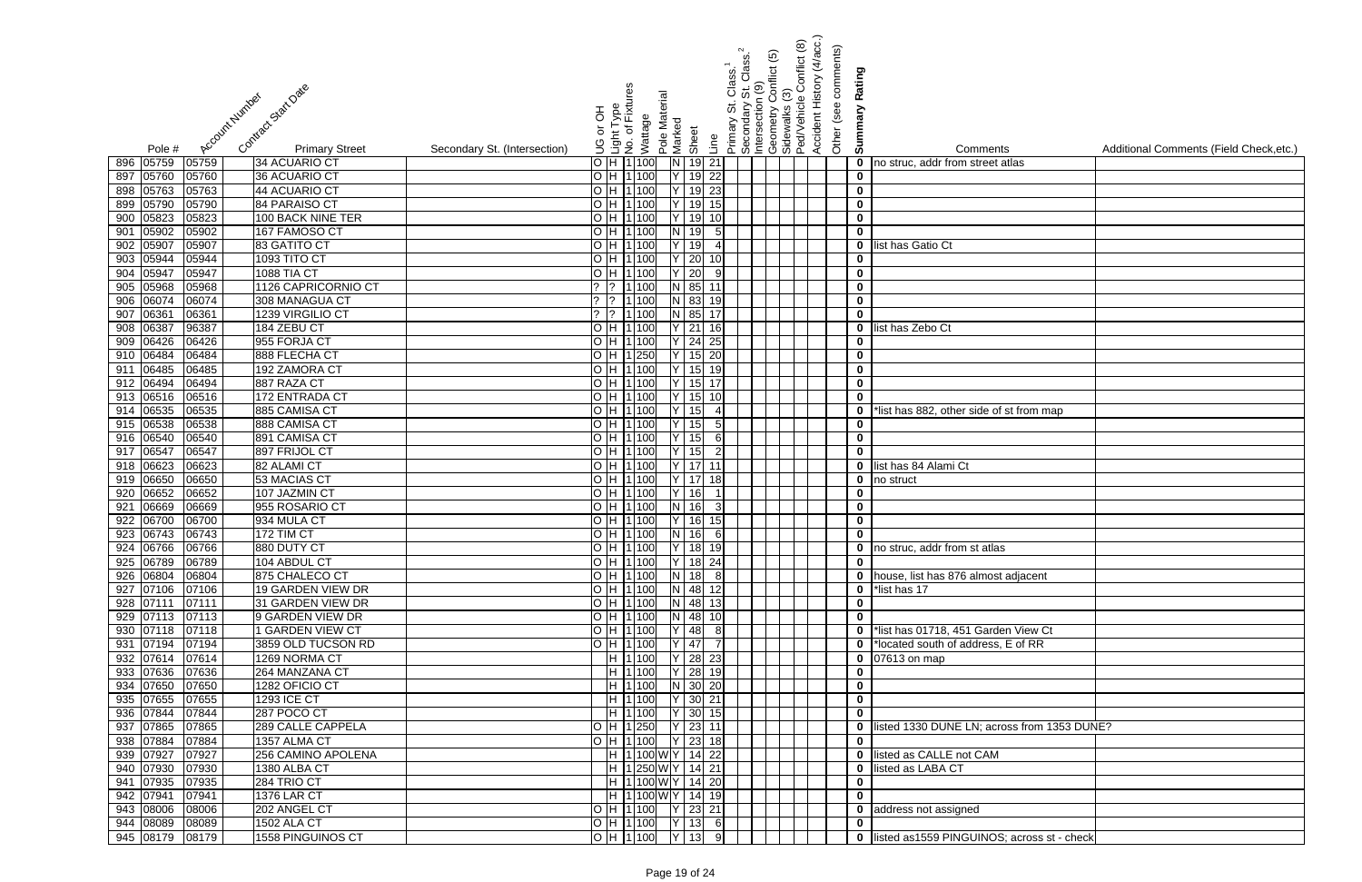| | Pole # | Account Number | Contract Start Date | Primary Street | Secondary St. (Intersection) | UG or OH | Light Type | No. of Fixtures | Wattage | Pole Material | Marked | Sheet | Line | Primary St. Class.[1] | Secondary St. Class.[2] | Intersection (9) | Geometry Conflict (5) | Sidewalks (3) | Ped/Vehicle Conflict (8) | Accident History (4/acc.) | Other (see comments) | Summary Rating | Comments | Additional Comments (Field Check,etc.) |
|---|---|---|---|---|---|---|---|---|---|---|---|---|---|---|---|---|---|---|---|---|---|---|---|---|
| 896 | 05759 | 05759 | | 34 ACUARIO CT | | O | H | 1 | 100 | | N | 19 | 21 | | | | | | | | | 0 | no struc, addr from street atlas | |
| 897 | 05760 | 05760 | | 36 ACUARIO CT | | O | H | 1 | 100 | | Y | 19 | 22 | | | | | | | | | 0 | | |
| 898 | 05763 | 05763 | | 44 ACUARIO CT | | O | H | 1 | 100 | | Y | 19 | 23 | | | | | | | | | 0 | | |
| 899 | 05790 | 05790 | | 84 PARAISO CT | | O | H | 1 | 100 | | Y | 19 | 15 | | | | | | | | | 0 | | |
| 900 | 05823 | 05823 | | 100 BACK NINE TER | | O | H | 1 | 100 | | Y | 19 | 10 | | | | | | | | | 0 | | |
| 901 | 05902 | 05902 | | 167 FAMOSO CT | | O | H | 1 | 100 | | N | 19 | 5 | | | | | | | | | 0 | | |
| 902 | 05907 | 05907 | | 83 GATITO CT | | O | H | 1 | 100 | | Y | 19 | 4 | | | | | | | | | 0 | list has Gatio Ct | |
| 903 | 05944 | 05944 | | 1093 TITO CT | | O | H | 1 | 100 | | Y | 20 | 10 | | | | | | | | | 0 | | |
| 904 | 05947 | 05947 | | 1088 TIA CT | | O | H | 1 | 100 | | Y | 20 | 9 | | | | | | | | | 0 | | |
| 905 | 05968 | 05968 | | 1126 CAPRICORNIO CT | | ? | ? | 1 | 100 | | N | 85 | 11 | | | | | | | | | 0 | | |
| 906 | 06074 | 06074 | | 308 MANAGUA CT | | ? | ? | 1 | 100 | | N | 83 | 19 | | | | | | | | | 0 | | |
| 907 | 06361 | 06361 | | 1239 VIRGILIO CT | | ? | ? | 1 | 100 | | N | 85 | 17 | | | | | | | | | 0 | | |
| 908 | 06387 | 96387 | | 184 ZEBU CT | | O | H | 1 | 100 | | Y | 21 | 16 | | | | | | | | | 0 | list has Zebo Ct | |
| 909 | 06426 | 06426 | | 955 FORJA CT | | O | H | 1 | 100 | | Y | 24 | 25 | | | | | | | | | 0 | | |
| 910 | 06484 | 06484 | | 888 FLECHA CT | | O | H | 1 | 250 | | Y | 15 | 20 | | | | | | | | | 0 | | |
| 911 | 06485 | 06485 | | 192 ZAMORA CT | | O | H | 1 | 100 | | Y | 15 | 19 | | | | | | | | | 0 | | |
| 912 | 06494 | 06494 | | 887 RAZA CT | | O | H | 1 | 100 | | Y | 15 | 17 | | | | | | | | | 0 | | |
| 913 | 06516 | 06516 | | 172 ENTRADA CT | | O | H | 1 | 100 | | Y | 15 | 10 | | | | | | | | | 0 | | |
| 914 | 06535 | 06535 | | 885 CAMISA CT | | O | H | 1 | 100 | | Y | 15 | 4 | | | | | | | | | 0 | *list has 882, other side of st from map | |
| 915 | 06538 | 06538 | | 888 CAMISA CT | | O | H | 1 | 100 | | Y | 15 | 5 | | | | | | | | | 0 | | |
| 916 | 06540 | 06540 | | 891 CAMISA CT | | O | H | 1 | 100 | | Y | 15 | 6 | | | | | | | | | 0 | | |
| 917 | 06547 | 06547 | | 897 FRIJOL CT | | O | H | 1 | 100 | | Y | 15 | 2 | | | | | | | | | 0 | | |
| 918 | 06623 | 06623 | | 82 ALAMI CT | | O | H | 1 | 100 | | Y | 17 | 11 | | | | | | | | | 0 | list has 84 Alami Ct | |
| 919 | 06650 | 06650 | | 53 MACIAS CT | | O | H | 1 | 100 | | Y | 17 | 18 | | | | | | | | | 0 | no struct | |
| 920 | 06652 | 06652 | | 107 JAZMIN CT | | O | H | 1 | 100 | | Y | 16 | 1 | | | | | | | | | 0 | | |
| 921 | 06669 | 06669 | | 955 ROSARIO CT | | O | H | 1 | 100 | | N | 16 | 3 | | | | | | | | | 0 | | |
| 922 | 06700 | 06700 | | 934 MULA CT | | O | H | 1 | 100 | | Y | 16 | 15 | | | | | | | | | 0 | | |
| 923 | 06743 | 06743 | | 172 TIM CT | | O | H | 1 | 100 | | N | 16 | 6 | | | | | | | | | 0 | | |
| 924 | 06766 | 06766 | | 880 DUTY CT | | O | H | 1 | 100 | | Y | 18 | 19 | | | | | | | | | 0 | no struc, addr from st atlas | |
| 925 | 06789 | 06789 | | 104 ABDUL CT | | O | H | 1 | 100 | | Y | 18 | 24 | | | | | | | | | 0 | | |
| 926 | 06804 | 06804 | | 875 CHALECO CT | | O | H | 1 | 100 | | N | 18 | 8 | | | | | | | | | 0 | house, list has 876 almost adjacent | |
| 927 | 07106 | 07106 | | 19 GARDEN VIEW DR | | O | H | 1 | 100 | | N | 48 | 12 | | | | | | | | | 0 | *list has 17 | |
| 928 | 07111 | 07111 | | 31 GARDEN VIEW DR | | O | H | 1 | 100 | | N | 48 | 13 | | | | | | | | | 0 | | |
| 929 | 07113 | 07113 | | 9 GARDEN VIEW DR | | O | H | 1 | 100 | | N | 48 | 10 | | | | | | | | | 0 | | |
| 930 | 07118 | 07118 | | 1 GARDEN VIEW CT | | O | H | 1 | 100 | | Y | 48 | 8 | | | | | | | | | 0 | *list has 01718, 451 Garden View Ct | |
| 931 | 07194 | 07194 | | 3859 OLD TUCSON RD | | O | H | 1 | 100 | | Y | 47 | 7 | | | | | | | | | 0 | *located south of address, E of RR | |
| 932 | 07614 | 07614 | | 1269 NORMA CT | | | H | 1 | 100 | | Y | 28 | 23 | | | | | | | | | 0 | 07613 on map | |
| 933 | 07636 | 07636 | | 264 MANZANA CT | | | H | 1 | 100 | | Y | 28 | 19 | | | | | | | | | 0 | | |
| 934 | 07650 | 07650 | | 1282 OFICIO CT | | | H | 1 | 100 | | N | 30 | 20 | | | | | | | | | 0 | | |
| 935 | 07655 | 07655 | | 1293 ICE CT | | | H | 1 | 100 | | Y | 30 | 21 | | | | | | | | | 0 | | |
| 936 | 07844 | 07844 | | 287 POCO CT | | | H | 1 | 100 | | Y | 30 | 15 | | | | | | | | | 0 | | |
| 937 | 07865 | 07865 | | 289 CALLE CAPPELA | | O | H | 1 | 250 | | Y | 23 | 11 | | | | | | | | | 0 | listed 1330 DUNE LN; across from 1353 DUNE? | |
| 938 | 07884 | 07884 | | 1357 ALMA CT | | O | H | 1 | 100 | | Y | 23 | 18 | | | | | | | | | 0 | | |
| 939 | 07927 | 07927 | | 256 CAMINO APOLENA | | | H | 1 | 100 | W | Y | 14 | 22 | | | | | | | | | 0 | listed as CALLE not CAM | |
| 940 | 07930 | 07930 | | 1380 ALBA CT | | | H | 1 | 250 | W | Y | 14 | 21 | | | | | | | | | 0 | listed as LABA CT | |
| 941 | 07935 | 07935 | | 284 TRIO CT | | | H | 1 | 100 | W | Y | 14 | 20 | | | | | | | | | 0 | | |
| 942 | 07941 | 07941 | | 1376 LAR CT | | | H | 1 | 100 | W | Y | 14 | 19 | | | | | | | | | 0 | | |
| 943 | 08006 | 08006 | | 202 ANGEL CT | | O | H | 1 | 100 | | Y | 23 | 21 | | | | | | | | | 0 | address not assigned | |
| 944 | 08089 | 08089 | | 1502 ALA CT | | O | H | 1 | 100 | | Y | 13 | 6 | | | | | | | | | 0 | | |
| 945 | 08179 | 08179 | | 1558 PINGUINOS CT | | O | H | 1 | 100 | | Y | 13 | 9 | | | | | | | | | 0 | listed as1559 PINGUINOS; across st - check | |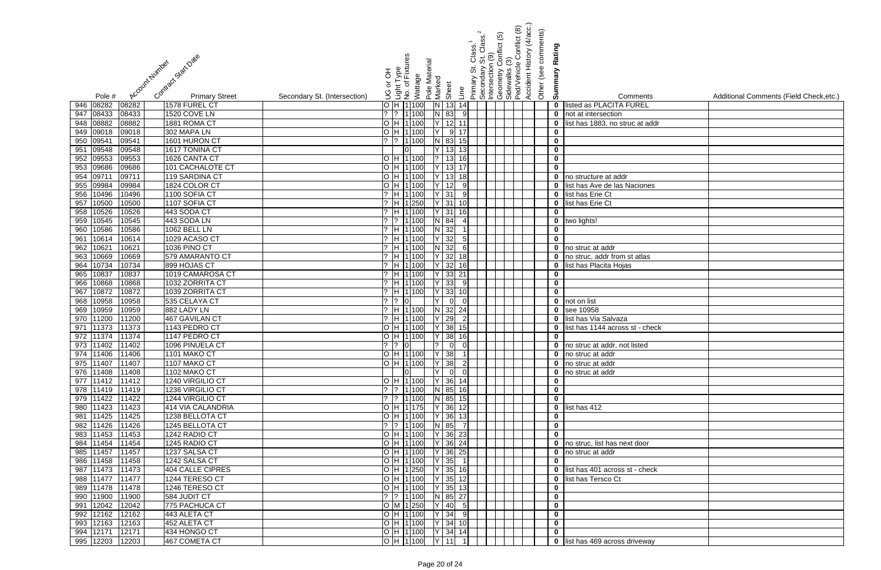| | Pole # | Account Number | Contract Start Date | Primary Street | Secondary St. (Intersection) | UG or OH | Light Type | No. of Fixtures | Wattage | Pole Material | Marked | Sheet | Line | Primary St. Class.[1] | Secondary St. Class.[2] | Intersection (9) | Geometry Conflict (5) | Sidewalks (3) | Ped/Vehicle Conflict (8) | Accident History (4/acc.) | Other (see comments) | Summary Rating | Comments | Additional Comments (Field Check,etc.) |
|---|---|---|---|---|---|---|---|---|---|---|---|---|---|---|---|---|---|---|---|---|---|---|---|---|
| 946 | 08282 | 08282 | | 1578 FUREL CT | | O | H | 1 | 100 | | N | 13 | 14 | | | | | | | | | 0 | listed as PLACITA FUREL | |
| 947 | 08433 | 08433 | | 1520 COVE LN | | ? | ? | 1 | 100 | | N | 83 | 9 | | | | | | | | | 0 | not at intersection | |
| 948 | 08882 | 08882 | | 1881 ROMA CT | | O | H | 1 | 100 | | Y | 12 | 11 | | | | | | | | | 0 | list has 1883, no struc at addr | |
| 949 | 09018 | 09018 | | 302 MAPA LN | | O | H | 1 | 100 | | Y | 9 | 17 | | | | | | | | | 0 | | |
| 950 | 09541 | 09541 | | 1601 HURON CT | | ? | ? | 1 | 100 | | N | 83 | 15 | | | | | | | | | 0 | | |
| 951 | 09548 | 09548 | | 1617 TONINA CT | | | | 0 | | | Y | 13 | 13 | | | | | | | | | 0 | | |
| 952 | 09553 | 09553 | | 1626 CANTA CT | | O | H | 1 | 100 | | ? | 13 | 16 | | | | | | | | | 0 | | |
| 953 | 09686 | 09686 | | 101 CACHALOTE CT | | O | H | 1 | 100 | | Y | 13 | 17 | | | | | | | | | 0 | | |
| 954 | 09711 | 09711 | | 119 SARDINA CT | | O | H | 1 | 100 | | Y | 13 | 18 | | | | | | | | | 0 | no structure at addr | |
| 955 | 09984 | 09984 | | 1824 COLOR CT | | O | H | 1 | 100 | | Y | 12 | 9 | | | | | | | | | 0 | list has Ave de las Naciones | |
| 956 | 10496 | 10496 | | 1100 SOFIA CT | | ? | H | 1 | 100 | | Y | 31 | 9 | | | | | | | | | 0 | list has Erie Ct | |
| 957 | 10500 | 10500 | | 1107 SOFIA CT | | ? | H | 1 | 250 | | Y | 31 | 10 | | | | | | | | | 0 | list has Erie Ct | |
| 958 | 10526 | 10526 | | 443 SODA CT | | ? | H | 1 | 100 | | Y | 31 | 16 | | | | | | | | | 0 | | |
| 959 | 10545 | 10545 | | 443 SODA LN | | ? | ? | 1 | 100 | | N | 84 | 4 | | | | | | | | | 0 | two lights! | |
| 960 | 10586 | 10586 | | 1062 BELL LN | | ? | H | 1 | 100 | | N | 32 | 1 | | | | | | | | | 0 | | |
| 961 | 10614 | 10614 | | 1029 ACASO CT | | ? | H | 1 | 100 | | Y | 32 | 5 | | | | | | | | | 0 | | |
| 962 | 10621 | 10621 | | 1036 PINO CT | | ? | H | 1 | 100 | | N | 32 | 6 | | | | | | | | | 0 | no struc at addr | |
| 963 | 10669 | 10669 | | 579 AMARANTO CT | | ? | H | 1 | 100 | | Y | 32 | 18 | | | | | | | | | 0 | no struc, addr from st atlas | |
| 964 | 10734 | 10734 | | 899 HOJAS CT | | ? | H | 1 | 100 | | Y | 32 | 16 | | | | | | | | | 0 | list has Placita Hojas | |
| 965 | 10837 | 10837 | | 1019 CAMAROSA CT | | ? | H | 1 | 100 | | Y | 33 | 21 | | | | | | | | | 0 | | |
| 966 | 10868 | 10868 | | 1032 ZORRITA CT | | ? | H | 1 | 100 | | Y | 33 | 9 | | | | | | | | | 0 | | |
| 967 | 10872 | 10872 | | 1039 ZORRITA CT | | ? | H | 1 | 100 | | Y | 33 | 10 | | | | | | | | | 0 | | |
| 968 | 10958 | 10958 | | 535 CELAYA CT | | ? | ? | 0 | | | Y | 0 | 0 | | | | | | | | | 0 | not on list | |
| 969 | 10959 | 10959 | | 882 LADY LN | | ? | H | 1 | 100 | | N | 32 | 24 | | | | | | | | | 0 | see 10958 | |
| 970 | 11200 | 11200 | | 467 GAVILAN CT | | ? | H | 1 | 100 | | Y | 29 | 2 | | | | | | | | | 0 | list has Via Salvaza | |
| 971 | 11373 | 11373 | | 1143 PEDRO CT | | O | H | 1 | 100 | | Y | 38 | 15 | | | | | | | | | 0 | list has 1144 across st - check | |
| 972 | 11374 | 11374 | | 1147 PEDRO CT | | O | H | 1 | 100 | | Y | 38 | 16 | | | | | | | | | 0 | | |
| 973 | 11402 | 11402 | | 1096 PINUELA CT | | ? | ? | 0 | | | ? | 0 | 0 | | | | | | | | | 0 | no struc at addr, not listed | |
| 974 | 11406 | 11406 | | 1101 MAKO CT | | O | H | 1 | 100 | | Y | 38 | 1 | | | | | | | | | 0 | no struc at addr | |
| 975 | 11407 | 11407 | | 1107 MAKO CT | | O | H | 1 | 100 | | Y | 38 | 2 | | | | | | | | | 0 | no struc at addr | |
| 976 | 11408 | 11408 | | 1102 MAKO CT | | | | 0 | | | Y | 0 | 0 | | | | | | | | | 0 | no struc at addr | |
| 977 | 11412 | 11412 | | 1240 VIRGILIO CT | | O | H | 1 | 100 | | Y | 36 | 14 | | | | | | | | | 0 | | |
| 978 | 11419 | 11419 | | 1236 VIRGILIO CT | | ? | ? | 1 | 100 | | N | 85 | 16 | | | | | | | | | 0 | | |
| 979 | 11422 | 11422 | | 1244 VIRGILIO CT | | ? | ? | 1 | 100 | | N | 85 | 15 | | | | | | | | | 0 | | |
| 980 | 11423 | 11423 | | 414 VIA CALANDRIA | | O | H | 1 | 175 | | Y | 36 | 12 | | | | | | | | | 0 | list has 412 | |
| 981 | 11425 | 11425 | | 1238 BELLOTA CT | | O | H | 1 | 100 | | Y | 36 | 13 | | | | | | | | | 0 | | |
| 982 | 11426 | 11426 | | 1245 BELLOTA CT | | ? | ? | 1 | 100 | | N | 85 | 7 | | | | | | | | | 0 | | |
| 983 | 11453 | 11453 | | 1242 RADIO CT | | O | H | 1 | 100 | | Y | 36 | 23 | | | | | | | | | 0 | | |
| 984 | 11454 | 11454 | | 1245 RADIO CT | | O | H | 1 | 100 | | Y | 36 | 24 | | | | | | | | | 0 | no struc, list has next door | |
| 985 | 11457 | 11457 | | 1237 SALSA CT | | O | H | 1 | 100 | | Y | 36 | 25 | | | | | | | | | 0 | no struc at addr | |
| 986 | 11458 | 11458 | | 1242 SALSA CT | | O | H | 1 | 100 | | Y | 35 | 1 | | | | | | | | | 0 | | |
| 987 | 11473 | 11473 | | 404 CALLE CIPRES | | O | H | 1 | 250 | | Y | 35 | 16 | | | | | | | | | 0 | list has 401 across st - check | |
| 988 | 11477 | 11477 | | 1244 TERESO CT | | O | H | 1 | 100 | | Y | 35 | 12 | | | | | | | | | 0 | list has Tersco Ct | |
| 989 | 11478 | 11478 | | 1246 TERESO CT | | O | H | 1 | 100 | | Y | 35 | 13 | | | | | | | | | 0 | | |
| 990 | 11900 | 11900 | | 584 JUDIT CT | | ? | ? | 1 | 100 | | N | 85 | 27 | | | | | | | | | 0 | | |
| 991 | 12042 | 12042 | | 775 PACHUCA CT | | O | M | 1 | 250 | | Y | 40 | 5 | | | | | | | | | 0 | | |
| 992 | 12162 | 12162 | | 443 ALETA CT | | O | H | 1 | 100 | | Y | 34 | 9 | | | | | | | | | 0 | | |
| 993 | 12163 | 12163 | | 452 ALETA CT | | O | H | 1 | 100 | | Y | 34 | 10 | | | | | | | | | 0 | | |
| 994 | 12171 | 12171 | | 434 HONGO CT | | O | H | 1 | 100 | | Y | 34 | 14 | | | | | | | | | 0 | | |
| 995 | 12203 | 12203 | | 467 COMETA CT | | O | H | 1 | 100 | | Y | 11 | 1 | | | | | | | | | 0 | list has 469 across driveway | |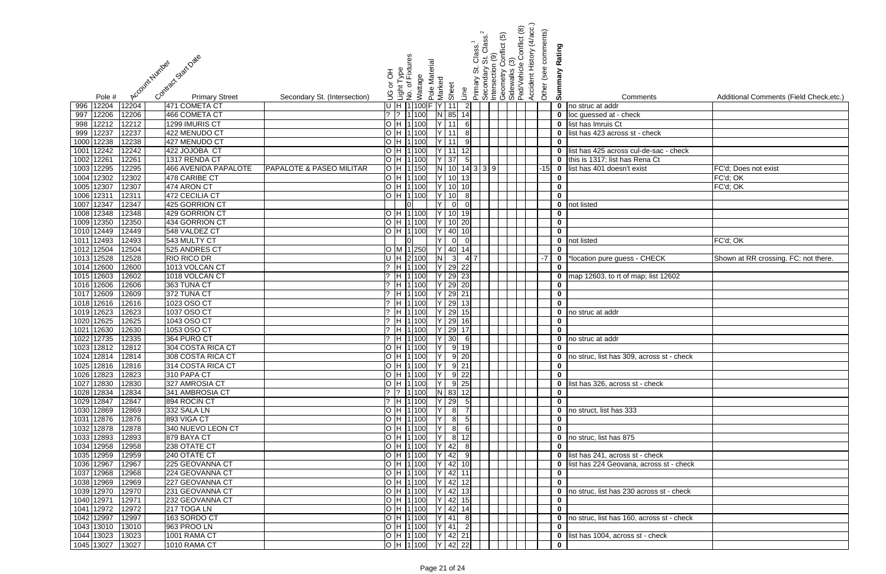| | Pole # | Account Number | Contract Start Date | Primary Street | Secondary St. (Intersection) | UG or OH | Light Type | No. of Fixtures | Wattage | Pole Material | Marked | Sheet | Line | Primary St. Class.[1] | Secondary St. Class.[2] | Intersection (9) | Geometry Conflict (5) | Sidewalks (3) | Ped/Vehicle Conflict (8) | Accident History (4/acc.) | Other (see comments) | Summary Rating | Comments | Additional Comments (Field Check,etc.) |
|---|---|---|---|---|---|---|---|---|---|---|---|---|---|---|---|---|---|---|---|---|---|---|---|---|
| 996 | 12204 | 12204 | | 471 COMETA CT | | U | H | 1 | 100 | F | Y | 11 | 2 | | | | | | | | | 0 | no struc at addr | |
| 997 | 12206 | 12206 | | 466 COMETA CT | | ? | ? | 1 | 100 | | N | 85 | 14 | | | | | | | | | 0 | loc guessed at - check | |
| 998 | 12212 | 12212 | | 1299 IMURIS CT | | O | H | 1 | 100 | | Y | 11 | 6 | | | | | | | | | 0 | list has Imruis Ct | |
| 999 | 12237 | 12237 | | 422 MENUDO CT | | O | H | 1 | 100 | | Y | 11 | 8 | | | | | | | | | 0 | list has 423 across st - check | |
| 1000 | 12238 | 12238 | | 427 MENUDO CT | | O | H | 1 | 100 | | Y | 11 | 9 | | | | | | | | | 0 | | |
| 1001 | 12242 | 12242 | | 422 JOJOBA CT | | O | H | 1 | 100 | | Y | 11 | 12 | | | | | | | | | 0 | list has 425 across cul-de-sac - check | |
| 1002 | 12261 | 12261 | | 1317 RENDA CT | | O | H | 1 | 100 | | Y | 37 | 5 | | | | | | | | | 0 | this is 1317; list has Rena Ct | |
| 1003 | 12295 | 12295 | | 466 AVENIDA PAPALOTE | PAPALOTE & PASEO MILITAR | O | H | 1 | 150 | | N | 10 | 14 | 3 | 3 | 9 | | | | | -15 | 0 | list has 401 doesn't exist | FC'd; Does not exist |
| 1004 | 12302 | 12302 | | 478 CARIBE CT | | O | H | 1 | 100 | | Y | 10 | 13 | | | | | | | | | 0 | | FC'd; OK |
| 1005 | 12307 | 12307 | | 474 ARON CT | | O | H | 1 | 100 | | Y | 10 | 10 | | | | | | | | | 0 | | FC'd; OK |
| 1006 | 12311 | 12311 | | 472 CECILIA CT | | O | H | 1 | 100 | | Y | 10 | 8 | | | | | | | | | 0 | | |
| 1007 | 12347 | 12347 | | 425 GORRION CT | | | | 0 | | | Y | 0 | 0 | | | | | | | | | 0 | not listed | |
| 1008 | 12348 | 12348 | | 429 GORRION CT | | O | H | 1 | 100 | | Y | 10 | 19 | | | | | | | | | 0 | | |
| 1009 | 12350 | 12350 | | 434 GORRION CT | | O | H | 1 | 100 | | Y | 10 | 20 | | | | | | | | | 0 | | |
| 1010 | 12449 | 12449 | | 548 VALDEZ CT | | O | H | 1 | 100 | | Y | 40 | 10 | | | | | | | | | 0 | | |
| 1011 | 12493 | 12493 | | 543 MULTY CT | | | | 0 | | | Y | 0 | 0 | | | | | | | | | 0 | not listed | FC'd; OK |
| 1012 | 12504 | 12504 | | 525 ANDRES CT | | O | M | 1 | 250 | | Y | 40 | 14 | | | | | | | | | 0 | | |
| 1013 | 12528 | 12528 | | RIO RICO DR | | U | H | 2 | 100 | | N | 3 | 4 | 7 | | | | | | | -7 | 0 | *location pure guess - CHECK | Shown at RR crossing. FC: not there. |
| 1014 | 12600 | 12600 | | 1013 VOLCAN CT | | ? | H | 1 | 100 | | Y | 29 | 22 | | | | | | | | | 0 | | |
| 1015 | 12603 | 12602 | | 1018 VOLCAN CT | | ? | H | 1 | 100 | | Y | 29 | 23 | | | | | | | | | 0 | map 12603, to rt of map; list 12602 | |
| 1016 | 12606 | 12606 | | 363 TUNA CT | | ? | H | 1 | 100 | | Y | 29 | 20 | | | | | | | | | 0 | | |
| 1017 | 12609 | 12609 | | 372 TUNA CT | | ? | H | 1 | 100 | | Y | 29 | 21 | | | | | | | | | 0 | | |
| 1018 | 12616 | 12616 | | 1023 OSO CT | | ? | H | 1 | 100 | | Y | 29 | 13 | | | | | | | | | 0 | | |
| 1019 | 12623 | 12623 | | 1037 OSO CT | | ? | H | 1 | 100 | | Y | 29 | 15 | | | | | | | | | 0 | no struc at addr | |
| 1020 | 12625 | 12625 | | 1043 OSO CT | | ? | H | 1 | 100 | | Y | 29 | 16 | | | | | | | | | 0 | | |
| 1021 | 12630 | 12630 | | 1053 OSO CT | | ? | H | 1 | 100 | | Y | 29 | 17 | | | | | | | | | 0 | | |
| 1022 | 12735 | 12335 | | 364 PURO CT | | ? | H | 1 | 100 | | Y | 30 | 6 | | | | | | | | | 0 | no struc at addr | |
| 1023 | 12812 | 12812 | | 304 COSTA RICA CT | | O | H | 1 | 100 | | Y | 9 | 19 | | | | | | | | | 0 | | |
| 1024 | 12814 | 12814 | | 308 COSTA RICA CT | | O | H | 1 | 100 | | Y | 9 | 20 | | | | | | | | | 0 | no struc, list has 309, across st - check | |
| 1025 | 12816 | 12816 | | 314 COSTA RICA CT | | O | H | 1 | 100 | | Y | 9 | 21 | | | | | | | | | 0 | | |
| 1026 | 12823 | 12823 | | 310 PAPA CT | | O | H | 1 | 100 | | Y | 9 | 22 | | | | | | | | | 0 | | |
| 1027 | 12830 | 12830 | | 327 AMROSIA CT | | O | H | 1 | 100 | | Y | 9 | 25 | | | | | | | | | 0 | list has 326, across st - check | |
| 1028 | 12834 | 12834 | | 341 AMBROSIA CT | | ? | ? | 1 | 100 | | N | 83 | 12 | | | | | | | | | 0 | | |
| 1029 | 12847 | 12847 | | 894 ROCIN CT | | ? | H | 1 | 100 | | Y | 29 | 5 | | | | | | | | | 0 | | |
| 1030 | 12869 | 12869 | | 332 SALA LN | | O | H | 1 | 100 | | Y | 8 | 7 | | | | | | | | | 0 | no struct, list has 333 | |
| 1031 | 12876 | 12876 | | 893 VIGA CT | | O | H | 1 | 100 | | Y | 8 | 5 | | | | | | | | | 0 | | |
| 1032 | 12878 | 12878 | | 340 NUEVO LEON CT | | O | H | 1 | 100 | | Y | 8 | 6 | | | | | | | | | 0 | | |
| 1033 | 12893 | 12893 | | 879 BAYA CT | | O | H | 1 | 100 | | Y | 8 | 12 | | | | | | | | | 0 | no struc, list has 875 | |
| 1034 | 12958 | 12958 | | 238 OTATE CT | | O | H | 1 | 100 | | Y | 42 | 8 | | | | | | | | | 0 | | |
| 1035 | 12959 | 12959 | | 240 OTATE CT | | O | H | 1 | 100 | | Y | 42 | 9 | | | | | | | | | 0 | list has 241, across st - check | |
| 1036 | 12967 | 12967 | | 225 GEOVANNA CT | | O | H | 1 | 100 | | Y | 42 | 10 | | | | | | | | | 0 | list has 224 Geovana, across st - check | |
| 1037 | 12968 | 12968 | | 224 GEOVANNA CT | | O | H | 1 | 100 | | Y | 42 | 11 | | | | | | | | | 0 | | |
| 1038 | 12969 | 12969 | | 227 GEOVANNA CT | | O | H | 1 | 100 | | Y | 42 | 12 | | | | | | | | | 0 | | |
| 1039 | 12970 | 12970 | | 231 GEOVANNA CT | | O | H | 1 | 100 | | Y | 42 | 13 | | | | | | | | | 0 | no struc, list has 230 across st - check | |
| 1040 | 12971 | 12971 | | 232 GEOVANNA CT | | O | H | 1 | 100 | | Y | 42 | 15 | | | | | | | | | 0 | | |
| 1041 | 12972 | 12972 | | 217 TOGA LN | | O | H | 1 | 100 | | Y | 42 | 14 | | | | | | | | | 0 | | |
| 1042 | 12997 | 12997 | | 163 SORDO CT | | O | H | 1 | 100 | | Y | 41 | 8 | | | | | | | | | 0 | no struc, list has 160, across st - check | |
| 1043 | 13010 | 13010 | | 963 PROO LN | | O | H | 1 | 100 | | Y | 41 | 2 | | | | | | | | | 0 | | |
| 1044 | 13023 | 13023 | | 1001 RAMA CT | | O | H | 1 | 100 | | Y | 42 | 21 | | | | | | | | | 0 | list has 1004, across st - check | |
| 1045 | 13027 | 13027 | | 1010 RAMA CT | | O | H | 1 | 100 | | Y | 42 | 22 | | | | | | | | | 0 | | |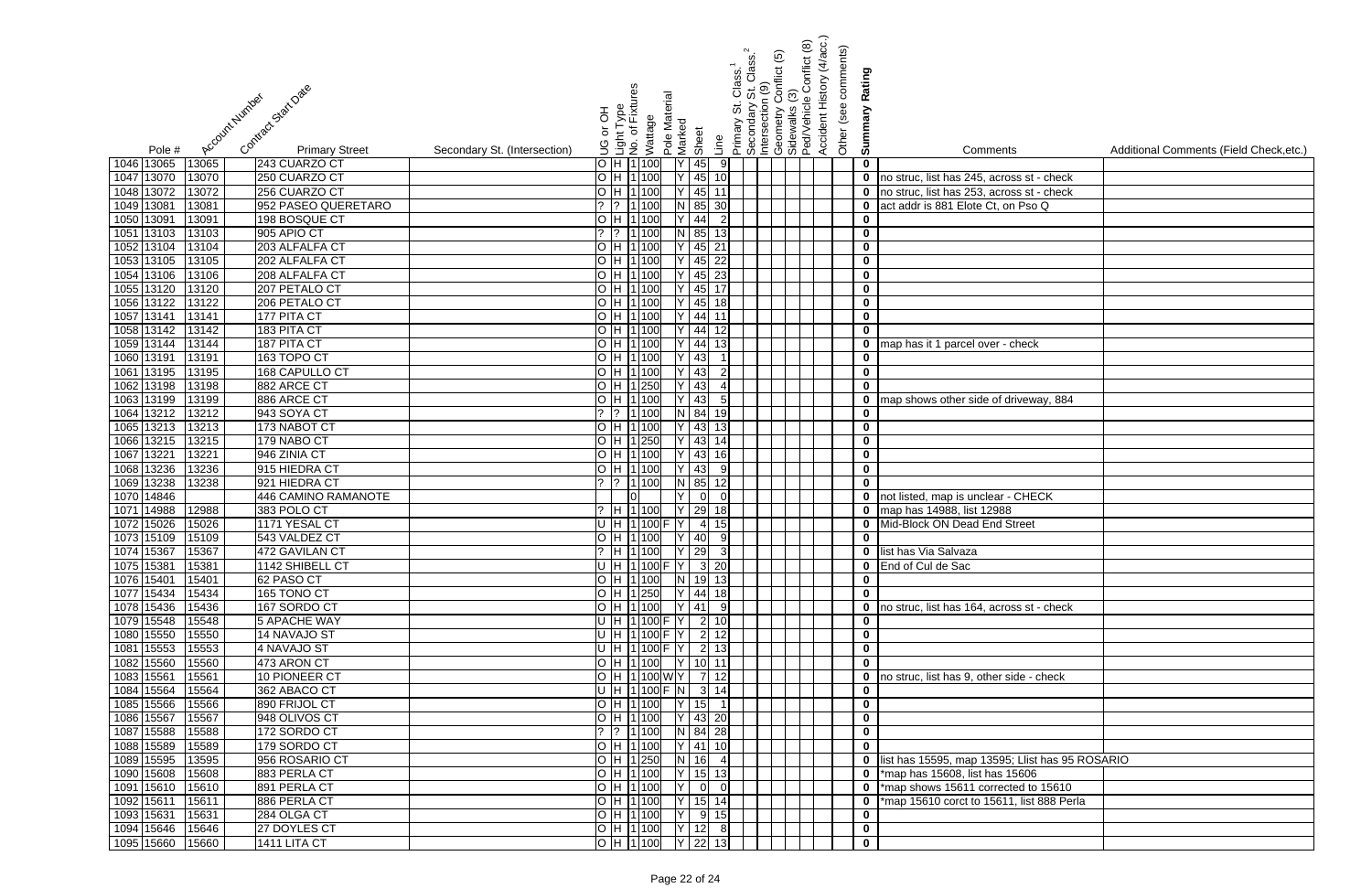| | Pole # | Account Number | Contract Start Date | Primary Street | Secondary St. (Intersection) | UG or OH | Light Type | No. of Fixtures | Wattage | Pole Material | Marked | Sheet | Line | Primary St. Class.[1] | Secondary St. Class.[2] | Intersection (9) | Geometry Conflict (5) | Sidewalks (3) | Ped/Vehicle Conflict (8) | Accident History (4/acc.) | Other (see comments) | Summary Rating | Comments | Additional Comments (Field Check,etc.) |
|---|---|---|---|---|---|---|---|---|---|---|---|---|---|---|---|---|---|---|---|---|---|---|---|---|
| 1046 | 13065 | 13065 | | 243 CUARZO CT | | O | H | 1 | 100 | | Y | 45 | 9 | | | | | | | | | 0 | | |
| 1047 | 13070 | 13070 | | 250 CUARZO CT | | O | H | 1 | 100 | | Y | 45 | 10 | | | | | | | | | 0 | no struc, list has 245, across st - check | |
| 1048 | 13072 | 13072 | | 256 CUARZO CT | | O | H | 1 | 100 | | Y | 45 | 11 | | | | | | | | | 0 | no struc, list has 253, across st - check | |
| 1049 | 13081 | 13081 | | 952 PASEO QUERETARO | | ? | ? | 1 | 100 | | N | 85 | 30 | | | | | | | | | 0 | act addr is 881 Elote Ct, on Pso Q | |
| 1050 | 13091 | 13091 | | 198 BOSQUE CT | | O | H | 1 | 100 | | Y | 44 | 2 | | | | | | | | | 0 | | |
| 1051 | 13103 | 13103 | | 905 APIO CT | | ? | ? | 1 | 100 | | N | 85 | 13 | | | | | | | | | 0 | | |
| 1052 | 13104 | 13104 | | 203 ALFALFA CT | | O | H | 1 | 100 | | Y | 45 | 21 | | | | | | | | | 0 | | |
| 1053 | 13105 | 13105 | | 202 ALFALFA CT | | O | H | 1 | 100 | | Y | 45 | 22 | | | | | | | | | 0 | | |
| 1054 | 13106 | 13106 | | 208 ALFALFA CT | | O | H | 1 | 100 | | Y | 45 | 23 | | | | | | | | | 0 | | |
| 1055 | 13120 | 13120 | | 207 PETALO CT | | O | H | 1 | 100 | | Y | 45 | 17 | | | | | | | | | 0 | | |
| 1056 | 13122 | 13122 | | 206 PETALO CT | | O | H | 1 | 100 | | Y | 45 | 18 | | | | | | | | | 0 | | |
| 1057 | 13141 | 13141 | | 177 PITA CT | | O | H | 1 | 100 | | Y | 44 | 11 | | | | | | | | | 0 | | |
| 1058 | 13142 | 13142 | | 183 PITA CT | | O | H | 1 | 100 | | Y | 44 | 12 | | | | | | | | | 0 | | |
| 1059 | 13144 | 13144 | | 187 PITA CT | | O | H | 1 | 100 | | Y | 44 | 13 | | | | | | | | | 0 | map has it 1 parcel over - check | |
| 1060 | 13191 | 13191 | | 163 TOPO CT | | O | H | 1 | 100 | | Y | 43 | 1 | | | | | | | | | 0 | | |
| 1061 | 13195 | 13195 | | 168 CAPULLO CT | | O | H | 1 | 100 | | Y | 43 | 2 | | | | | | | | | 0 | | |
| 1062 | 13198 | 13198 | | 882 ARCE CT | | O | H | 1 | 250 | | Y | 43 | 4 | | | | | | | | | 0 | | |
| 1063 | 13199 | 13199 | | 886 ARCE CT | | O | H | 1 | 100 | | Y | 43 | 5 | | | | | | | | | 0 | map shows other side of driveway, 884 | |
| 1064 | 13212 | 13212 | | 943 SOYA CT | | ? | ? | 1 | 100 | | N | 84 | 19 | | | | | | | | | 0 | | |
| 1065 | 13213 | 13213 | | 173 NABOT CT | | O | H | 1 | 100 | | Y | 43 | 13 | | | | | | | | | 0 | | |
| 1066 | 13215 | 13215 | | 179 NABO CT | | O | H | 1 | 250 | | Y | 43 | 14 | | | | | | | | | 0 | | |
| 1067 | 13221 | 13221 | | 946 ZINIA CT | | O | H | 1 | 100 | | Y | 43 | 16 | | | | | | | | | 0 | | |
| 1068 | 13236 | 13236 | | 915 HIEDRA CT | | O | H | 1 | 100 | | Y | 43 | 9 | | | | | | | | | 0 | | |
| 1069 | 13238 | 13238 | | 921 HIEDRA CT | | ? | ? | 1 | 100 | | N | 85 | 12 | | | | | | | | | 0 | | |
| 1070 | 14846 | | | 446 CAMINO RAMANOTE | | | | 0 | | | Y | 0 | 0 | | | | | | | | | 0 | not listed, map is unclear - CHECK | |
| 1071 | 14988 | 12988 | | 383 POLO CT | | ? | H | 1 | 100 | | Y | 29 | 18 | | | | | | | | | 0 | map has 14988, list 12988 | |
| 1072 | 15026 | 15026 | | 1171 YESAL CT | | U | H | 1 | 100 | F | Y | 4 | 15 | | | | | | | | | 0 | Mid-Block ON Dead End Street | |
| 1073 | 15109 | 15109 | | 543 VALDEZ CT | | O | H | 1 | 100 | | Y | 40 | 9 | | | | | | | | | 0 | | |
| 1074 | 15367 | 15367 | | 472 GAVILAN CT | | ? | H | 1 | 100 | | Y | 29 | 3 | | | | | | | | | 0 | list has Via Salvaza | |
| 1075 | 15381 | 15381 | | 1142 SHIBELL CT | | U | H | 1 | 100 | F | Y | 3 | 20 | | | | | | | | | 0 | End of Cul de Sac | |
| 1076 | 15401 | 15401 | | 62 PASO CT | | O | H | 1 | 100 | | N | 19 | 13 | | | | | | | | | 0 | | |
| 1077 | 15434 | 15434 | | 165 TONO CT | | O | H | 1 | 250 | | Y | 44 | 18 | | | | | | | | | 0 | | |
| 1078 | 15436 | 15436 | | 167 SORDO CT | | O | H | 1 | 100 | | Y | 41 | 9 | | | | | | | | | 0 | no struc, list has 164, across st - check | |
| 1079 | 15548 | 15548 | | 5 APACHE WAY | | U | H | 1 | 100 | F | Y | 2 | 10 | | | | | | | | | 0 | | |
| 1080 | 15550 | 15550 | | 14 NAVAJO ST | | U | H | 1 | 100 | F | Y | 2 | 12 | | | | | | | | | 0 | | |
| 1081 | 15553 | 15553 | | 4 NAVAJO ST | | U | H | 1 | 100 | F | Y | 2 | 13 | | | | | | | | | 0 | | |
| 1082 | 15560 | 15560 | | 473 ARON CT | | O | H | 1 | 100 | | Y | 10 | 11 | | | | | | | | | 0 | | |
| 1083 | 15561 | 15561 | | 10 PIONEER CT | | O | H | 1 | 100 | W | Y | 7 | 12 | | | | | | | | | 0 | no struc, list has 9, other side - check | |
| 1084 | 15564 | 15564 | | 362 ABACO CT | | U | H | 1 | 100 | F | N | 3 | 14 | | | | | | | | | 0 | | |
| 1085 | 15566 | 15566 | | 890 FRIJOL CT | | O | H | 1 | 100 | | Y | 15 | 1 | | | | | | | | | 0 | | |
| 1086 | 15567 | 15567 | | 948 OLIVOS CT | | O | H | 1 | 100 | | Y | 43 | 20 | | | | | | | | | 0 | | |
| 1087 | 15588 | 15588 | | 172 SORDO CT | | ? | ? | 1 | 100 | | N | 84 | 28 | | | | | | | | | 0 | | |
| 1088 | 15589 | 15589 | | 179 SORDO CT | | O | H | 1 | 100 | | Y | 41 | 10 | | | | | | | | | 0 | | |
| 1089 | 15595 | 13595 | | 956 ROSARIO CT | | O | H | 1 | 250 | | N | 16 | 4 | | | | | | | | | 0 | list has 15595, map 13595; Llist has 95 ROSARIO | |
| 1090 | 15608 | 15608 | | 883 PERLA CT | | O | H | 1 | 100 | | Y | 15 | 13 | | | | | | | | | 0 | *map has 15608, list has 15606 | |
| 1091 | 15610 | 15610 | | 891 PERLA CT | | O | H | 1 | 100 | | Y | 0 | 0 | | | | | | | | | 0 | *map shows 15611 corrected to 15610 | |
| 1092 | 15611 | 15611 | | 886 PERLA CT | | O | H | 1 | 100 | | Y | 15 | 14 | | | | | | | | | 0 | *map 15610 corct to 15611, list 888 Perla | |
| 1093 | 15631 | 15631 | | 284 OLGA CT | | O | H | 1 | 100 | | Y | 9 | 15 | | | | | | | | | 0 | | |
| 1094 | 15646 | 15646 | | 27 DOYLES CT | | O | H | 1 | 100 | | Y | 12 | 8 | | | | | | | | | 0 | | |
| 1095 | 15660 | 15660 | | 1411 LITA CT | | O | H | 1 | 100 | | Y | 22 | 13 | | | | | | | | | 0 | | |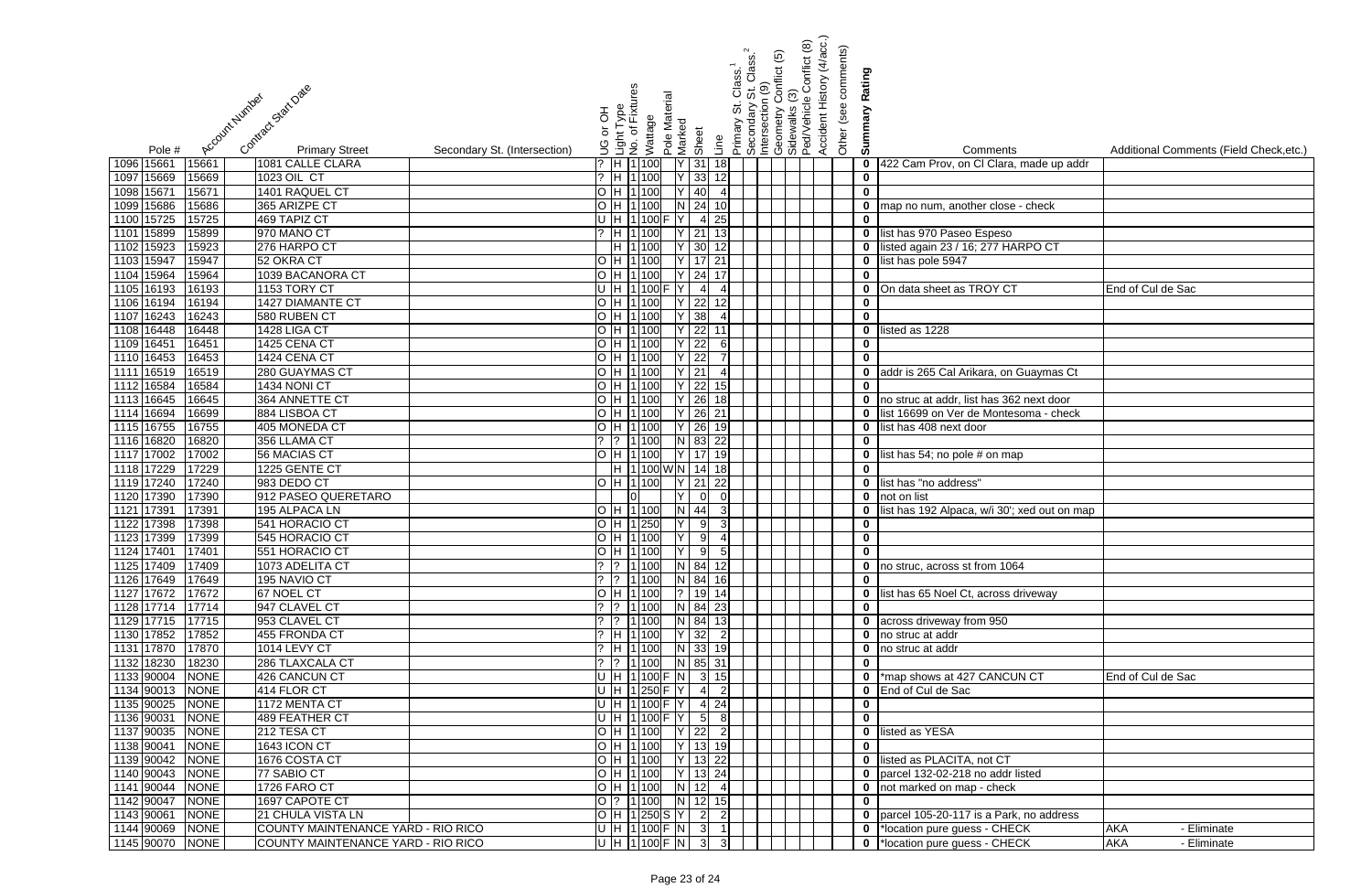| | Pole # | Account Number | Contract Start Date | Primary Street | Secondary St. (Intersection) | UG or OH | Light Type | No. of Fixtures | Wattage | Pole Material | Marked | Sheet | Line | Primary St. Class.[1] | Secondary St. Class.[2] | Intersection (9) | Geometry Conflict (5) | Sidewalks (3) | Ped/Vehicle Conflict (8) | Accident History (4/acc.) | Other (see comments) | Summary Rating | Comments | Additional Comments (Field Check,etc.) |
|---|---|---|---|---|---|---|---|---|---|---|---|---|---|---|---|---|---|---|---|---|---|---|---|---|
| 1096 | 15661 | 15661 | | 1081 CALLE CLARA | | ? | H | 1 | 100 | | Y | 31 | 18 | | | | | | | | | 0 | 422 Cam Prov, on Cl Clara, made up addr | |
| 1097 | 15669 | 15669 | | 1023 OIL CT | | ? | H | 1 | 100 | | Y | 33 | 12 | | | | | | | | | 0 | | |
| 1098 | 15671 | 15671 | | 1401 RAQUEL CT | | O | H | 1 | 100 | | Y | 40 | 4 | | | | | | | | | 0 | | |
| 1099 | 15686 | 15686 | | 365 ARIZPE CT | | O | H | 1 | 100 | | N | 24 | 10 | | | | | | | | | 0 | map no num, another close - check | |
| 1100 | 15725 | 15725 | | 469 TAPIZ CT | | U | H | 1 | 100 | F | Y | 4 | 25 | | | | | | | | | 0 | | |
| 1101 | 15899 | 15899 | | 970 MANO CT | | ? | H | 1 | 100 | | Y | 21 | 13 | | | | | | | | | 0 | list has 970 Paseo Espeso | |
| 1102 | 15923 | 15923 | | 276 HARPO CT | | | H | 1 | 100 | | Y | 30 | 12 | | | | | | | | | 0 | listed again 23 / 16; 277 HARPO CT | |
| 1103 | 15947 | 15947 | | 52 OKRA CT | | O | H | 1 | 100 | | Y | 17 | 21 | | | | | | | | | 0 | list has pole 5947 | |
| 1104 | 15964 | 15964 | | 1039 BACANORA CT | | O | H | 1 | 100 | | Y | 24 | 17 | | | | | | | | | 0 | | |
| 1105 | 16193 | 16193 | | 1153 TORY CT | | U | H | 1 | 100 | F | Y | 4 | 4 | | | | | | | | | 0 | On data sheet as TROY CT | End of Cul de Sac |
| 1106 | 16194 | 16194 | | 1427 DIAMANTE CT | | O | H | 1 | 100 | | Y | 22 | 12 | | | | | | | | | 0 | | |
| 1107 | 16243 | 16243 | | 580 RUBEN CT | | O | H | 1 | 100 | | Y | 38 | 4 | | | | | | | | | 0 | | |
| 1108 | 16448 | 16448 | | 1428 LIGA CT | | O | H | 1 | 100 | | Y | 22 | 11 | | | | | | | | | 0 | listed as 1228 | |
| 1109 | 16451 | 16451 | | 1425 CENA CT | | O | H | 1 | 100 | | Y | 22 | 6 | | | | | | | | | 0 | | |
| 1110 | 16453 | 16453 | | 1424 CENA CT | | O | H | 1 | 100 | | Y | 22 | 7 | | | | | | | | | 0 | | |
| 1111 | 16519 | 16519 | | 280 GUAYMAS CT | | O | H | 1 | 100 | | Y | 21 | 4 | | | | | | | | | 0 | addr is 265 Cal Arikara, on Guaymas Ct | |
| 1112 | 16584 | 16584 | | 1434 NONI CT | | O | H | 1 | 100 | | Y | 22 | 15 | | | | | | | | | 0 | | |
| 1113 | 16645 | 16645 | | 364 ANNETTE CT | | O | H | 1 | 100 | | Y | 26 | 18 | | | | | | | | | 0 | no struc at addr, list has 362 next door | |
| 1114 | 16694 | 16699 | | 884 LISBOA CT | | O | H | 1 | 100 | | Y | 26 | 21 | | | | | | | | | 0 | list 16699 on Ver de Montesoma - check | |
| 1115 | 16755 | 16755 | | 405 MONEDA CT | | O | H | 1 | 100 | | Y | 26 | 19 | | | | | | | | | 0 | list has 408 next door | |
| 1116 | 16820 | 16820 | | 356 LLAMA CT | | ? | ? | 1 | 100 | | N | 83 | 22 | | | | | | | | | 0 | | |
| 1117 | 17002 | 17002 | | 56 MACIAS CT | | O | H | 1 | 100 | | Y | 17 | 19 | | | | | | | | | 0 | list has 54; no pole # on map | |
| 1118 | 17229 | 17229 | | 1225 GENTE CT | | | H | 1 | 100 | W | N | 14 | 18 | | | | | | | | | 0 | | |
| 1119 | 17240 | 17240 | | 983 DEDO CT | | O | H | 1 | 100 | | Y | 21 | 22 | | | | | | | | | 0 | list has "no address" | |
| 1120 | 17390 | 17390 | | 912 PASEO QUERETARO | | | | 0 | | | Y | 0 | 0 | | | | | | | | | 0 | not on list | |
| 1121 | 17391 | 17391 | | 195 ALPACA LN | | O | H | 1 | 100 | | N | 44 | 3 | | | | | | | | | 0 | list has 192 Alpaca, w/i 30'; xed out on map | |
| 1122 | 17398 | 17398 | | 541 HORACIO CT | | O | H | 1 | 250 | | Y | 9 | 3 | | | | | | | | | 0 | | |
| 1123 | 17399 | 17399 | | 545 HORACIO CT | | O | H | 1 | 100 | | Y | 9 | 4 | | | | | | | | | 0 | | |
| 1124 | 17401 | 17401 | | 551 HORACIO CT | | O | H | 1 | 100 | | Y | 9 | 5 | | | | | | | | | 0 | | |
| 1125 | 17409 | 17409 | | 1073 ADELITA CT | | ? | ? | 1 | 100 | | N | 84 | 12 | | | | | | | | | 0 | no struc, across st from 1064 | |
| 1126 | 17649 | 17649 | | 195 NAVIO CT | | ? | ? | 1 | 100 | | N | 84 | 16 | | | | | | | | | 0 | | |
| 1127 | 17672 | 17672 | | 67 NOEL CT | | O | H | 1 | 100 | | ? | 19 | 14 | | | | | | | | | 0 | list has 65 Noel Ct, across driveway | |
| 1128 | 17714 | 17714 | | 947 CLAVEL CT | | ? | ? | 1 | 100 | | N | 84 | 23 | | | | | | | | | 0 | | |
| 1129 | 17715 | 17715 | | 953 CLAVEL CT | | ? | ? | 1 | 100 | | N | 84 | 13 | | | | | | | | | 0 | across driveway from 950 | |
| 1130 | 17852 | 17852 | | 455 FRONDA CT | | ? | H | 1 | 100 | | Y | 32 | 2 | | | | | | | | | 0 | no struc at addr | |
| 1131 | 17870 | 17870 | | 1014 LEVY CT | | ? | H | 1 | 100 | | N | 33 | 19 | | | | | | | | | 0 | no struc at addr | |
| 1132 | 18230 | 18230 | | 286 TLAXCALA CT | | ? | ? | 1 | 100 | | N | 85 | 31 | | | | | | | | | 0 | | |
| 1133 | 90004 | NONE | | 426 CANCUN CT | | U | H | 1 | 100 | F | N | 3 | 15 | | | | | | | | | 0 | *map shows at 427 CANCUN CT | End of Cul de Sac |
| 1134 | 90013 | NONE | | 414 FLOR CT | | U | H | 1 | 250 | F | Y | 4 | 2 | | | | | | | | | 0 | End of Cul de Sac | |
| 1135 | 90025 | NONE | | 1172 MENTA CT | | U | H | 1 | 100 | F | Y | 4 | 24 | | | | | | | | | 0 | | |
| 1136 | 90031 | NONE | | 489 FEATHER CT | | U | H | 1 | 100 | F | Y | 5 | 8 | | | | | | | | | 0 | | |
| 1137 | 90035 | NONE | | 212 TESA CT | | O | H | 1 | 100 | | Y | 22 | 2 | | | | | | | | | 0 | listed as YESA | |
| 1138 | 90041 | NONE | | 1643 ICON CT | | O | H | 1 | 100 | | Y | 13 | 19 | | | | | | | | | 0 | | |
| 1139 | 90042 | NONE | | 1676 COSTA CT | | O | H | 1 | 100 | | Y | 13 | 22 | | | | | | | | | 0 | listed as PLACITA, not CT | |
| 1140 | 90043 | NONE | | 77 SABIO CT | | O | H | 1 | 100 | | Y | 13 | 24 | | | | | | | | | 0 | parcel 132-02-218 no addr listed | |
| 1141 | 90044 | NONE | | 1726 FARO CT | | O | H | 1 | 100 | | N | 12 | 4 | | | | | | | | | 0 | not marked on map - check | |
| 1142 | 90047 | NONE | | 1697 CAPOTE CT | | O | ? | 1 | 100 | | N | 12 | 15 | | | | | | | | | 0 | | |
| 1143 | 90061 | NONE | | 21 CHULA VISTA LN | | O | H | 1 | 250 | S | Y | 2 | 2 | | | | | | | | | 0 | parcel 105-20-117 is a Park, no address | |
| 1144 | 90069 | NONE | | COUNTY MAINTENANCE YARD - RIO RICO | | U | H | 1 | 100 | F | N | 3 | 1 | | | | | | | | | 0 | *location pure guess - CHECK | AKA - Eliminate |
| 1145 | 90070 | NONE | | COUNTY MAINTENANCE YARD - RIO RICO | | U | H | 1 | 100 | F | N | 3 | 3 | | | | | | | | | 0 | *location pure guess - CHECK | AKA - Eliminate |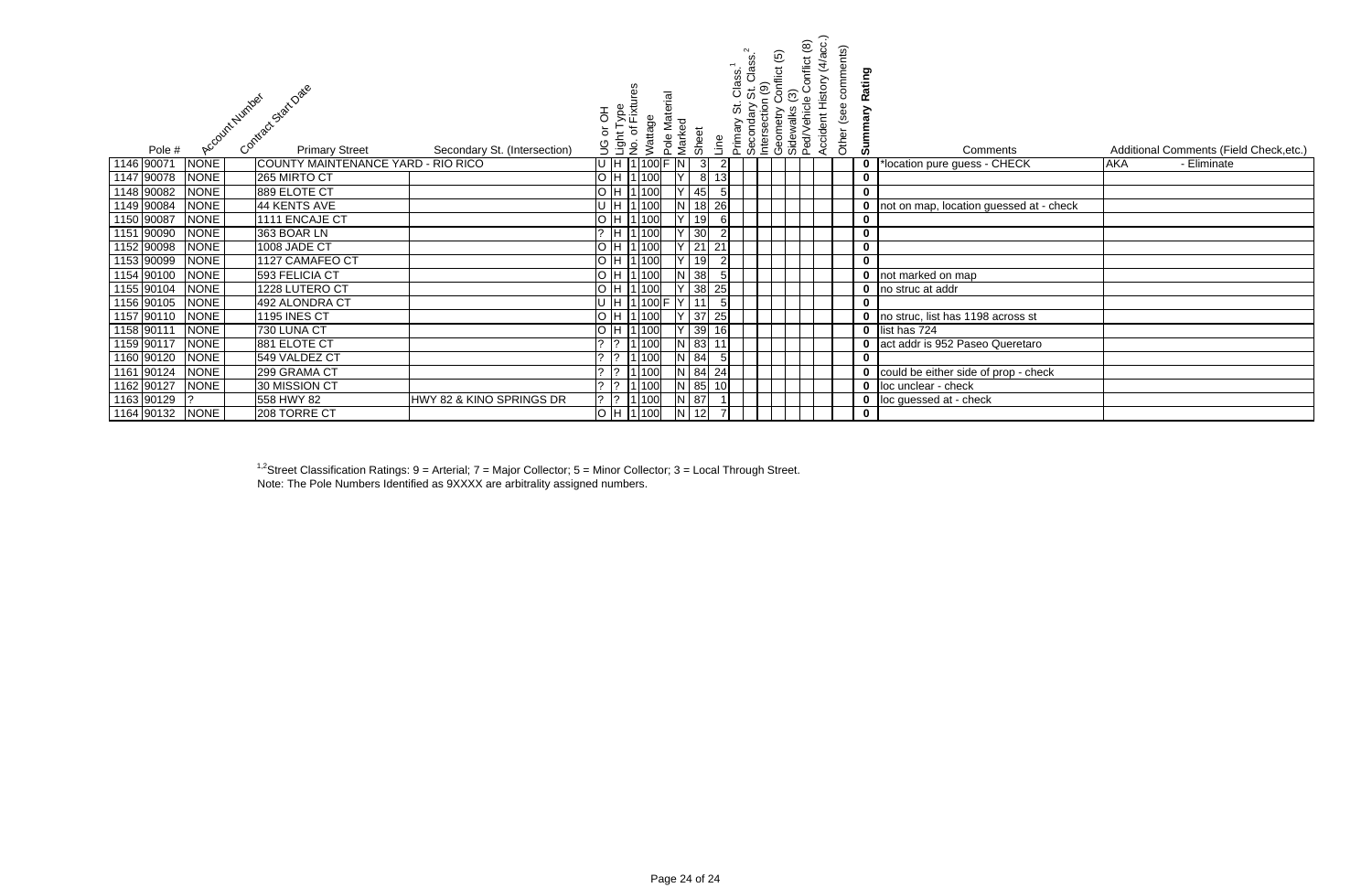| | Pole # | Account Number | Contract Start Date | Primary Street | Secondary St. (Intersection) | UG or OH | Light Type | No. of Fixtures | Wattage | Pole Material | Marked | Sheet | Line | Primary St. Class.[1] | Secondary St. Class.[2] | Intersection (9) | Geometry Conflict (5) | Sidewalks (3) | Ped/Vehicle Conflict (8) | Accident History (4/acc.) | Other (see comments) | Summary Rating | Comments | Additional Comments (Field Check,etc.) |
|---|---|---|---|---|---|---|---|---|---|---|---|---|---|---|---|---|---|---|---|---|---|---|---|---|
| 1146 | 90071 | NONE | | COUNTY MAINTENANCE YARD - RIO RICO | | U | H | 1 | 100 | F | N | 3 | 2 | | | | | | | | | 0 | *location pure guess - CHECK | AKA - Eliminate |
| 1147 | 90078 | NONE | | 265 MIRTO CT | | O | H | 1 | 100 | | Y | 8 | 13 | | | | | | | | | 0 | | |
| 1148 | 90082 | NONE | | 889 ELOTE CT | | O | H | 1 | 100 | | Y | 45 | 5 | | | | | | | | | 0 | | |
| 1149 | 90084 | NONE | | 44 KENTS AVE | | U | H | 1 | 100 | | N | 18 | 26 | | | | | | | | | 0 | not on map, location guessed at - check | |
| 1150 | 90087 | NONE | | 1111 ENCAJE CT | | O | H | 1 | 100 | | Y | 19 | 6 | | | | | | | | | 0 | | |
| 1151 | 90090 | NONE | | 363 BOAR LN | | ? | H | 1 | 100 | | Y | 30 | 2 | | | | | | | | | 0 | | |
| 1152 | 90098 | NONE | | 1008 JADE CT | | O | H | 1 | 100 | | Y | 21 | 21 | | | | | | | | | 0 | | |
| 1153 | 90099 | NONE | | 1127 CAMAFEO CT | | O | H | 1 | 100 | | Y | 19 | 2 | | | | | | | | | 0 | | |
| 1154 | 90100 | NONE | | 593 FELICIA CT | | O | H | 1 | 100 | | N | 38 | 5 | | | | | | | | | 0 | not marked on map | |
| 1155 | 90104 | NONE | | 1228 LUTERO CT | | O | H | 1 | 100 | | Y | 38 | 25 | | | | | | | | | 0 | no struc at addr | |
| 1156 | 90105 | NONE | | 492 ALONDRA CT | | U | H | 1 | 100 | F | Y | 11 | 5 | | | | | | | | | 0 | | |
| 1157 | 90110 | NONE | | 1195 INES CT | | O | H | 1 | 100 | | Y | 37 | 25 | | | | | | | | | 0 | no struc, list has 1198 across st | |
| 1158 | 90111 | NONE | | 730 LUNA CT | | O | H | 1 | 100 | | Y | 39 | 16 | | | | | | | | | 0 | list has 724 | |
| 1159 | 90117 | NONE | | 881 ELOTE CT | | ? | ? | 1 | 100 | | N | 83 | 11 | | | | | | | | | 0 | act addr is 952 Paseo Queretaro | |
| 1160 | 90120 | NONE | | 549 VALDEZ CT | | ? | ? | 1 | 100 | | N | 84 | 5 | | | | | | | | | 0 | | |
| 1161 | 90124 | NONE | | 299 GRAMA CT | | ? | ? | 1 | 100 | | N | 84 | 24 | | | | | | | | | 0 | could be either side of prop - check | |
| 1162 | 90127 | NONE | | 30 MISSION CT | | ? | ? | 1 | 100 | | N | 85 | 10 | | | | | | | | | 0 | loc unclear - check | |
| 1163 | 90129 | ? | | 558 HWY 82 | HWY 82 & KINO SPRINGS DR | ? | ? | 1 | 100 | | N | 87 | 1 | | | | | | | | | 0 | loc guessed at - check | |
| 1164 | 90132 | NONE | | 208 TORRE CT | | O | H | 1 | 100 | | N | 12 | 7 | | | | | | | | | 0 | | |

[1,2]Street Classification Ratings: 9 = Arterial; 7 = Major Collector; 5 = Minor Collector; 3 = Local Through Street.
Note: The Pole Numbers Identified as 9XXXX are arbitrality assigned numbers.